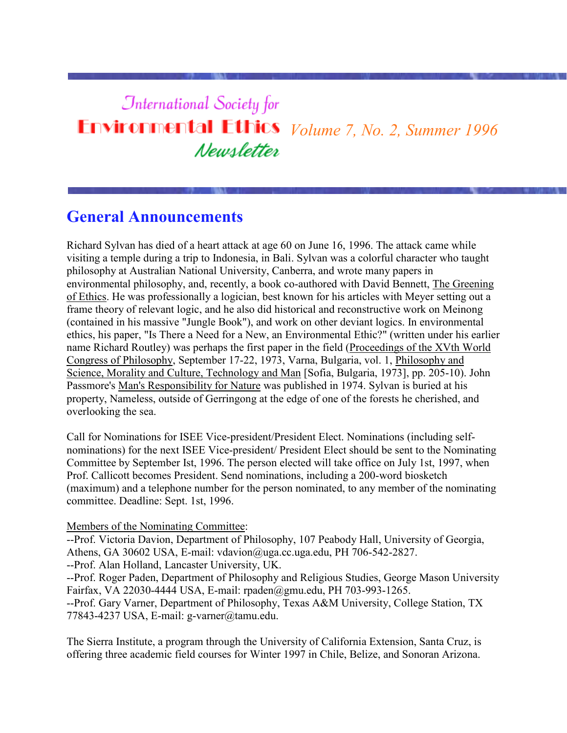# International Society for Environmental Ethics Newsletter

*Volume 7, No. 2, Summer 1996*

## General Announcements

Richard Sylvan has died of a heart attack at age 60 on June 16, 1996. The attack came while visiting a temple during a trip to Indonesia, in Bali. Sylvan was a colorful character who taught philosophy at Australian National University, Canberra, and wrote many papers in environmental philosophy, and, recently, a book co-authored with David Bennett, The Greening of Ethics. He was professionally a logician, best known for his articles with Meyer setting out a frame theory of relevant logic, and he also did historical and reconstructive work on Meinong (contained in his massive "Jungle Book"), and work on other deviant logics. In environmental ethics, his paper, "Is There a Need for a New, an Environmental Ethic?" (written under his earlier name Richard Routley) was perhaps the first paper in the field (Proceedings of the XVth World Congress of Philosophy, September 17-22, 1973, Varna, Bulgaria, vol. 1, Philosophy and Science, Morality and Culture, Technology and Man [Sofia, Bulgaria, 1973], pp. 205-10). John Passmore's Man's Responsibility for Nature was published in 1974. Sylvan is buried at his property, Nameless, outside of Gerringong at the edge of one of the forests he cherished, and overlooking the sea.

Call for Nominations for ISEE Vice-president/President Elect. Nominations (including self-nominations) for the next ISEE Vice-president/ President Elect should be sent to the Nominating Committee by September Ist, 1996. The person elected will take office on July 1st, 1997, when Prof. Callicott becomes President. Send nominations, including a 200-word biosketch (maximum) and a telephone number for the person nominated, to any member of the nominating committee. Deadline: Sept. 1st, 1996.

Members of the Nominating Committee:
--Prof. Victoria Davion, Department of Philosophy, 107 Peabody Hall, University of Georgia, Athens, GA 30602 USA, E-mail: vdavion@uga.cc.uga.edu, PH 706-542-2827.
--Prof. Alan Holland, Lancaster University, UK.
--Prof. Roger Paden, Department of Philosophy and Religious Studies, George Mason University Fairfax, VA 22030-4444 USA, E-mail: rpaden@gmu.edu, PH 703-993-1265.
--Prof. Gary Varner, Department of Philosophy, Texas A&M University, College Station, TX 77843-4237 USA, E-mail: g-varner@tamu.edu.

The Sierra Institute, a program through the University of California Extension, Santa Cruz, is offering three academic field courses for Winter 1997 in Chile, Belize, and Sonoran Arizona.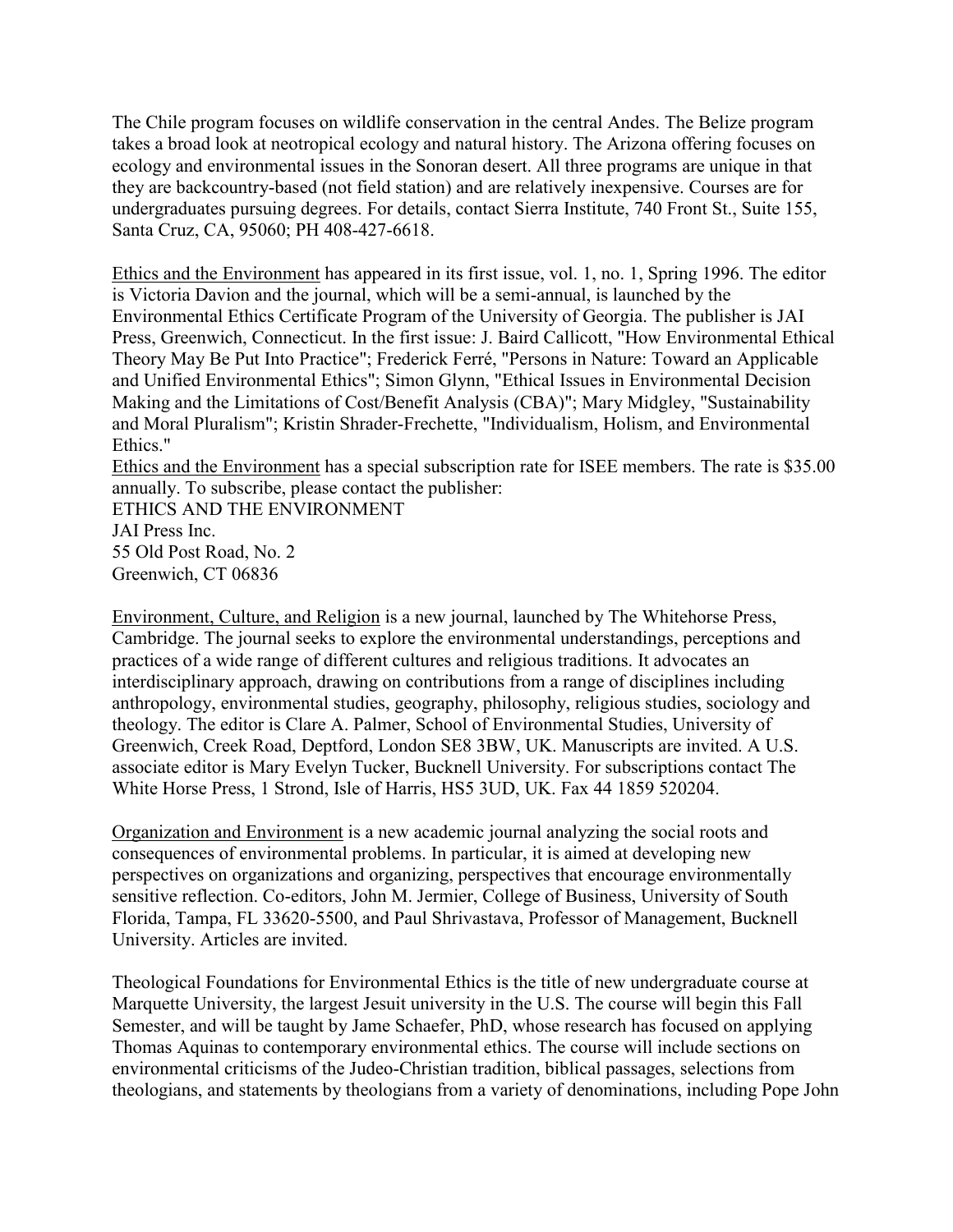The Chile program focuses on wildlife conservation in the central Andes. The Belize program takes a broad look at neotropical ecology and natural history. The Arizona offering focuses on ecology and environmental issues in the Sonoran desert. All three programs are unique in that they are backcountry-based (not field station) and are relatively inexpensive. Courses are for undergraduates pursuing degrees. For details, contact Sierra Institute, 740 Front St., Suite 155, Santa Cruz, CA, 95060; PH 408-427-6618.

Ethics and the Environment has appeared in its first issue, vol. 1, no. 1, Spring 1996. The editor is Victoria Davion and the journal, which will be a semi-annual, is launched by the Environmental Ethics Certificate Program of the University of Georgia. The publisher is JAI Press, Greenwich, Connecticut. In the first issue: J. Baird Callicott, "How Environmental Ethical Theory May Be Put Into Practice"; Frederick Ferré, "Persons in Nature: Toward an Applicable and Unified Environmental Ethics"; Simon Glynn, "Ethical Issues in Environmental Decision Making and the Limitations of Cost/Benefit Analysis (CBA)"; Mary Midgley, "Sustainability and Moral Pluralism"; Kristin Shrader-Frechette, "Individualism, Holism, and Environmental Ethics."

Ethics and the Environment has a special subscription rate for ISEE members. The rate is $35.00 annually. To subscribe, please contact the publisher:

ETHICS AND THE ENVIRONMENT
JAI Press Inc.
55 Old Post Road, No. 2
Greenwich, CT 06836

Environment, Culture, and Religion is a new journal, launched by The Whitehorse Press, Cambridge. The journal seeks to explore the environmental understandings, perceptions and practices of a wide range of different cultures and religious traditions. It advocates an interdisciplinary approach, drawing on contributions from a range of disciplines including anthropology, environmental studies, geography, philosophy, religious studies, sociology and theology. The editor is Clare A. Palmer, School of Environmental Studies, University of Greenwich, Creek Road, Deptford, London SE8 3BW, UK. Manuscripts are invited. A U.S. associate editor is Mary Evelyn Tucker, Bucknell University. For subscriptions contact The White Horse Press, 1 Strond, Isle of Harris, HS5 3UD, UK. Fax 44 1859 520204.

Organization and Environment is a new academic journal analyzing the social roots and consequences of environmental problems. In particular, it is aimed at developing new perspectives on organizations and organizing, perspectives that encourage environmentally sensitive reflection. Co-editors, John M. Jermier, College of Business, University of South Florida, Tampa, FL 33620-5500, and Paul Shrivastava, Professor of Management, Bucknell University. Articles are invited.

Theological Foundations for Environmental Ethics is the title of new undergraduate course at Marquette University, the largest Jesuit university in the U.S. The course will begin this Fall Semester, and will be taught by Jame Schaefer, PhD, whose research has focused on applying Thomas Aquinas to contemporary environmental ethics. The course will include sections on environmental criticisms of the Judeo-Christian tradition, biblical passages, selections from theologians, and statements by theologians from a variety of denominations, including Pope John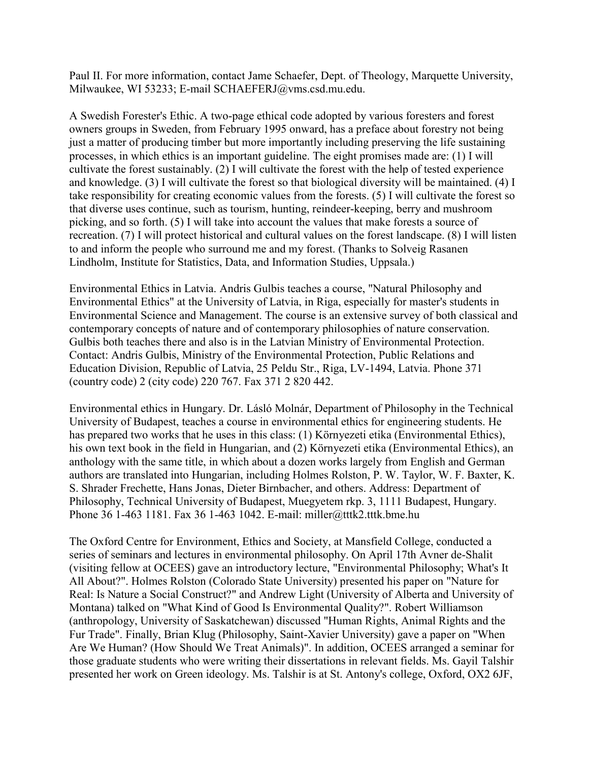Paul II. For more information, contact Jame Schaefer, Dept. of Theology, Marquette University, Milwaukee, WI 53233; E-mail SCHAEFERJ@vms.csd.mu.edu.

A Swedish Forester's Ethic. A two-page ethical code adopted by various foresters and forest owners groups in Sweden, from February 1995 onward, has a preface about forestry not being just a matter of producing timber but more importantly including preserving the life sustaining processes, in which ethics is an important guideline. The eight promises made are: (1) I will cultivate the forest sustainably. (2) I will cultivate the forest with the help of tested experience and knowledge. (3) I will cultivate the forest so that biological diversity will be maintained. (4) I take responsibility for creating economic values from the forests. (5) I will cultivate the forest so that diverse uses continue, such as tourism, hunting, reindeer-keeping, berry and mushroom picking, and so forth. (5) I will take into account the values that make forests a source of recreation. (7) I will protect historical and cultural values on the forest landscape. (8) I will listen to and inform the people who surround me and my forest. (Thanks to Solveig Rasanen Lindholm, Institute for Statistics, Data, and Information Studies, Uppsala.)

Environmental Ethics in Latvia. Andris Gulbis teaches a course, "Natural Philosophy and Environmental Ethics" at the University of Latvia, in Riga, especially for master's students in Environmental Science and Management. The course is an extensive survey of both classical and contemporary concepts of nature and of contemporary philosophies of nature conservation. Gulbis both teaches there and also is in the Latvian Ministry of Environmental Protection. Contact: Andris Gulbis, Ministry of the Environmental Protection, Public Relations and Education Division, Republic of Latvia, 25 Peldu Str., Riga, LV-1494, Latvia. Phone 371 (country code) 2 (city code) 220 767. Fax 371 2 820 442.

Environmental ethics in Hungary. Dr. Lásló Molnár, Department of Philosophy in the Technical University of Budapest, teaches a course in environmental ethics for engineering students. He has prepared two works that he uses in this class: (1) Környezeti etika (Environmental Ethics), his own text book in the field in Hungarian, and (2) Környezeti etika (Environmental Ethics), an anthology with the same title, in which about a dozen works largely from English and German authors are translated into Hungarian, including Holmes Rolston, P. W. Taylor, W. F. Baxter, K. S. Shrader Frechette, Hans Jonas, Dieter Birnbacher, and others. Address: Department of Philosophy, Technical University of Budapest, Muegyetem rkp. 3, 1111 Budapest, Hungary. Phone 36 1-463 1181. Fax 36 1-463 1042. E-mail: miller@tttk2.tttk.bme.hu

The Oxford Centre for Environment, Ethics and Society, at Mansfield College, conducted a series of seminars and lectures in environmental philosophy. On April 17th Avner de-Shalit (visiting fellow at OCEES) gave an introductory lecture, "Environmental Philosophy; What's It All About?". Holmes Rolston (Colorado State University) presented his paper on "Nature for Real: Is Nature a Social Construct?" and Andrew Light (University of Alberta and University of Montana) talked on "What Kind of Good Is Environmental Quality?". Robert Williamson (anthropology, University of Saskatchewan) discussed "Human Rights, Animal Rights and the Fur Trade". Finally, Brian Klug (Philosophy, Saint-Xavier University) gave a paper on "When Are We Human? (How Should We Treat Animals)". In addition, OCEES arranged a seminar for those graduate students who were writing their dissertations in relevant fields. Ms. Gayil Talshir presented her work on Green ideology. Ms. Talshir is at St. Antony's college, Oxford, OX2 6JF,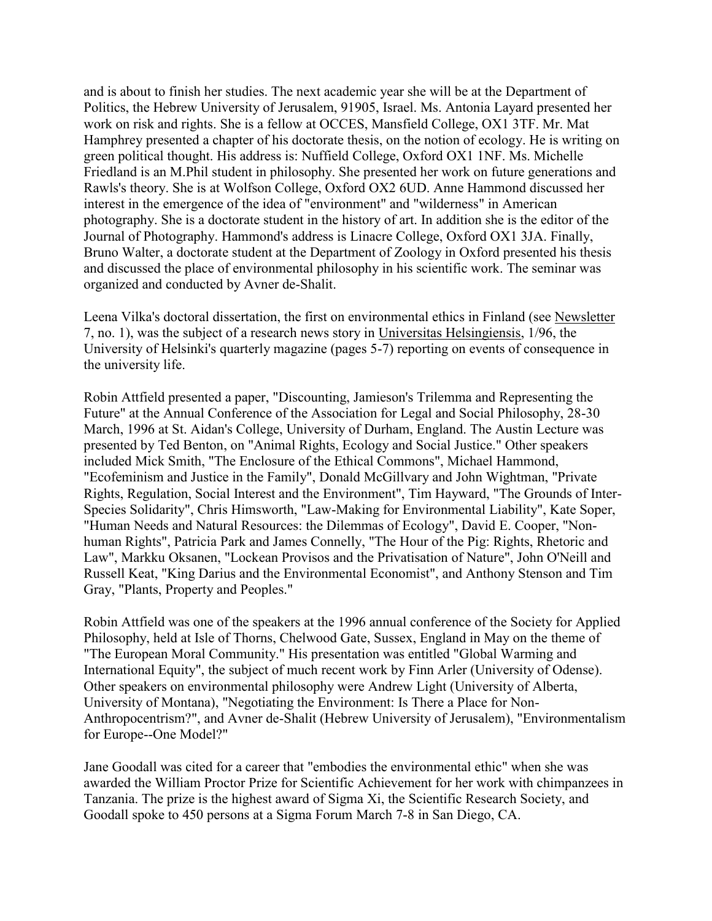and is about to finish her studies. The next academic year she will be at the Department of Politics, the Hebrew University of Jerusalem, 91905, Israel. Ms. Antonia Layard presented her work on risk and rights. She is a fellow at OCCES, Mansfield College, OX1 3TF. Mr. Mat Hamphrey presented a chapter of his doctorate thesis, on the notion of ecology. He is writing on green political thought. His address is: Nuffield College, Oxford OX1 1NF. Ms. Michelle Friedland is an M.Phil student in philosophy. She presented her work on future generations and Rawls's theory. She is at Wolfson College, Oxford OX2 6UD. Anne Hammond discussed her interest in the emergence of the idea of "environment" and "wilderness" in American photography. She is a doctorate student in the history of art. In addition she is the editor of the Journal of Photography. Hammond's address is Linacre College, Oxford OX1 3JA. Finally, Bruno Walter, a doctorate student at the Department of Zoology in Oxford presented his thesis and discussed the place of environmental philosophy in his scientific work. The seminar was organized and conducted by Avner de-Shalit.

Leena Vilka's doctoral dissertation, the first on environmental ethics in Finland (see Newsletter 7, no. 1), was the subject of a research news story in Universitas Helsingiensis, 1/96, the University of Helsinki's quarterly magazine (pages 5-7) reporting on events of consequence in the university life.

Robin Attfield presented a paper, "Discounting, Jamieson's Trilemma and Representing the Future" at the Annual Conference of the Association for Legal and Social Philosophy, 28-30 March, 1996 at St. Aidan's College, University of Durham, England. The Austin Lecture was presented by Ted Benton, on "Animal Rights, Ecology and Social Justice." Other speakers included Mick Smith, "The Enclosure of the Ethical Commons", Michael Hammond, "Ecofeminism and Justice in the Family", Donald McGillvary and John Wightman, "Private Rights, Regulation, Social Interest and the Environment", Tim Hayward, "The Grounds of Inter-Species Solidarity", Chris Himsworth, "Law-Making for Environmental Liability", Kate Soper, "Human Needs and Natural Resources: the Dilemmas of Ecology", David E. Cooper, "Non-human Rights", Patricia Park and James Connelly, "The Hour of the Pig: Rights, Rhetoric and Law", Markku Oksanen, "Lockean Provisos and the Privatisation of Nature", John O'Neill and Russell Keat, "King Darius and the Environmental Economist", and Anthony Stenson and Tim Gray, "Plants, Property and Peoples."

Robin Attfield was one of the speakers at the 1996 annual conference of the Society for Applied Philosophy, held at Isle of Thorns, Chelwood Gate, Sussex, England in May on the theme of "The European Moral Community." His presentation was entitled "Global Warming and International Equity", the subject of much recent work by Finn Arler (University of Odense). Other speakers on environmental philosophy were Andrew Light (University of Alberta, University of Montana), "Negotiating the Environment: Is There a Place for Non-Anthropocentrism?", and Avner de-Shalit (Hebrew University of Jerusalem), "Environmentalism for Europe--One Model?"

Jane Goodall was cited for a career that "embodies the environmental ethic" when she was awarded the William Proctor Prize for Scientific Achievement for her work with chimpanzees in Tanzania. The prize is the highest award of Sigma Xi, the Scientific Research Society, and Goodall spoke to 450 persons at a Sigma Forum March 7-8 in San Diego, CA.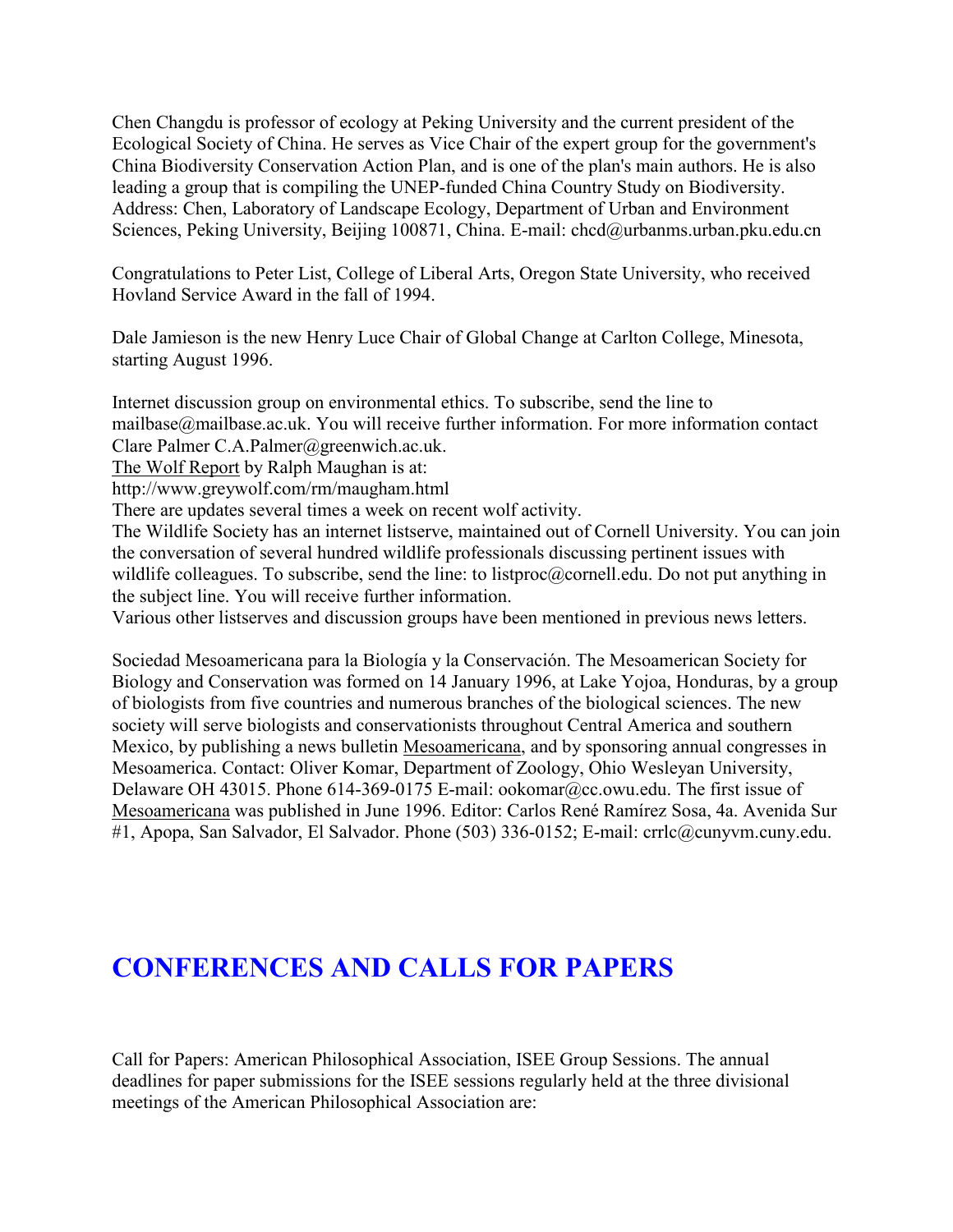Chen Changdu is professor of ecology at Peking University and the current president of the Ecological Society of China. He serves as Vice Chair of the expert group for the government's China Biodiversity Conservation Action Plan, and is one of the plan's main authors. He is also leading a group that is compiling the UNEP-funded China Country Study on Biodiversity. Address: Chen, Laboratory of Landscape Ecology, Department of Urban and Environment Sciences, Peking University, Beijing 100871, China. E-mail: chcd@urbanms.urban.pku.edu.cn

Congratulations to Peter List, College of Liberal Arts, Oregon State University, who received Hovland Service Award in the fall of 1994.

Dale Jamieson is the new Henry Luce Chair of Global Change at Carlton College, Minesota, starting August 1996.

Internet discussion group on environmental ethics. To subscribe, send the line to mailbase@mailbase.ac.uk. You will receive further information. For more information contact Clare Palmer C.A.Palmer@greenwich.ac.uk.
The Wolf Report by Ralph Maughan is at:
http://www.greywolf.com/rm/maugham.html
There are updates several times a week on recent wolf activity.
The Wildlife Society has an internet listserve, maintained out of Cornell University. You can join the conversation of several hundred wildlife professionals discussing pertinent issues with wildlife colleagues. To subscribe, send the line: to listproc@cornell.edu. Do not put anything in the subject line. You will receive further information.
Various other listserves and discussion groups have been mentioned in previous news letters.

Sociedad Mesoamericana para la Biología y la Conservación. The Mesoamerican Society for Biology and Conservation was formed on 14 January 1996, at Lake Yojoa, Honduras, by a group of biologists from five countries and numerous branches of the biological sciences. The new society will serve biologists and conservationists throughout Central America and southern Mexico, by publishing a news bulletin Mesoamericana, and by sponsoring annual congresses in Mesoamerica. Contact: Oliver Komar, Department of Zoology, Ohio Wesleyan University, Delaware OH 43015. Phone 614-369-0175 E-mail: ookomar@cc.owu.edu. The first issue of Mesoamericana was published in June 1996. Editor: Carlos René Ramírez Sosa, 4a. Avenida Sur #1, Apopa, San Salvador, El Salvador. Phone (503) 336-0152; E-mail: crrlc@cunyvm.cuny.edu.

# CONFERENCES AND CALLS FOR PAPERS

Call for Papers: American Philosophical Association, ISEE Group Sessions. The annual deadlines for paper submissions for the ISEE sessions regularly held at the three divisional meetings of the American Philosophical Association are: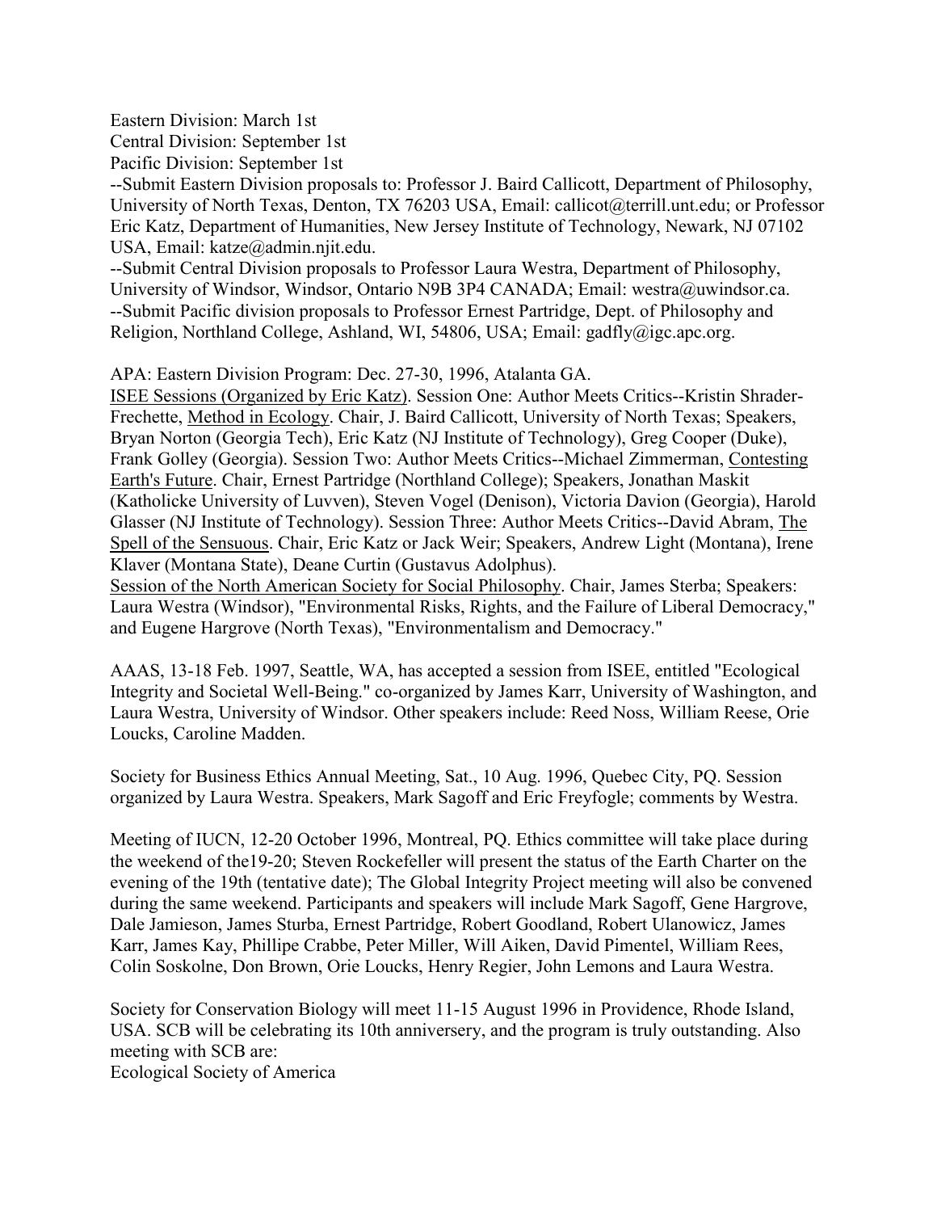Eastern Division: March 1st
Central Division: September 1st
Pacific Division: September 1st

--Submit Eastern Division proposals to: Professor J. Baird Callicott, Department of Philosophy, University of North Texas, Denton, TX 76203 USA, Email: callicot@terrill.unt.edu; or Professor Eric Katz, Department of Humanities, New Jersey Institute of Technology, Newark, NJ 07102 USA, Email: katze@admin.njit.edu.

--Submit Central Division proposals to Professor Laura Westra, Department of Philosophy, University of Windsor, Windsor, Ontario N9B 3P4 CANADA; Email: westra@uwindsor.ca.

--Submit Pacific division proposals to Professor Ernest Partridge, Dept. of Philosophy and Religion, Northland College, Ashland, WI, 54806, USA; Email: gadfly@igc.apc.org.

APA: Eastern Division Program: Dec. 27-30, 1996, Atalanta GA.

ISEE Sessions (Organized by Eric Katz). Session One: Author Meets Critics--Kristin Shrader-Frechette, *Method in Ecology*. Chair, J. Baird Callicott, University of North Texas; Speakers, Bryan Norton (Georgia Tech), Eric Katz (NJ Institute of Technology), Greg Cooper (Duke), Frank Golley (Georgia). Session Two: Author Meets Critics--Michael Zimmerman, *Contesting Earth's Future*. Chair, Ernest Partridge (Northland College); Speakers, Jonathan Maskit (Katholicke University of Luvven), Steven Vogel (Denison), Victoria Davion (Georgia), Harold Glasser (NJ Institute of Technology). Session Three: Author Meets Critics--David Abram, *The Spell of the Sensuous*. Chair, Eric Katz or Jack Weir; Speakers, Andrew Light (Montana), Irene Klaver (Montana State), Deane Curtin (Gustavus Adolphus).

Session of the North American Society for Social Philosophy. Chair, James Sterba; Speakers: Laura Westra (Windsor), "Environmental Risks, Rights, and the Failure of Liberal Democracy," and Eugene Hargrove (North Texas), "Environmentalism and Democracy."

AAAS, 13-18 Feb. 1997, Seattle, WA, has accepted a session from ISEE, entitled "Ecological Integrity and Societal Well-Being." co-organized by James Karr, University of Washington, and Laura Westra, University of Windsor. Other speakers include: Reed Noss, William Reese, Orie Loucks, Caroline Madden.

Society for Business Ethics Annual Meeting, Sat., 10 Aug. 1996, Quebec City, PQ. Session organized by Laura Westra. Speakers, Mark Sagoff and Eric Freyfogle; comments by Westra.

Meeting of IUCN, 12-20 October 1996, Montreal, PQ. Ethics committee will take place during the weekend of the19-20; Steven Rockefeller will present the status of the Earth Charter on the evening of the 19th (tentative date); The Global Integrity Project meeting will also be convened during the same weekend. Participants and speakers will include Mark Sagoff, Gene Hargrove, Dale Jamieson, James Sturba, Ernest Partridge, Robert Goodland, Robert Ulanowicz, James Karr, James Kay, Phillipe Crabbe, Peter Miller, Will Aiken, David Pimentel, William Rees, Colin Soskolne, Don Brown, Orie Loucks, Henry Regier, John Lemons and Laura Westra.

Society for Conservation Biology will meet 11-15 August 1996 in Providence, Rhode Island, USA. SCB will be celebrating its 10th anniversery, and the program is truly outstanding. Also meeting with SCB are:

Ecological Society of America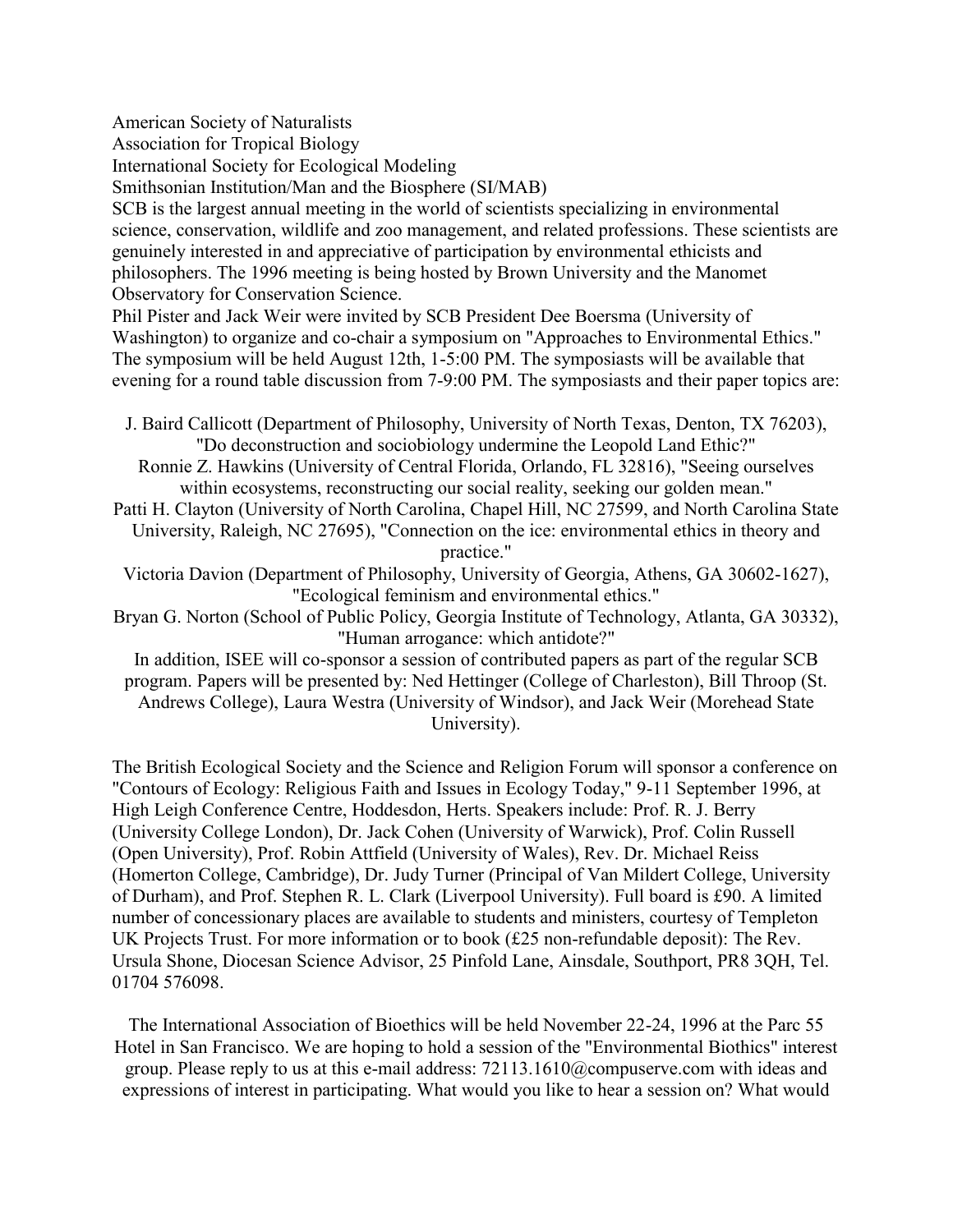American Society of Naturalists
Association for Tropical Biology
International Society for Ecological Modeling
Smithsonian Institution/Man and the Biosphere (SI/MAB)

SCB is the largest annual meeting in the world of scientists specializing in environmental science, conservation, wildlife and zoo management, and related professions. These scientists are genuinely interested in and appreciative of participation by environmental ethicists and philosophers. The 1996 meeting is being hosted by Brown University and the Manomet Observatory for Conservation Science.

Phil Pister and Jack Weir were invited by SCB President Dee Boersma (University of Washington) to organize and co-chair a symposium on "Approaches to Environmental Ethics." The symposium will be held August 12th, 1-5:00 PM. The symposiasts will be available that evening for a round table discussion from 7-9:00 PM. The symposiasts and their paper topics are:

J. Baird Callicott (Department of Philosophy, University of North Texas, Denton, TX 76203), "Do deconstruction and sociobiology undermine the Leopold Land Ethic?"

Ronnie Z. Hawkins (University of Central Florida, Orlando, FL 32816), "Seeing ourselves within ecosystems, reconstructing our social reality, seeking our golden mean."

Patti H. Clayton (University of North Carolina, Chapel Hill, NC 27599, and North Carolina State University, Raleigh, NC 27695), "Connection on the ice: environmental ethics in theory and practice."

Victoria Davion (Department of Philosophy, University of Georgia, Athens, GA 30602-1627), "Ecological feminism and environmental ethics."

Bryan G. Norton (School of Public Policy, Georgia Institute of Technology, Atlanta, GA 30332), "Human arrogance: which antidote?"

In addition, ISEE will co-sponsor a session of contributed papers as part of the regular SCB program. Papers will be presented by: Ned Hettinger (College of Charleston), Bill Throop (St. Andrews College), Laura Westra (University of Windsor), and Jack Weir (Morehead State University).

The British Ecological Society and the Science and Religion Forum will sponsor a conference on "Contours of Ecology: Religious Faith and Issues in Ecology Today," 9-11 September 1996, at High Leigh Conference Centre, Hoddesdon, Herts. Speakers include: Prof. R. J. Berry (University College London), Dr. Jack Cohen (University of Warwick), Prof. Colin Russell (Open University), Prof. Robin Attfield (University of Wales), Rev. Dr. Michael Reiss (Homerton College, Cambridge), Dr. Judy Turner (Principal of Van Mildert College, University of Durham), and Prof. Stephen R. L. Clark (Liverpool University). Full board is £90. A limited number of concessionary places are available to students and ministers, courtesy of Templeton UK Projects Trust. For more information or to book (£25 non-refundable deposit): The Rev. Ursula Shone, Diocesan Science Advisor, 25 Pinfold Lane, Ainsdale, Southport, PR8 3QH, Tel. 01704 576098.

The International Association of Bioethics will be held November 22-24, 1996 at the Parc 55 Hotel in San Francisco. We are hoping to hold a session of the "Environmental Biothics" interest group. Please reply to us at this e-mail address: 72113.1610@compuserve.com with ideas and expressions of interest in participating. What would you like to hear a session on? What would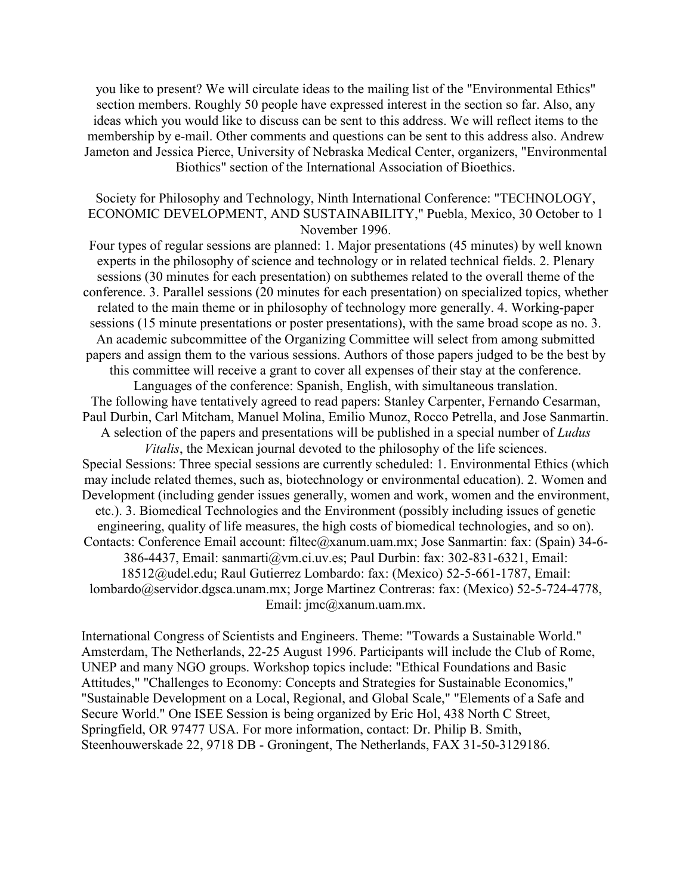you like to present? We will circulate ideas to the mailing list of the "Environmental Ethics" section members. Roughly 50 people have expressed interest in the section so far. Also, any ideas which you would like to discuss can be sent to this address. We will reflect items to the membership by e-mail. Other comments and questions can be sent to this address also. Andrew Jameton and Jessica Pierce, University of Nebraska Medical Center, organizers, "Environmental Biothics" section of the International Association of Bioethics.

Society for Philosophy and Technology, Ninth International Conference: "TECHNOLOGY, ECONOMIC DEVELOPMENT, AND SUSTAINABILITY," Puebla, Mexico, 30 October to 1 November 1996.

Four types of regular sessions are planned: 1. Major presentations (45 minutes) by well known experts in the philosophy of science and technology or in related technical fields. 2. Plenary sessions (30 minutes for each presentation) on subthemes related to the overall theme of the conference. 3. Parallel sessions (20 minutes for each presentation) on specialized topics, whether related to the main theme or in philosophy of technology more generally. 4. Working-paper sessions (15 minute presentations or poster presentations), with the same broad scope as no. 3. An academic subcommittee of the Organizing Committee will select from among submitted papers and assign them to the various sessions. Authors of those papers judged to be the best by this committee will receive a grant to cover all expenses of their stay at the conference.

Languages of the conference: Spanish, English, with simultaneous translation.

The following have tentatively agreed to read papers: Stanley Carpenter, Fernando Cesarman, Paul Durbin, Carl Mitcham, Manuel Molina, Emilio Munoz, Rocco Petrella, and Jose Sanmartin. A selection of the papers and presentations will be published in a special number of *Ludus Vitalis*, the Mexican journal devoted to the philosophy of the life sciences.

Special Sessions: Three special sessions are currently scheduled: 1. Environmental Ethics (which may include related themes, such as, biotechnology or environmental education). 2. Women and Development (including gender issues generally, women and work, women and the environment, etc.). 3. Biomedical Technologies and the Environment (possibly including issues of genetic engineering, quality of life measures, the high costs of biomedical technologies, and so on).

Contacts: Conference Email account: filtec@xanum.uam.mx; Jose Sanmartin: fax: (Spain) 34-6-386-4437, Email: sanmarti@vm.ci.uv.es; Paul Durbin: fax: 302-831-6321, Email: 18512@udel.edu; Raul Gutierrez Lombardo: fax: (Mexico) 52-5-661-1787, Email: lombardo@servidor.dgsca.unam.mx; Jorge Martinez Contreras: fax: (Mexico) 52-5-724-4778, Email: jmc@xanum.uam.mx.

International Congress of Scientists and Engineers. Theme: "Towards a Sustainable World." Amsterdam, The Netherlands, 22-25 August 1996. Participants will include the Club of Rome, UNEP and many NGO groups. Workshop topics include: "Ethical Foundations and Basic Attitudes," "Challenges to Economy: Concepts and Strategies for Sustainable Economics," "Sustainable Development on a Local, Regional, and Global Scale," "Elements of a Safe and Secure World." One ISEE Session is being organized by Eric Hol, 438 North C Street, Springfield, OR 97477 USA. For more information, contact: Dr. Philip B. Smith, Steenhouwerskade 22, 9718 DB - Groningent, The Netherlands, FAX 31-50-3129186.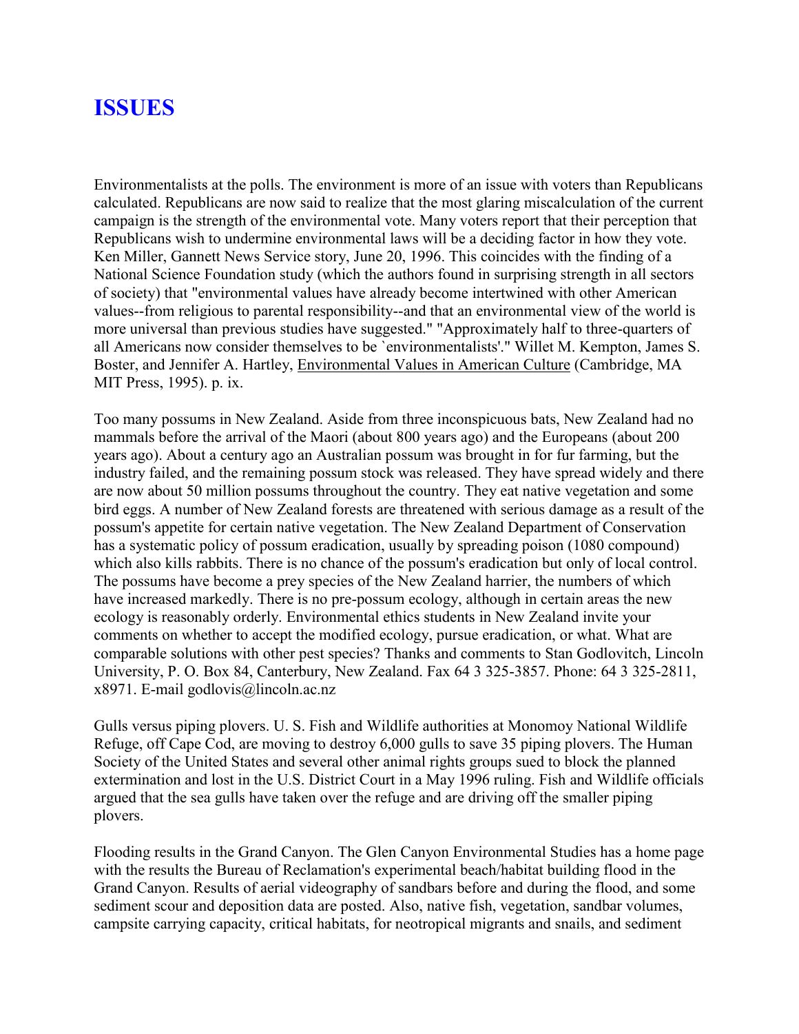# ISSUES

Environmentalists at the polls. The environment is more of an issue with voters than Republicans calculated. Republicans are now said to realize that the most glaring miscalculation of the current campaign is the strength of the environmental vote. Many voters report that their perception that Republicans wish to undermine environmental laws will be a deciding factor in how they vote. Ken Miller, Gannett News Service story, June 20, 1996. This coincides with the finding of a National Science Foundation study (which the authors found in surprising strength in all sectors of society) that "environmental values have already become intertwined with other American values--from religious to parental responsibility--and that an environmental view of the world is more universal than previous studies have suggested." "Approximately half to three-quarters of all Americans now consider themselves to be `environmentalists'." Willet M. Kempton, James S. Boster, and Jennifer A. Hartley, Environmental Values in American Culture (Cambridge, MA MIT Press, 1995). p. ix.

Too many possums in New Zealand. Aside from three inconspicuous bats, New Zealand had no mammals before the arrival of the Maori (about 800 years ago) and the Europeans (about 200 years ago). About a century ago an Australian possum was brought in for fur farming, but the industry failed, and the remaining possum stock was released. They have spread widely and there are now about 50 million possums throughout the country. They eat native vegetation and some bird eggs. A number of New Zealand forests are threatened with serious damage as a result of the possum's appetite for certain native vegetation. The New Zealand Department of Conservation has a systematic policy of possum eradication, usually by spreading poison (1080 compound) which also kills rabbits. There is no chance of the possum's eradication but only of local control. The possums have become a prey species of the New Zealand harrier, the numbers of which have increased markedly. There is no pre-possum ecology, although in certain areas the new ecology is reasonably orderly. Environmental ethics students in New Zealand invite your comments on whether to accept the modified ecology, pursue eradication, or what. What are comparable solutions with other pest species? Thanks and comments to Stan Godlovitch, Lincoln University, P. O. Box 84, Canterbury, New Zealand. Fax 64 3 325-3857. Phone: 64 3 325-2811, x8971. E-mail godlovis@lincoln.ac.nz

Gulls versus piping plovers. U. S. Fish and Wildlife authorities at Monomoy National Wildlife Refuge, off Cape Cod, are moving to destroy 6,000 gulls to save 35 piping plovers. The Human Society of the United States and several other animal rights groups sued to block the planned extermination and lost in the U.S. District Court in a May 1996 ruling. Fish and Wildlife officials argued that the sea gulls have taken over the refuge and are driving off the smaller piping plovers.

Flooding results in the Grand Canyon. The Glen Canyon Environmental Studies has a home page with the results the Bureau of Reclamation's experimental beach/habitat building flood in the Grand Canyon. Results of aerial videography of sandbars before and during the flood, and some sediment scour and deposition data are posted. Also, native fish, vegetation, sandbar volumes, campsite carrying capacity, critical habitats, for neotropical migrants and snails, and sediment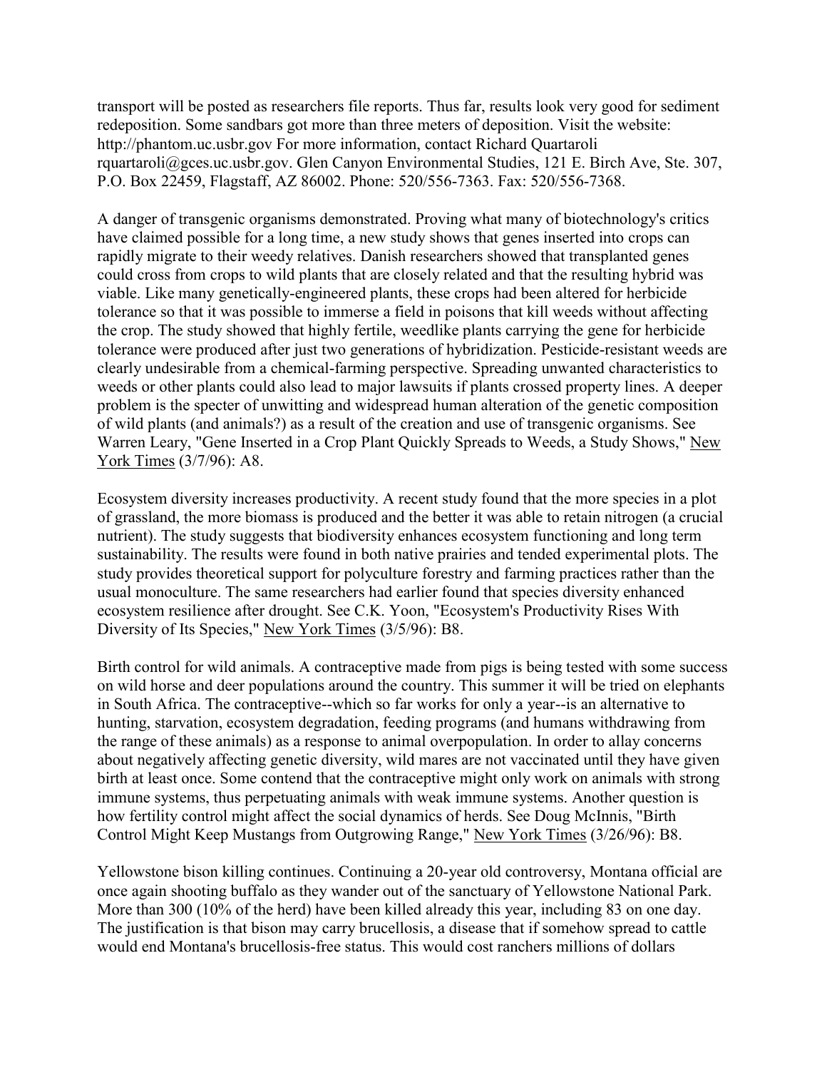transport will be posted as researchers file reports. Thus far, results look very good for sediment redeposition. Some sandbars got more than three meters of deposition. Visit the website: http://phantom.uc.usbr.gov For more information, contact Richard Quartaroli rquartaroli@gces.uc.usbr.gov. Glen Canyon Environmental Studies, 121 E. Birch Ave, Ste. 307, P.O. Box 22459, Flagstaff, AZ 86002. Phone: 520/556-7363. Fax: 520/556-7368.

A danger of transgenic organisms demonstrated. Proving what many of biotechnology's critics have claimed possible for a long time, a new study shows that genes inserted into crops can rapidly migrate to their weedy relatives. Danish researchers showed that transplanted genes could cross from crops to wild plants that are closely related and that the resulting hybrid was viable. Like many genetically-engineered plants, these crops had been altered for herbicide tolerance so that it was possible to immerse a field in poisons that kill weeds without affecting the crop. The study showed that highly fertile, weedlike plants carrying the gene for herbicide tolerance were produced after just two generations of hybridization. Pesticide-resistant weeds are clearly undesirable from a chemical-farming perspective. Spreading unwanted characteristics to weeds or other plants could also lead to major lawsuits if plants crossed property lines. A deeper problem is the specter of unwitting and widespread human alteration of the genetic composition of wild plants (and animals?) as a result of the creation and use of transgenic organisms. See Warren Leary, "Gene Inserted in a Crop Plant Quickly Spreads to Weeds, a Study Shows," New York Times (3/7/96): A8.

Ecosystem diversity increases productivity. A recent study found that the more species in a plot of grassland, the more biomass is produced and the better it was able to retain nitrogen (a crucial nutrient). The study suggests that biodiversity enhances ecosystem functioning and long term sustainability. The results were found in both native prairies and tended experimental plots. The study provides theoretical support for polyculture forestry and farming practices rather than the usual monoculture. The same researchers had earlier found that species diversity enhanced ecosystem resilience after drought. See C.K. Yoon, "Ecosystem's Productivity Rises With Diversity of Its Species," New York Times (3/5/96): B8.

Birth control for wild animals. A contraceptive made from pigs is being tested with some success on wild horse and deer populations around the country. This summer it will be tried on elephants in South Africa. The contraceptive--which so far works for only a year--is an alternative to hunting, starvation, ecosystem degradation, feeding programs (and humans withdrawing from the range of these animals) as a response to animal overpopulation. In order to allay concerns about negatively affecting genetic diversity, wild mares are not vaccinated until they have given birth at least once. Some contend that the contraceptive might only work on animals with strong immune systems, thus perpetuating animals with weak immune systems. Another question is how fertility control might affect the social dynamics of herds. See Doug McInnis, "Birth Control Might Keep Mustangs from Outgrowing Range," New York Times (3/26/96): B8.

Yellowstone bison killing continues. Continuing a 20-year old controversy, Montana official are once again shooting buffalo as they wander out of the sanctuary of Yellowstone National Park. More than 300 (10% of the herd) have been killed already this year, including 83 on one day. The justification is that bison may carry brucellosis, a disease that if somehow spread to cattle would end Montana's brucellosis-free status. This would cost ranchers millions of dollars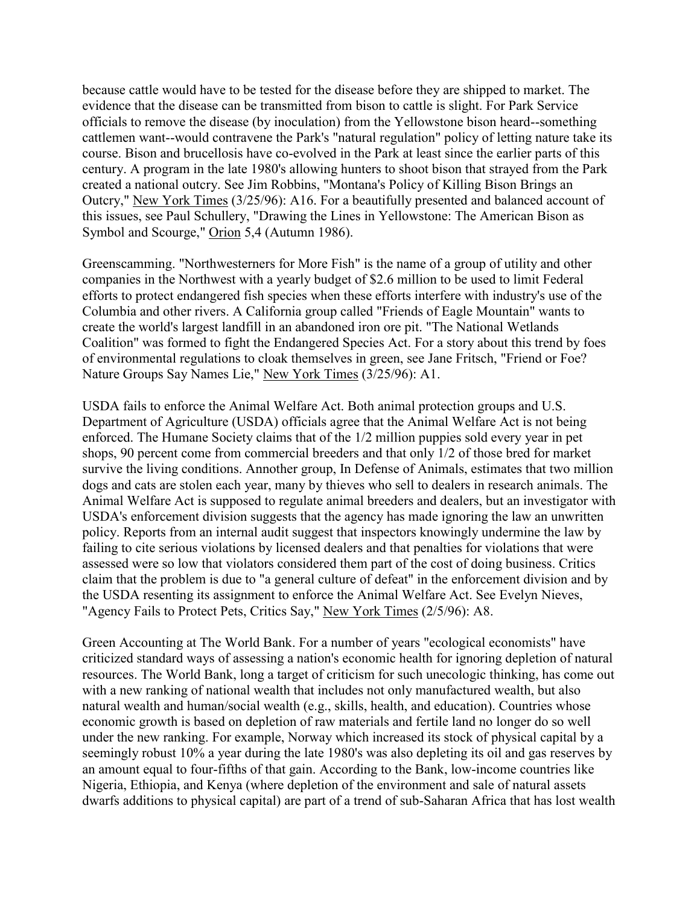because cattle would have to be tested for the disease before they are shipped to market. The evidence that the disease can be transmitted from bison to cattle is slight. For Park Service officials to remove the disease (by inoculation) from the Yellowstone bison heard--something cattlemen want--would contravene the Park's "natural regulation" policy of letting nature take its course. Bison and brucellosis have co-evolved in the Park at least since the earlier parts of this century. A program in the late 1980's allowing hunters to shoot bison that strayed from the Park created a national outcry. See Jim Robbins, "Montana's Policy of Killing Bison Brings an Outcry," New York Times (3/25/96): A16. For a beautifully presented and balanced account of this issues, see Paul Schullery, "Drawing the Lines in Yellowstone: The American Bison as Symbol and Scourge," Orion 5,4 (Autumn 1986).

Greenscamming. "Northwesterners for More Fish" is the name of a group of utility and other companies in the Northwest with a yearly budget of $2.6 million to be used to limit Federal efforts to protect endangered fish species when these efforts interfere with industry's use of the Columbia and other rivers. A California group called "Friends of Eagle Mountain" wants to create the world's largest landfill in an abandoned iron ore pit. "The National Wetlands Coalition" was formed to fight the Endangered Species Act. For a story about this trend by foes of environmental regulations to cloak themselves in green, see Jane Fritsch, "Friend or Foe? Nature Groups Say Names Lie," New York Times (3/25/96): A1.

USDA fails to enforce the Animal Welfare Act. Both animal protection groups and U.S. Department of Agriculture (USDA) officials agree that the Animal Welfare Act is not being enforced. The Humane Society claims that of the 1/2 million puppies sold every year in pet shops, 90 percent come from commercial breeders and that only 1/2 of those bred for market survive the living conditions. Annother group, In Defense of Animals, estimates that two million dogs and cats are stolen each year, many by thieves who sell to dealers in research animals. The Animal Welfare Act is supposed to regulate animal breeders and dealers, but an investigator with USDA's enforcement division suggests that the agency has made ignoring the law an unwritten policy. Reports from an internal audit suggest that inspectors knowingly undermine the law by failing to cite serious violations by licensed dealers and that penalties for violations that were assessed were so low that violators considered them part of the cost of doing business. Critics claim that the problem is due to "a general culture of defeat" in the enforcement division and by the USDA resenting its assignment to enforce the Animal Welfare Act. See Evelyn Nieves, "Agency Fails to Protect Pets, Critics Say," New York Times (2/5/96): A8.

Green Accounting at The World Bank. For a number of years "ecological economists" have criticized standard ways of assessing a nation's economic health for ignoring depletion of natural resources. The World Bank, long a target of criticism for such unecologic thinking, has come out with a new ranking of national wealth that includes not only manufactured wealth, but also natural wealth and human/social wealth (e.g., skills, health, and education). Countries whose economic growth is based on depletion of raw materials and fertile land no longer do so well under the new ranking. For example, Norway which increased its stock of physical capital by a seemingly robust 10% a year during the late 1980's was also depleting its oil and gas reserves by an amount equal to four-fifths of that gain. According to the Bank, low-income countries like Nigeria, Ethiopia, and Kenya (where depletion of the environment and sale of natural assets dwarfs additions to physical capital) are part of a trend of sub-Saharan Africa that has lost wealth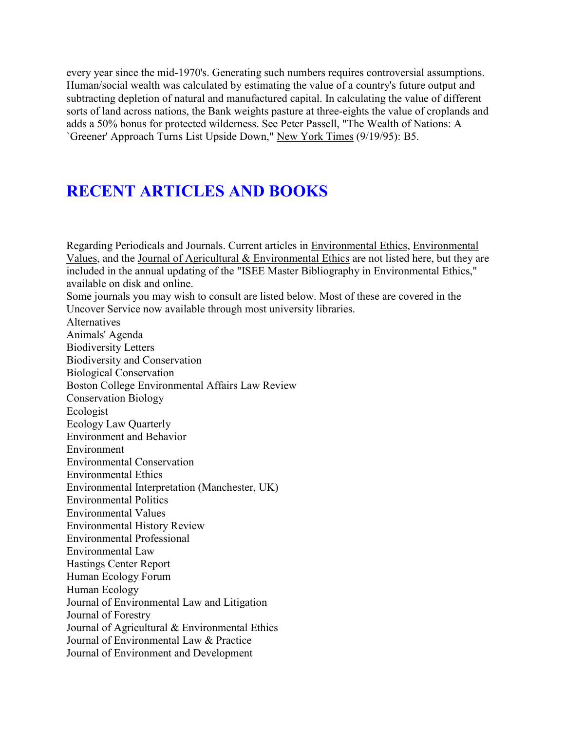every year since the mid-1970's. Generating such numbers requires controversial assumptions. Human/social wealth was calculated by estimating the value of a country's future output and subtracting depletion of natural and manufactured capital. In calculating the value of different sorts of land across nations, the Bank weights pasture at three-eights the value of croplands and adds a 50% bonus for protected wilderness. See Peter Passell, "The Wealth of Nations: A `Greener' Approach Turns List Upside Down," New York Times (9/19/95): B5.

## RECENT ARTICLES AND BOOKS

Regarding Periodicals and Journals. Current articles in Environmental Ethics, Environmental Values, and the Journal of Agricultural & Environmental Ethics are not listed here, but they are included in the annual updating of the "ISEE Master Bibliography in Environmental Ethics," available on disk and online.

Some journals you may wish to consult are listed below. Most of these are covered in the Uncover Service now available through most university libraries.

Alternatives
Animals' Agenda
Biodiversity Letters
Biodiversity and Conservation
Biological Conservation
Boston College Environmental Affairs Law Review
Conservation Biology
Ecologist
Ecology Law Quarterly
Environment and Behavior
Environment
Environmental Conservation
Environmental Ethics
Environmental Interpretation (Manchester, UK)
Environmental Politics
Environmental Values
Environmental History Review
Environmental Professional
Environmental Law
Hastings Center Report
Human Ecology Forum
Human Ecology
Journal of Environmental Law and Litigation
Journal of Forestry
Journal of Agricultural & Environmental Ethics
Journal of Environmental Law & Practice
Journal of Environment and Development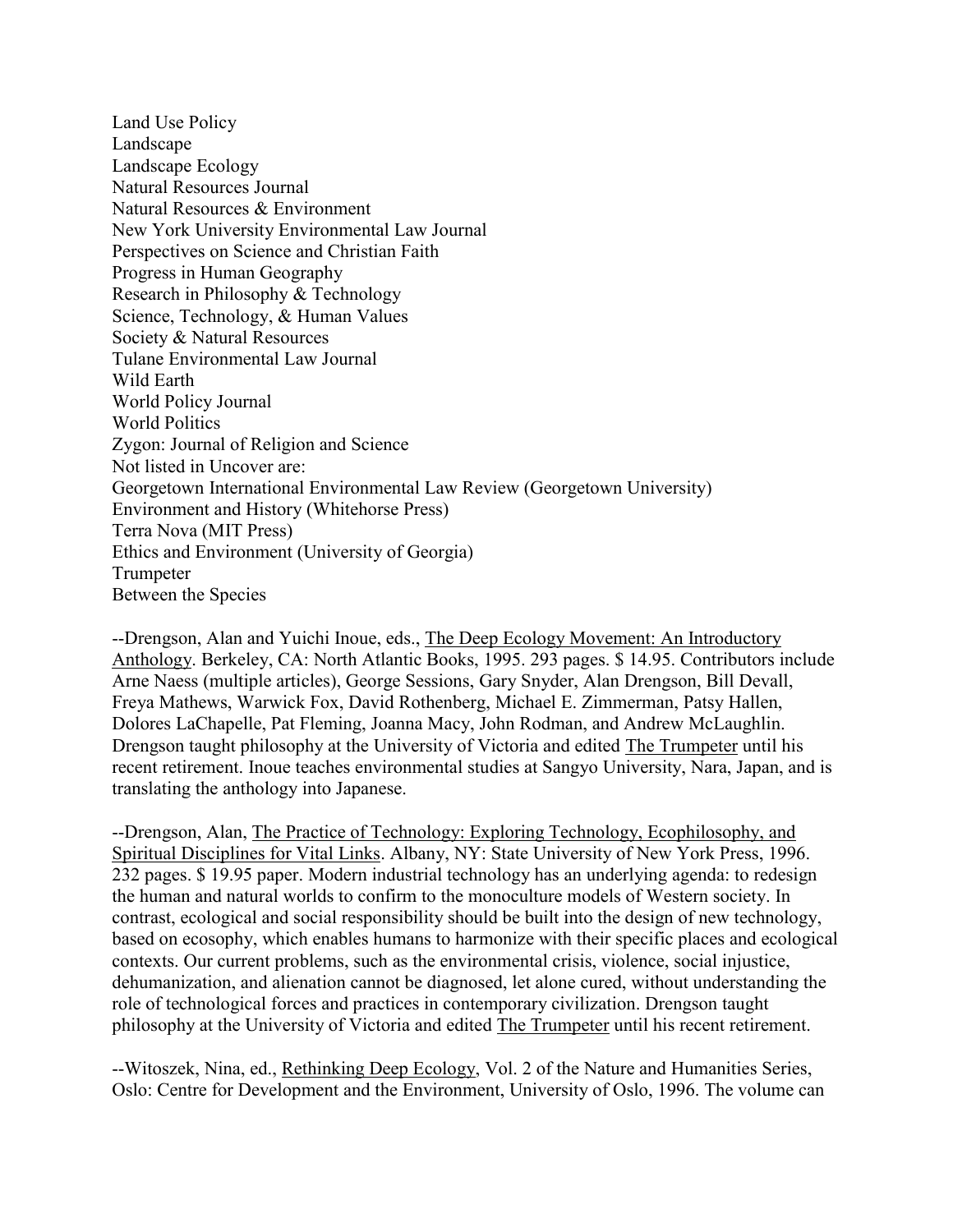Land Use Policy
Landscape
Landscape Ecology
Natural Resources Journal
Natural Resources & Environment
New York University Environmental Law Journal
Perspectives on Science and Christian Faith
Progress in Human Geography
Research in Philosophy & Technology
Science, Technology, & Human Values
Society & Natural Resources
Tulane Environmental Law Journal
Wild Earth
World Policy Journal
World Politics
Zygon: Journal of Religion and Science
Not listed in Uncover are:
Georgetown International Environmental Law Review (Georgetown University)
Environment and History (Whitehorse Press)
Terra Nova (MIT Press)
Ethics and Environment (University of Georgia)
Trumpeter
Between the Species

--Drengson, Alan and Yuichi Inoue, eds., The Deep Ecology Movement: An Introductory Anthology. Berkeley, CA: North Atlantic Books, 1995. 293 pages. $ 14.95. Contributors include Arne Naess (multiple articles), George Sessions, Gary Snyder, Alan Drengson, Bill Devall, Freya Mathews, Warwick Fox, David Rothenberg, Michael E. Zimmerman, Patsy Hallen, Dolores LaChapelle, Pat Fleming, Joanna Macy, John Rodman, and Andrew McLaughlin. Drengson taught philosophy at the University of Victoria and edited The Trumpeter until his recent retirement. Inoue teaches environmental studies at Sangyo University, Nara, Japan, and is translating the anthology into Japanese.

--Drengson, Alan, The Practice of Technology: Exploring Technology, Ecophilosophy, and Spiritual Disciplines for Vital Links. Albany, NY: State University of New York Press, 1996. 232 pages. $ 19.95 paper. Modern industrial technology has an underlying agenda: to redesign the human and natural worlds to confirm to the monoculture models of Western society. In contrast, ecological and social responsibility should be built into the design of new technology, based on ecosophy, which enables humans to harmonize with their specific places and ecological contexts. Our current problems, such as the environmental crisis, violence, social injustice, dehumanization, and alienation cannot be diagnosed, let alone cured, without understanding the role of technological forces and practices in contemporary civilization. Drengson taught philosophy at the University of Victoria and edited The Trumpeter until his recent retirement.

--Witoszek, Nina, ed., Rethinking Deep Ecology, Vol. 2 of the Nature and Humanities Series, Oslo: Centre for Development and the Environment, University of Oslo, 1996. The volume can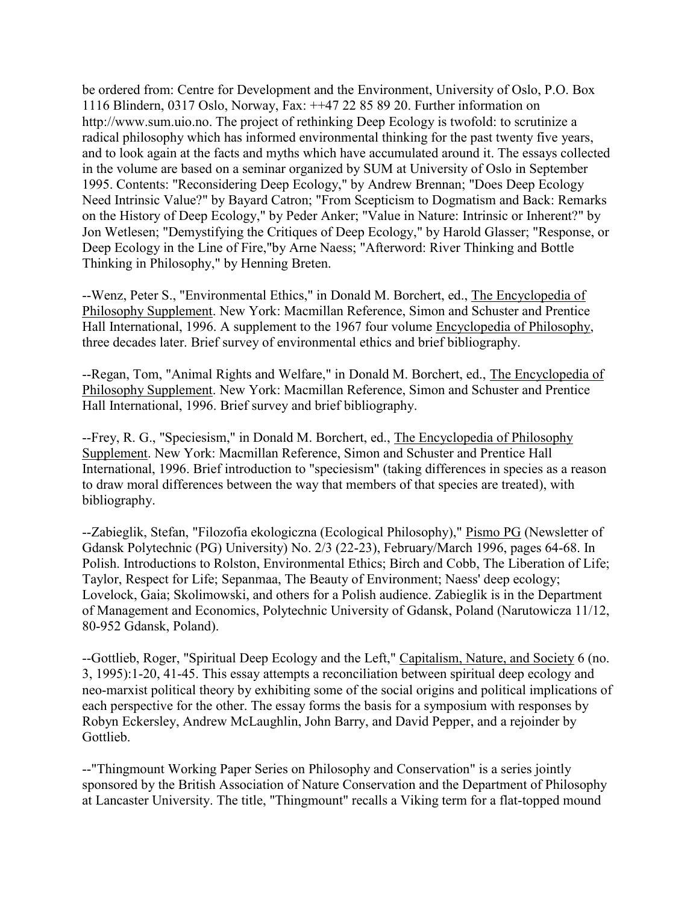be ordered from: Centre for Development and the Environment, University of Oslo, P.O. Box 1116 Blindern, 0317 Oslo, Norway, Fax: ++47 22 85 89 20. Further information on http://www.sum.uio.no. The project of rethinking Deep Ecology is twofold: to scrutinize a radical philosophy which has informed environmental thinking for the past twenty five years, and to look again at the facts and myths which have accumulated around it. The essays collected in the volume are based on a seminar organized by SUM at University of Oslo in September 1995. Contents: "Reconsidering Deep Ecology," by Andrew Brennan; "Does Deep Ecology Need Intrinsic Value?" by Bayard Catron; "From Scepticism to Dogmatism and Back: Remarks on the History of Deep Ecology," by Peder Anker; "Value in Nature: Intrinsic or Inherent?" by Jon Wetlesen; "Demystifying the Critiques of Deep Ecology," by Harold Glasser; "Response, or Deep Ecology in the Line of Fire,"by Arne Naess; "Afterword: River Thinking and Bottle Thinking in Philosophy," by Henning Breten.

--Wenz, Peter S., "Environmental Ethics," in Donald M. Borchert, ed., The Encyclopedia of Philosophy Supplement. New York: Macmillan Reference, Simon and Schuster and Prentice Hall International, 1996. A supplement to the 1967 four volume Encyclopedia of Philosophy, three decades later. Brief survey of environmental ethics and brief bibliography.

--Regan, Tom, "Animal Rights and Welfare," in Donald M. Borchert, ed., The Encyclopedia of Philosophy Supplement. New York: Macmillan Reference, Simon and Schuster and Prentice Hall International, 1996. Brief survey and brief bibliography.

--Frey, R. G., "Speciesism," in Donald M. Borchert, ed., The Encyclopedia of Philosophy Supplement. New York: Macmillan Reference, Simon and Schuster and Prentice Hall International, 1996. Brief introduction to "speciesism" (taking differences in species as a reason to draw moral differences between the way that members of that species are treated), with bibliography.

--Zabieglik, Stefan, "Filozofia ekologiczna (Ecological Philosophy)," Pismo PG (Newsletter of Gdansk Polytechnic (PG) University) No. 2/3 (22-23), February/March 1996, pages 64-68. In Polish. Introductions to Rolston, Environmental Ethics; Birch and Cobb, The Liberation of Life; Taylor, Respect for Life; Sepanmaa, The Beauty of Environment; Naess' deep ecology; Lovelock, Gaia; Skolimowski, and others for a Polish audience. Zabieglik is in the Department of Management and Economics, Polytechnic University of Gdansk, Poland (Narutowicza 11/12, 80-952 Gdansk, Poland).

--Gottlieb, Roger, "Spiritual Deep Ecology and the Left," Capitalism, Nature, and Society 6 (no. 3, 1995):1-20, 41-45. This essay attempts a reconciliation between spiritual deep ecology and neo-marxist political theory by exhibiting some of the social origins and political implications of each perspective for the other. The essay forms the basis for a symposium with responses by Robyn Eckersley, Andrew McLaughlin, John Barry, and David Pepper, and a rejoinder by Gottlieb.

--"Thingmount Working Paper Series on Philosophy and Conservation" is a series jointly sponsored by the British Association of Nature Conservation and the Department of Philosophy at Lancaster University. The title, "Thingmount" recalls a Viking term for a flat-topped mound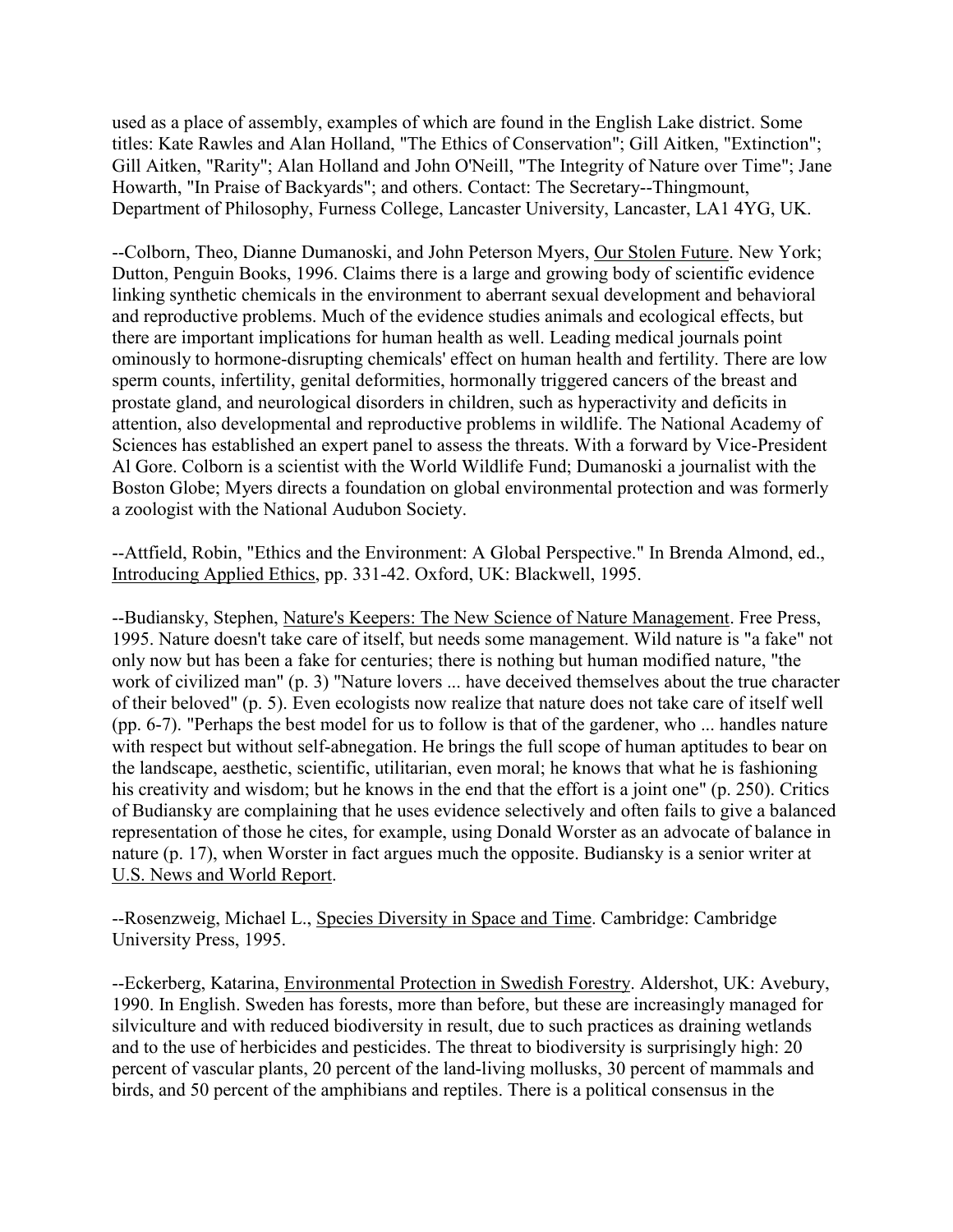used as a place of assembly, examples of which are found in the English Lake district. Some titles: Kate Rawles and Alan Holland, "The Ethics of Conservation"; Gill Aitken, "Extinction"; Gill Aitken, "Rarity"; Alan Holland and John O'Neill, "The Integrity of Nature over Time"; Jane Howarth, "In Praise of Backyards"; and others. Contact: The Secretary--Thingmount, Department of Philosophy, Furness College, Lancaster University, Lancaster, LA1 4YG, UK.

--Colborn, Theo, Dianne Dumanoski, and John Peterson Myers, Our Stolen Future. New York; Dutton, Penguin Books, 1996. Claims there is a large and growing body of scientific evidence linking synthetic chemicals in the environment to aberrant sexual development and behavioral and reproductive problems. Much of the evidence studies animals and ecological effects, but there are important implications for human health as well. Leading medical journals point ominously to hormone-disrupting chemicals' effect on human health and fertility. There are low sperm counts, infertility, genital deformities, hormonally triggered cancers of the breast and prostate gland, and neurological disorders in children, such as hyperactivity and deficits in attention, also developmental and reproductive problems in wildlife. The National Academy of Sciences has established an expert panel to assess the threats. With a forward by Vice-President Al Gore. Colborn is a scientist with the World Wildlife Fund; Dumanoski a journalist with the Boston Globe; Myers directs a foundation on global environmental protection and was formerly a zoologist with the National Audubon Society.

--Attfield, Robin, "Ethics and the Environment: A Global Perspective." In Brenda Almond, ed., Introducing Applied Ethics, pp. 331-42. Oxford, UK: Blackwell, 1995.

--Budiansky, Stephen, Nature's Keepers: The New Science of Nature Management. Free Press, 1995. Nature doesn't take care of itself, but needs some management. Wild nature is "a fake" not only now but has been a fake for centuries; there is nothing but human modified nature, "the work of civilized man" (p. 3) "Nature lovers ... have deceived themselves about the true character of their beloved" (p. 5). Even ecologists now realize that nature does not take care of itself well (pp. 6-7). "Perhaps the best model for us to follow is that of the gardener, who ... handles nature with respect but without self-abnegation. He brings the full scope of human aptitudes to bear on the landscape, aesthetic, scientific, utilitarian, even moral; he knows that what he is fashioning his creativity and wisdom; but he knows in the end that the effort is a joint one" (p. 250). Critics of Budiansky are complaining that he uses evidence selectively and often fails to give a balanced representation of those he cites, for example, using Donald Worster as an advocate of balance in nature (p. 17), when Worster in fact argues much the opposite. Budiansky is a senior writer at U.S. News and World Report.

--Rosenzweig, Michael L., Species Diversity in Space and Time. Cambridge: Cambridge University Press, 1995.

--Eckerberg, Katarina, Environmental Protection in Swedish Forestry. Aldershot, UK: Avebury, 1990. In English. Sweden has forests, more than before, but these are increasingly managed for silviculture and with reduced biodiversity in result, due to such practices as draining wetlands and to the use of herbicides and pesticides. The threat to biodiversity is surprisingly high: 20 percent of vascular plants, 20 percent of the land-living mollusks, 30 percent of mammals and birds, and 50 percent of the amphibians and reptiles. There is a political consensus in the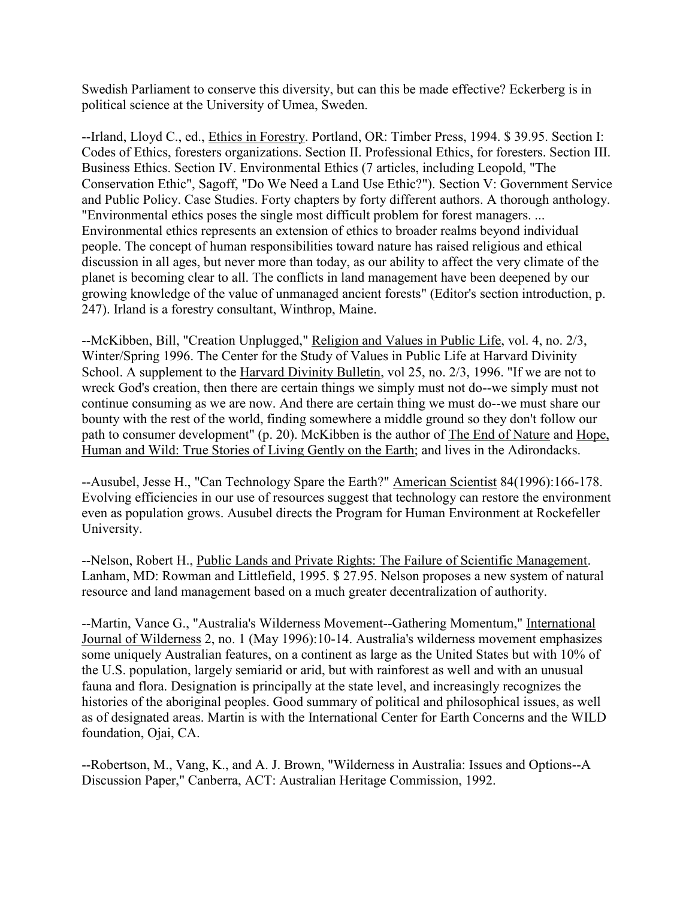Swedish Parliament to conserve this diversity, but can this be made effective? Eckerberg is in political science at the University of Umea, Sweden.

--Irland, Lloyd C., ed., Ethics in Forestry. Portland, OR: Timber Press, 1994. $ 39.95. Section I: Codes of Ethics, foresters organizations. Section II. Professional Ethics, for foresters. Section III. Business Ethics. Section IV. Environmental Ethics (7 articles, including Leopold, "The Conservation Ethic", Sagoff, "Do We Need a Land Use Ethic?"). Section V: Government Service and Public Policy. Case Studies. Forty chapters by forty different authors. A thorough anthology. "Environmental ethics poses the single most difficult problem for forest managers. ... Environmental ethics represents an extension of ethics to broader realms beyond individual people. The concept of human responsibilities toward nature has raised religious and ethical discussion in all ages, but never more than today, as our ability to affect the very climate of the planet is becoming clear to all. The conflicts in land management have been deepened by our growing knowledge of the value of unmanaged ancient forests" (Editor's section introduction, p. 247). Irland is a forestry consultant, Winthrop, Maine.

--McKibben, Bill, "Creation Unplugged," Religion and Values in Public Life, vol. 4, no. 2/3, Winter/Spring 1996. The Center for the Study of Values in Public Life at Harvard Divinity School. A supplement to the Harvard Divinity Bulletin, vol 25, no. 2/3, 1996. "If we are not to wreck God's creation, then there are certain things we simply must not do--we simply must not continue consuming as we are now. And there are certain thing we must do--we must share our bounty with the rest of the world, finding somewhere a middle ground so they don't follow our path to consumer development" (p. 20). McKibben is the author of The End of Nature and Hope, Human and Wild: True Stories of Living Gently on the Earth; and lives in the Adirondacks.

--Ausubel, Jesse H., "Can Technology Spare the Earth?" American Scientist 84(1996):166-178. Evolving efficiencies in our use of resources suggest that technology can restore the environment even as population grows. Ausubel directs the Program for Human Environment at Rockefeller University.

--Nelson, Robert H., Public Lands and Private Rights: The Failure of Scientific Management. Lanham, MD: Rowman and Littlefield, 1995. $ 27.95. Nelson proposes a new system of natural resource and land management based on a much greater decentralization of authority.

--Martin, Vance G., "Australia's Wilderness Movement--Gathering Momentum," International Journal of Wilderness 2, no. 1 (May 1996):10-14. Australia's wilderness movement emphasizes some uniquely Australian features, on a continent as large as the United States but with 10% of the U.S. population, largely semiarid or arid, but with rainforest as well and with an unusual fauna and flora. Designation is principally at the state level, and increasingly recognizes the histories of the aboriginal peoples. Good summary of political and philosophical issues, as well as of designated areas. Martin is with the International Center for Earth Concerns and the WILD foundation, Ojai, CA.

--Robertson, M., Vang, K., and A. J. Brown, "Wilderness in Australia: Issues and Options--A Discussion Paper," Canberra, ACT: Australian Heritage Commission, 1992.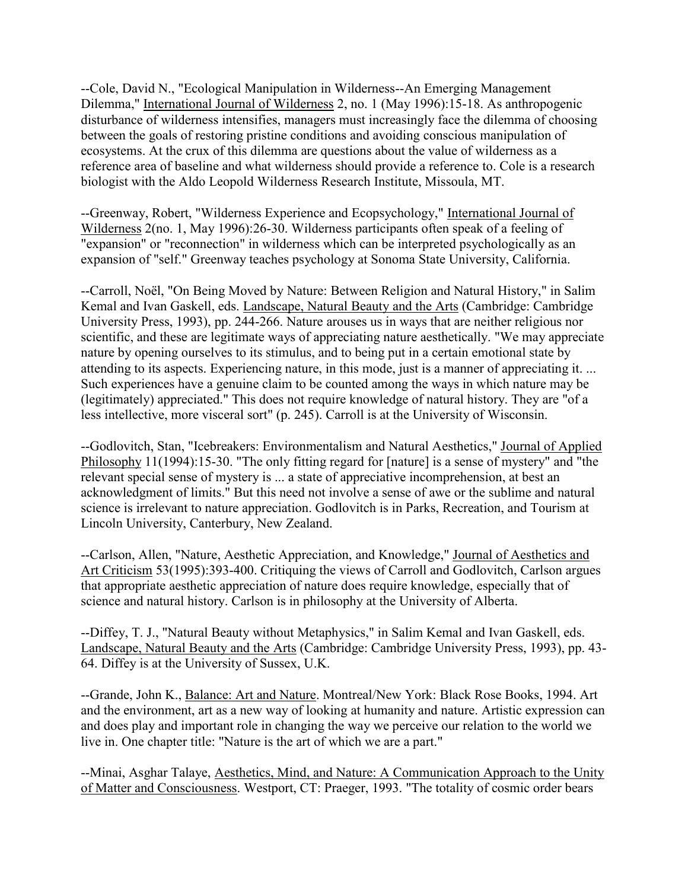--Cole, David N., "Ecological Manipulation in Wilderness--An Emerging Management Dilemma," International Journal of Wilderness 2, no. 1 (May 1996):15-18. As anthropogenic disturbance of wilderness intensifies, managers must increasingly face the dilemma of choosing between the goals of restoring pristine conditions and avoiding conscious manipulation of ecosystems. At the crux of this dilemma are questions about the value of wilderness as a reference area of baseline and what wilderness should provide a reference to. Cole is a research biologist with the Aldo Leopold Wilderness Research Institute, Missoula, MT.

--Greenway, Robert, "Wilderness Experience and Ecopsychology," International Journal of Wilderness 2(no. 1, May 1996):26-30. Wilderness participants often speak of a feeling of "expansion" or "reconnection" in wilderness which can be interpreted psychologically as an expansion of "self." Greenway teaches psychology at Sonoma State University, California.

--Carroll, Noël, "On Being Moved by Nature: Between Religion and Natural History," in Salim Kemal and Ivan Gaskell, eds. Landscape, Natural Beauty and the Arts (Cambridge: Cambridge University Press, 1993), pp. 244-266. Nature arouses us in ways that are neither religious nor scientific, and these are legitimate ways of appreciating nature aesthetically. "We may appreciate nature by opening ourselves to its stimulus, and to being put in a certain emotional state by attending to its aspects. Experiencing nature, in this mode, just is a manner of appreciating it. ... Such experiences have a genuine claim to be counted among the ways in which nature may be (legitimately) appreciated." This does not require knowledge of natural history. They are "of a less intellective, more visceral sort" (p. 245). Carroll is at the University of Wisconsin.

--Godlovitch, Stan, "Icebreakers: Environmentalism and Natural Aesthetics," Journal of Applied Philosophy 11(1994):15-30. "The only fitting regard for [nature] is a sense of mystery" and "the relevant special sense of mystery is ... a state of appreciative incomprehension, at best an acknowledgment of limits." But this need not involve a sense of awe or the sublime and natural science is irrelevant to nature appreciation. Godlovitch is in Parks, Recreation, and Tourism at Lincoln University, Canterbury, New Zealand.

--Carlson, Allen, "Nature, Aesthetic Appreciation, and Knowledge," Journal of Aesthetics and Art Criticism 53(1995):393-400. Critiquing the views of Carroll and Godlovitch, Carlson argues that appropriate aesthetic appreciation of nature does require knowledge, especially that of science and natural history. Carlson is in philosophy at the University of Alberta.

--Diffey, T. J., "Natural Beauty without Metaphysics," in Salim Kemal and Ivan Gaskell, eds. Landscape, Natural Beauty and the Arts (Cambridge: Cambridge University Press, 1993), pp. 43-64. Diffey is at the University of Sussex, U.K.

--Grande, John K., Balance: Art and Nature. Montreal/New York: Black Rose Books, 1994. Art and the environment, art as a new way of looking at humanity and nature. Artistic expression can and does play and important role in changing the way we perceive our relation to the world we live in. One chapter title: "Nature is the art of which we are a part."

--Minai, Asghar Talaye, Aesthetics, Mind, and Nature: A Communication Approach to the Unity of Matter and Consciousness. Westport, CT: Praeger, 1993. "The totality of cosmic order bears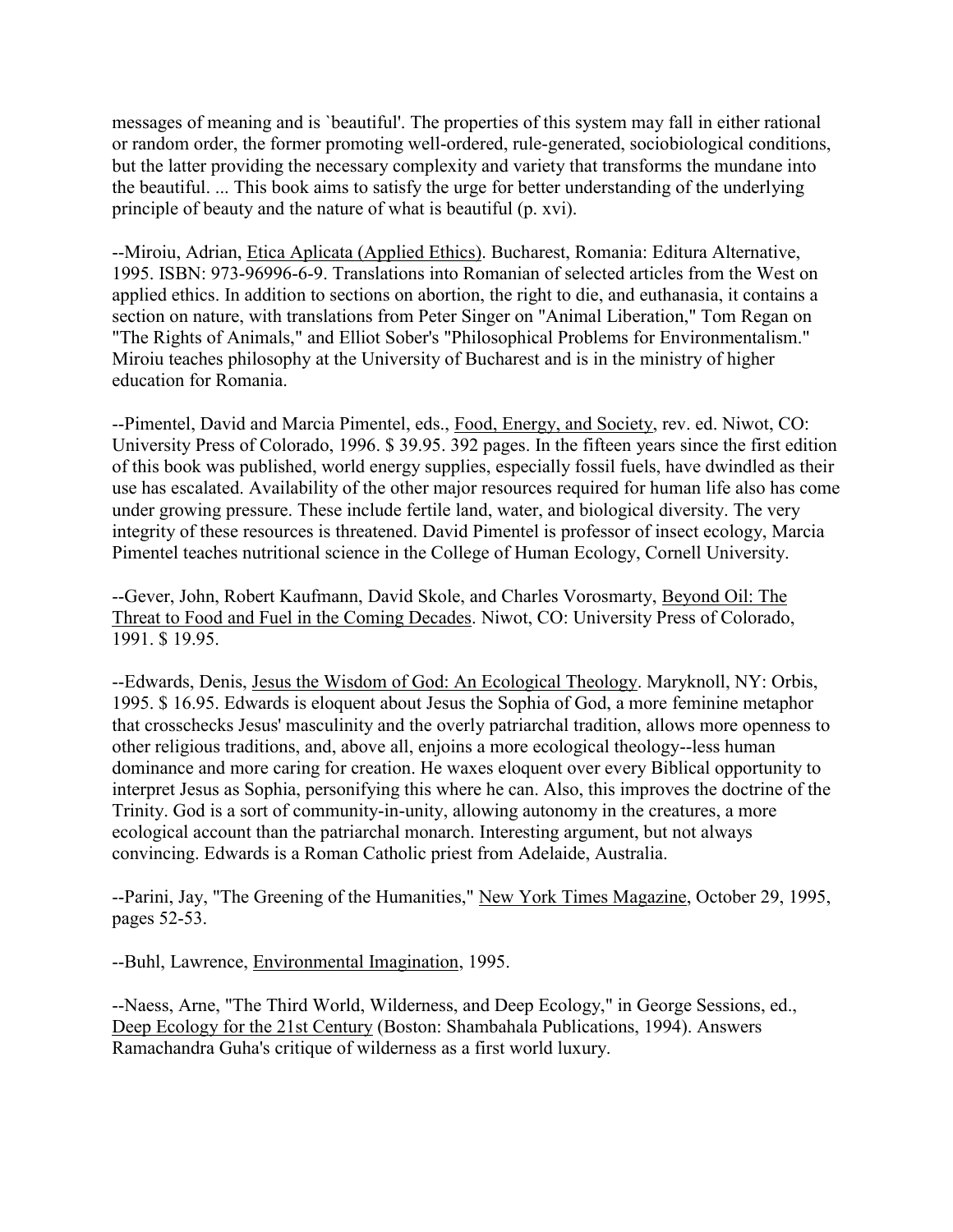messages of meaning and is `beautiful'. The properties of this system may fall in either rational or random order, the former promoting well-ordered, rule-generated, sociobiological conditions, but the latter providing the necessary complexity and variety that transforms the mundane into the beautiful. ... This book aims to satisfy the urge for better understanding of the underlying principle of beauty and the nature of what is beautiful (p. xvi).

--Miroiu, Adrian, Etica Aplicata (Applied Ethics). Bucharest, Romania: Editura Alternative, 1995. ISBN: 973-96996-6-9. Translations into Romanian of selected articles from the West on applied ethics. In addition to sections on abortion, the right to die, and euthanasia, it contains a section on nature, with translations from Peter Singer on "Animal Liberation," Tom Regan on "The Rights of Animals," and Elliot Sober's "Philosophical Problems for Environmentalism." Miroiu teaches philosophy at the University of Bucharest and is in the ministry of higher education for Romania.

--Pimentel, David and Marcia Pimentel, eds., Food, Energy, and Society, rev. ed. Niwot, CO: University Press of Colorado, 1996. $ 39.95. 392 pages. In the fifteen years since the first edition of this book was published, world energy supplies, especially fossil fuels, have dwindled as their use has escalated. Availability of the other major resources required for human life also has come under growing pressure. These include fertile land, water, and biological diversity. The very integrity of these resources is threatened. David Pimentel is professor of insect ecology, Marcia Pimentel teaches nutritional science in the College of Human Ecology, Cornell University.

--Gever, John, Robert Kaufmann, David Skole, and Charles Vorosmarty, Beyond Oil: The Threat to Food and Fuel in the Coming Decades. Niwot, CO: University Press of Colorado, 1991. $ 19.95.

--Edwards, Denis, Jesus the Wisdom of God: An Ecological Theology. Maryknoll, NY: Orbis, 1995. $ 16.95. Edwards is eloquent about Jesus the Sophia of God, a more feminine metaphor that crosschecks Jesus' masculinity and the overly patriarchal tradition, allows more openness to other religious traditions, and, above all, enjoins a more ecological theology--less human dominance and more caring for creation. He waxes eloquent over every Biblical opportunity to interpret Jesus as Sophia, personifying this where he can. Also, this improves the doctrine of the Trinity. God is a sort of community-in-unity, allowing autonomy in the creatures, a more ecological account than the patriarchal monarch. Interesting argument, but not always convincing. Edwards is a Roman Catholic priest from Adelaide, Australia.

--Parini, Jay, "The Greening of the Humanities," New York Times Magazine, October 29, 1995, pages 52-53.

--Buhl, Lawrence, Environmental Imagination, 1995.

--Naess, Arne, "The Third World, Wilderness, and Deep Ecology," in George Sessions, ed., Deep Ecology for the 21st Century (Boston: Shambahala Publications, 1994). Answers Ramachandra Guha's critique of wilderness as a first world luxury.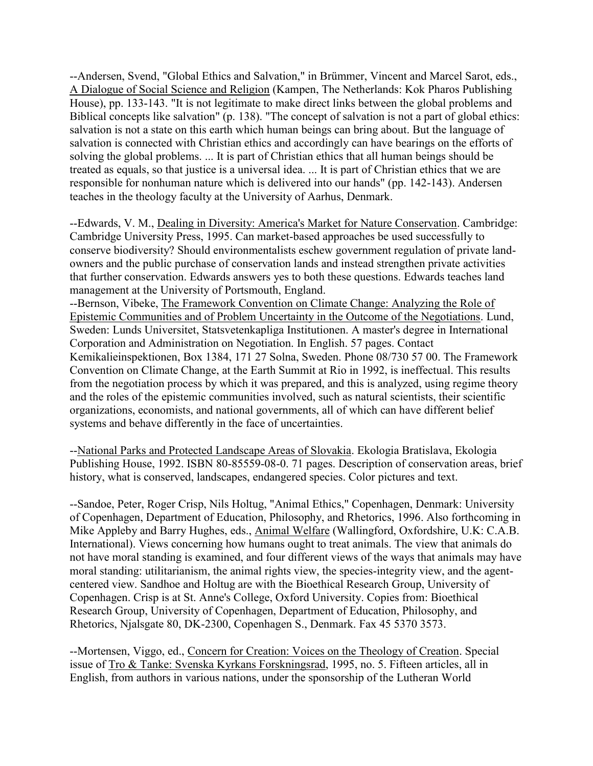--Andersen, Svend, "Global Ethics and Salvation," in Brümmer, Vincent and Marcel Sarot, eds., A Dialogue of Social Science and Religion (Kampen, The Netherlands: Kok Pharos Publishing House), pp. 133-143. "It is not legitimate to make direct links between the global problems and Biblical concepts like salvation" (p. 138). "The concept of salvation is not a part of global ethics: salvation is not a state on this earth which human beings can bring about. But the language of salvation is connected with Christian ethics and accordingly can have bearings on the efforts of solving the global problems. ... It is part of Christian ethics that all human beings should be treated as equals, so that justice is a universal idea. ... It is part of Christian ethics that we are responsible for nonhuman nature which is delivered into our hands" (pp. 142-143). Andersen teaches in the theology faculty at the University of Aarhus, Denmark.

--Edwards, V. M., Dealing in Diversity: America's Market for Nature Conservation. Cambridge: Cambridge University Press, 1995. Can market-based approaches be used successfully to conserve biodiversity? Should environmentalists eschew government regulation of private land-owners and the public purchase of conservation lands and instead strengthen private activities that further conservation. Edwards answers yes to both these questions. Edwards teaches land management at the University of Portsmouth, England.

--Bernson, Vibeke, The Framework Convention on Climate Change: Analyzing the Role of Epistemic Communities and of Problem Uncertainty in the Outcome of the Negotiations. Lund, Sweden: Lunds Universitet, Statsvetenkapliga Institutionen. A master's degree in International Corporation and Administration on Negotiation. In English. 57 pages. Contact Kemikalieinspektionen, Box 1384, 171 27 Solna, Sweden. Phone 08/730 57 00. The Framework Convention on Climate Change, at the Earth Summit at Rio in 1992, is ineffectual. This results from the negotiation process by which it was prepared, and this is analyzed, using regime theory and the roles of the epistemic communities involved, such as natural scientists, their scientific organizations, economists, and national governments, all of which can have different belief systems and behave differently in the face of uncertainties.

--National Parks and Protected Landscape Areas of Slovakia. Ekologia Bratislava, Ekologia Publishing House, 1992. ISBN 80-85559-08-0. 71 pages. Description of conservation areas, brief history, what is conserved, landscapes, endangered species. Color pictures and text.

--Sandoe, Peter, Roger Crisp, Nils Holtug, "Animal Ethics," Copenhagen, Denmark: University of Copenhagen, Department of Education, Philosophy, and Rhetorics, 1996. Also forthcoming in Mike Appleby and Barry Hughes, eds., Animal Welfare (Wallingford, Oxfordshire, U.K: C.A.B. International). Views concerning how humans ought to treat animals. The view that animals do not have moral standing is examined, and four different views of the ways that animals may have moral standing: utilitarianism, the animal rights view, the species-integrity view, and the agent-centered view. Sandhoe and Holtug are with the Bioethical Research Group, University of Copenhagen. Crisp is at St. Anne's College, Oxford University. Copies from: Bioethical Research Group, University of Copenhagen, Department of Education, Philosophy, and Rhetorics, Njalsgate 80, DK-2300, Copenhagen S., Denmark. Fax 45 5370 3573.

--Mortensen, Viggo, ed., Concern for Creation: Voices on the Theology of Creation. Special issue of Tro & Tanke: Svenska Kyrkans Forskningsrad, 1995, no. 5. Fifteen articles, all in English, from authors in various nations, under the sponsorship of the Lutheran World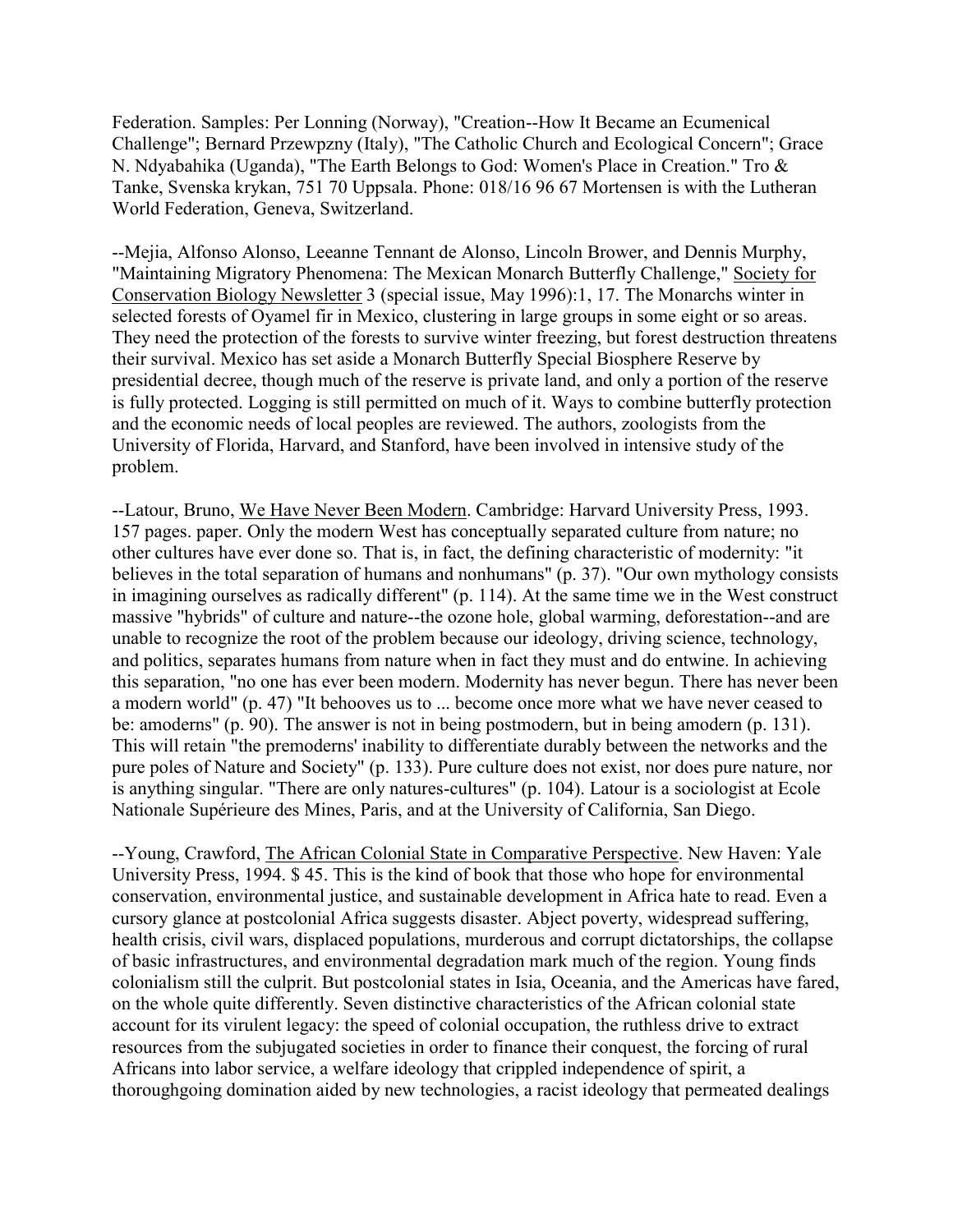Federation. Samples: Per Lonning (Norway), "Creation--How It Became an Ecumenical Challenge"; Bernard Przewpzny (Italy), "The Catholic Church and Ecological Concern"; Grace N. Ndyabahika (Uganda), "The Earth Belongs to God: Women's Place in Creation." Tro & Tanke, Svenska krykan, 751 70 Uppsala. Phone: 018/16 96 67 Mortensen is with the Lutheran World Federation, Geneva, Switzerland.

--Mejia, Alfonso Alonso, Leeanne Tennant de Alonso, Lincoln Brower, and Dennis Murphy, "Maintaining Migratory Phenomena: The Mexican Monarch Butterfly Challenge," Society for Conservation Biology Newsletter 3 (special issue, May 1996):1, 17. The Monarchs winter in selected forests of Oyamel fir in Mexico, clustering in large groups in some eight or so areas. They need the protection of the forests to survive winter freezing, but forest destruction threatens their survival. Mexico has set aside a Monarch Butterfly Special Biosphere Reserve by presidential decree, though much of the reserve is private land, and only a portion of the reserve is fully protected. Logging is still permitted on much of it. Ways to combine butterfly protection and the economic needs of local peoples are reviewed. The authors, zoologists from the University of Florida, Harvard, and Stanford, have been involved in intensive study of the problem.

--Latour, Bruno, We Have Never Been Modern. Cambridge: Harvard University Press, 1993. 157 pages. paper. Only the modern West has conceptually separated culture from nature; no other cultures have ever done so. That is, in fact, the defining characteristic of modernity: "it believes in the total separation of humans and nonhumans" (p. 37). "Our own mythology consists in imagining ourselves as radically different" (p. 114). At the same time we in the West construct massive "hybrids" of culture and nature--the ozone hole, global warming, deforestation--and are unable to recognize the root of the problem because our ideology, driving science, technology, and politics, separates humans from nature when in fact they must and do entwine. In achieving this separation, "no one has ever been modern. Modernity has never begun. There has never been a modern world" (p. 47) "It behooves us to ... become once more what we have never ceased to be: amoderns" (p. 90). The answer is not in being postmodern, but in being amodern (p. 131). This will retain "the premoderns' inability to differentiate durably between the networks and the pure poles of Nature and Society" (p. 133). Pure culture does not exist, nor does pure nature, nor is anything singular. "There are only natures-cultures" (p. 104). Latour is a sociologist at Ecole Nationale Supérieure des Mines, Paris, and at the University of California, San Diego.

--Young, Crawford, The African Colonial State in Comparative Perspective. New Haven: Yale University Press, 1994. $ 45. This is the kind of book that those who hope for environmental conservation, environmental justice, and sustainable development in Africa hate to read. Even a cursory glance at postcolonial Africa suggests disaster. Abject poverty, widespread suffering, health crisis, civil wars, displaced populations, murderous and corrupt dictatorships, the collapse of basic infrastructures, and environmental degradation mark much of the region. Young finds colonialism still the culprit. But postcolonial states in Isia, Oceania, and the Americas have fared, on the whole quite differently. Seven distinctive characteristics of the African colonial state account for its virulent legacy: the speed of colonial occupation, the ruthless drive to extract resources from the subjugated societies in order to finance their conquest, the forcing of rural Africans into labor service, a welfare ideology that crippled independence of spirit, a thoroughgoing domination aided by new technologies, a racist ideology that permeated dealings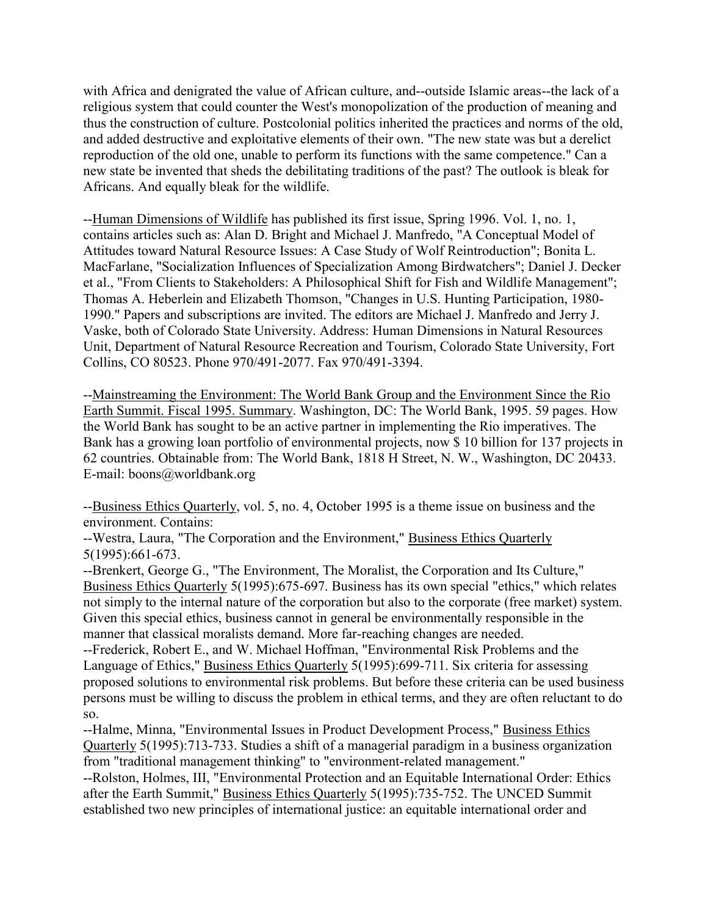with Africa and denigrated the value of African culture, and--outside Islamic areas--the lack of a religious system that could counter the West's monopolization of the production of meaning and thus the construction of culture. Postcolonial politics inherited the practices and norms of the old, and added destructive and exploitative elements of their own. "The new state was but a derelict reproduction of the old one, unable to perform its functions with the same competence." Can a new state be invented that sheds the debilitating traditions of the past? The outlook is bleak for Africans. And equally bleak for the wildlife.

--Human Dimensions of Wildlife has published its first issue, Spring 1996. Vol. 1, no. 1, contains articles such as: Alan D. Bright and Michael J. Manfredo, "A Conceptual Model of Attitudes toward Natural Resource Issues: A Case Study of Wolf Reintroduction"; Bonita L. MacFarlane, "Socialization Influences of Specialization Among Birdwatchers"; Daniel J. Decker et al., "From Clients to Stakeholders: A Philosophical Shift for Fish and Wildlife Management"; Thomas A. Heberlein and Elizabeth Thomson, "Changes in U.S. Hunting Participation, 1980-1990." Papers and subscriptions are invited. The editors are Michael J. Manfredo and Jerry J. Vaske, both of Colorado State University. Address: Human Dimensions in Natural Resources Unit, Department of Natural Resource Recreation and Tourism, Colorado State University, Fort Collins, CO 80523. Phone 970/491-2077. Fax 970/491-3394.

--Mainstreaming the Environment: The World Bank Group and the Environment Since the Rio Earth Summit. Fiscal 1995. Summary. Washington, DC: The World Bank, 1995. 59 pages. How the World Bank has sought to be an active partner in implementing the Rio imperatives. The Bank has a growing loan portfolio of environmental projects, now $ 10 billion for 137 projects in 62 countries. Obtainable from: The World Bank, 1818 H Street, N. W., Washington, DC 20433. E-mail: boons@worldbank.org

--Business Ethics Quarterly, vol. 5, no. 4, October 1995 is a theme issue on business and the environment. Contains:

--Westra, Laura, "The Corporation and the Environment," Business Ethics Quarterly 5(1995):661-673.

--Brenkert, George G., "The Environment, The Moralist, the Corporation and Its Culture," Business Ethics Quarterly 5(1995):675-697. Business has its own special "ethics," which relates not simply to the internal nature of the corporation but also to the corporate (free market) system. Given this special ethics, business cannot in general be environmentally responsible in the manner that classical moralists demand. More far-reaching changes are needed.

--Frederick, Robert E., and W. Michael Hoffman, "Environmental Risk Problems and the Language of Ethics," Business Ethics Quarterly 5(1995):699-711. Six criteria for assessing proposed solutions to environmental risk problems. But before these criteria can be used business persons must be willing to discuss the problem in ethical terms, and they are often reluctant to do so.

--Halme, Minna, "Environmental Issues in Product Development Process," Business Ethics Quarterly 5(1995):713-733. Studies a shift of a managerial paradigm in a business organization from "traditional management thinking" to "environment-related management."

--Rolston, Holmes, III, "Environmental Protection and an Equitable International Order: Ethics after the Earth Summit," Business Ethics Quarterly 5(1995):735-752. The UNCED Summit established two new principles of international justice: an equitable international order and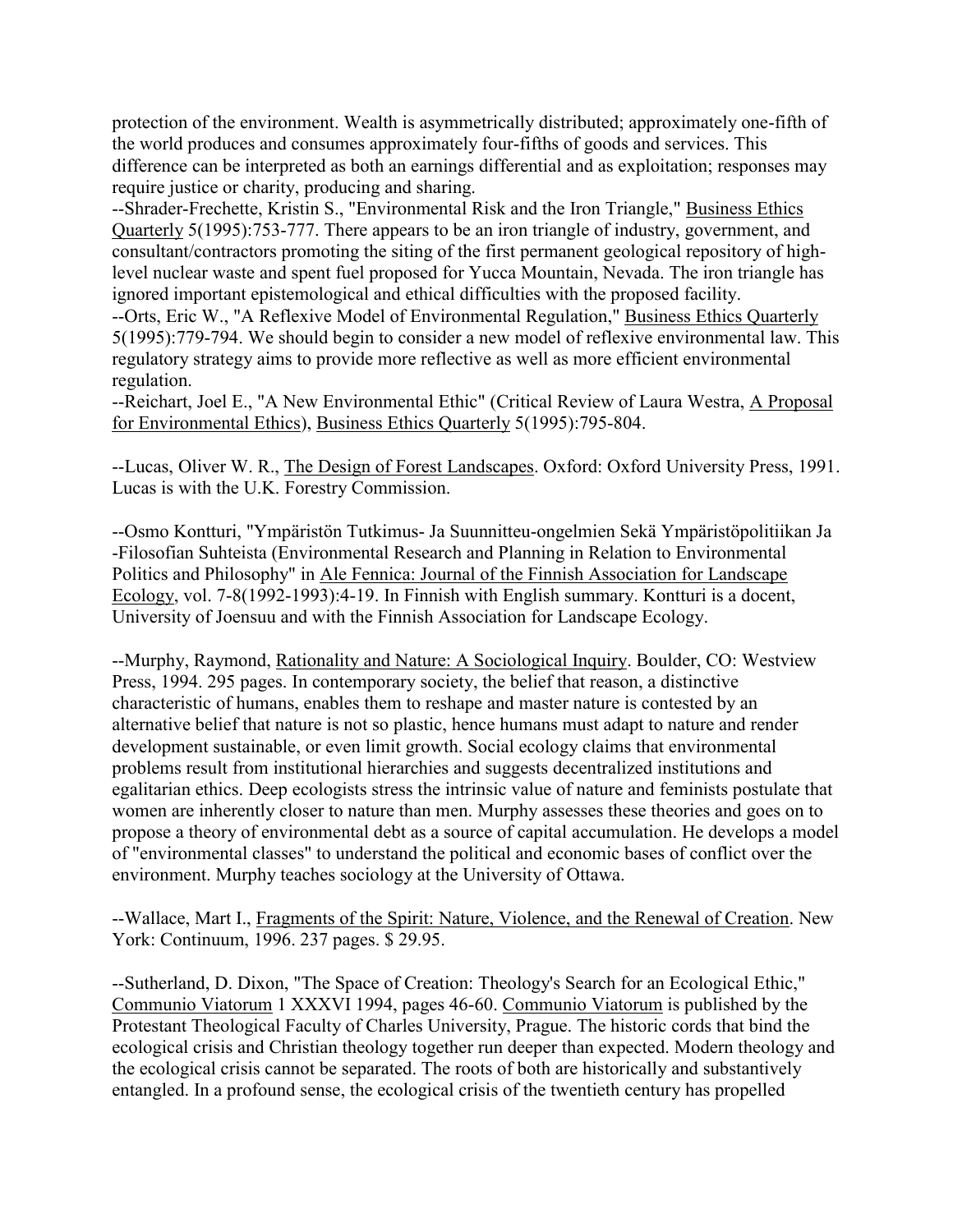protection of the environment. Wealth is asymmetrically distributed; approximately one-fifth of the world produces and consumes approximately four-fifths of goods and services. This difference can be interpreted as both an earnings differential and as exploitation; responses may require justice or charity, producing and sharing.

--Shrader-Frechette, Kristin S., "Environmental Risk and the Iron Triangle," Business Ethics Quarterly 5(1995):753-777. There appears to be an iron triangle of industry, government, and consultant/contractors promoting the siting of the first permanent geological repository of high-level nuclear waste and spent fuel proposed for Yucca Mountain, Nevada. The iron triangle has ignored important epistemological and ethical difficulties with the proposed facility.

--Orts, Eric W., "A Reflexive Model of Environmental Regulation," Business Ethics Quarterly 5(1995):779-794. We should begin to consider a new model of reflexive environmental law. This regulatory strategy aims to provide more reflective as well as more efficient environmental regulation.

--Reichart, Joel E., "A New Environmental Ethic" (Critical Review of Laura Westra, A Proposal for Environmental Ethics), Business Ethics Quarterly 5(1995):795-804.

--Lucas, Oliver W. R., The Design of Forest Landscapes. Oxford: Oxford University Press, 1991. Lucas is with the U.K. Forestry Commission.

--Osmo Kontturi, "Ympäristön Tutkimus- Ja Suunnitteu-ongelmien Sekä Ympäristöpolitiikan Ja -Filosofian Suhteista (Environmental Research and Planning in Relation to Environmental Politics and Philosophy" in Ale Fennica: Journal of the Finnish Association for Landscape Ecology, vol. 7-8(1992-1993):4-19. In Finnish with English summary. Kontturi is a docent, University of Joensuu and with the Finnish Association for Landscape Ecology.

--Murphy, Raymond, Rationality and Nature: A Sociological Inquiry. Boulder, CO: Westview Press, 1994. 295 pages. In contemporary society, the belief that reason, a distinctive characteristic of humans, enables them to reshape and master nature is contested by an alternative belief that nature is not so plastic, hence humans must adapt to nature and render development sustainable, or even limit growth. Social ecology claims that environmental problems result from institutional hierarchies and suggests decentralized institutions and egalitarian ethics. Deep ecologists stress the intrinsic value of nature and feminists postulate that women are inherently closer to nature than men. Murphy assesses these theories and goes on to propose a theory of environmental debt as a source of capital accumulation. He develops a model of "environmental classes" to understand the political and economic bases of conflict over the environment. Murphy teaches sociology at the University of Ottawa.

--Wallace, Mart I., Fragments of the Spirit: Nature, Violence, and the Renewal of Creation. New York: Continuum, 1996. 237 pages. $ 29.95.

--Sutherland, D. Dixon, "The Space of Creation: Theology's Search for an Ecological Ethic," Communio Viatorum 1 XXXVI 1994, pages 46-60. Communio Viatorum is published by the Protestant Theological Faculty of Charles University, Prague. The historic cords that bind the ecological crisis and Christian theology together run deeper than expected. Modern theology and the ecological crisis cannot be separated. The roots of both are historically and substantively entangled. In a profound sense, the ecological crisis of the twentieth century has propelled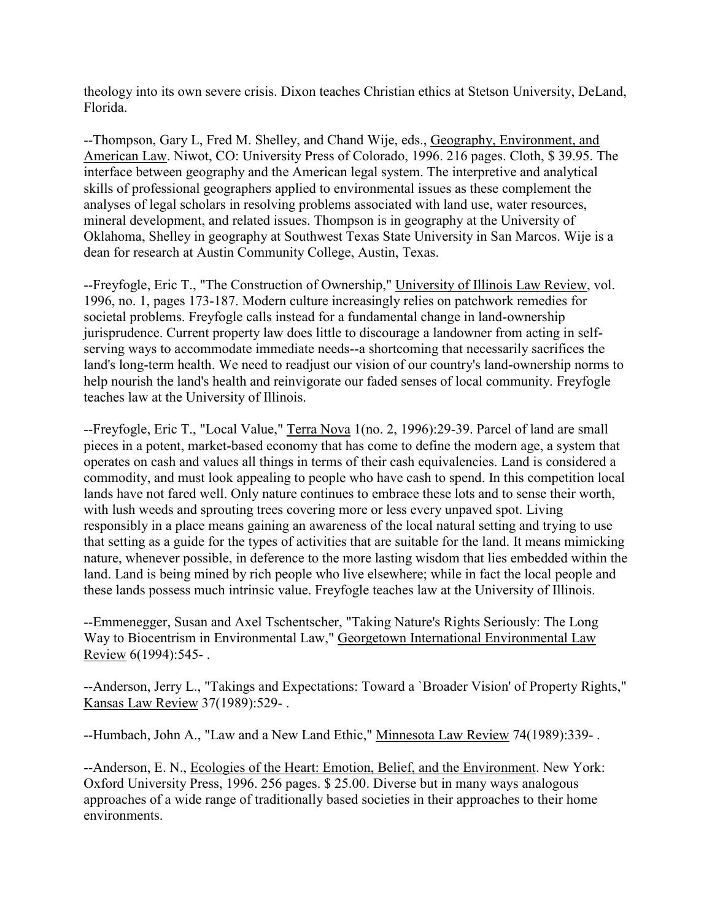theology into its own severe crisis. Dixon teaches Christian ethics at Stetson University, DeLand, Florida.

--Thompson, Gary L, Fred M. Shelley, and Chand Wije, eds., Geography, Environment, and American Law. Niwot, CO: University Press of Colorado, 1996. 216 pages. Cloth, $ 39.95. The interface between geography and the American legal system. The interpretive and analytical skills of professional geographers applied to environmental issues as these complement the analyses of legal scholars in resolving problems associated with land use, water resources, mineral development, and related issues. Thompson is in geography at the University of Oklahoma, Shelley in geography at Southwest Texas State University in San Marcos. Wije is a dean for research at Austin Community College, Austin, Texas.

--Freyfogle, Eric T., "The Construction of Ownership," University of Illinois Law Review, vol. 1996, no. 1, pages 173-187. Modern culture increasingly relies on patchwork remedies for societal problems. Freyfogle calls instead for a fundamental change in land-ownership jurisprudence. Current property law does little to discourage a landowner from acting in self-serving ways to accommodate immediate needs--a shortcoming that necessarily sacrifices the land's long-term health. We need to readjust our vision of our country's land-ownership norms to help nourish the land's health and reinvigorate our faded senses of local community. Freyfogle teaches law at the University of Illinois.

--Freyfogle, Eric T., "Local Value," Terra Nova 1(no. 2, 1996):29-39. Parcel of land are small pieces in a potent, market-based economy that has come to define the modern age, a system that operates on cash and values all things in terms of their cash equivalencies. Land is considered a commodity, and must look appealing to people who have cash to spend. In this competition local lands have not fared well. Only nature continues to embrace these lots and to sense their worth, with lush weeds and sprouting trees covering more or less every unpaved spot. Living responsibly in a place means gaining an awareness of the local natural setting and trying to use that setting as a guide for the types of activities that are suitable for the land. It means mimicking nature, whenever possible, in deference to the more lasting wisdom that lies embedded within the land. Land is being mined by rich people who live elsewhere; while in fact the local people and these lands possess much intrinsic value. Freyfogle teaches law at the University of Illinois.

--Emmenegger, Susan and Axel Tschentscher, "Taking Nature's Rights Seriously: The Long Way to Biocentrism in Environmental Law," Georgetown International Environmental Law Review 6(1994):545- .

--Anderson, Jerry L., "Takings and Expectations: Toward a `Broader Vision' of Property Rights," Kansas Law Review 37(1989):529- .

--Humbach, John A., "Law and a New Land Ethic," Minnesota Law Review 74(1989):339- .

--Anderson, E. N., Ecologies of the Heart: Emotion, Belief, and the Environment. New York: Oxford University Press, 1996. 256 pages. $ 25.00. Diverse but in many ways analogous approaches of a wide range of traditionally based societies in their approaches to their home environments.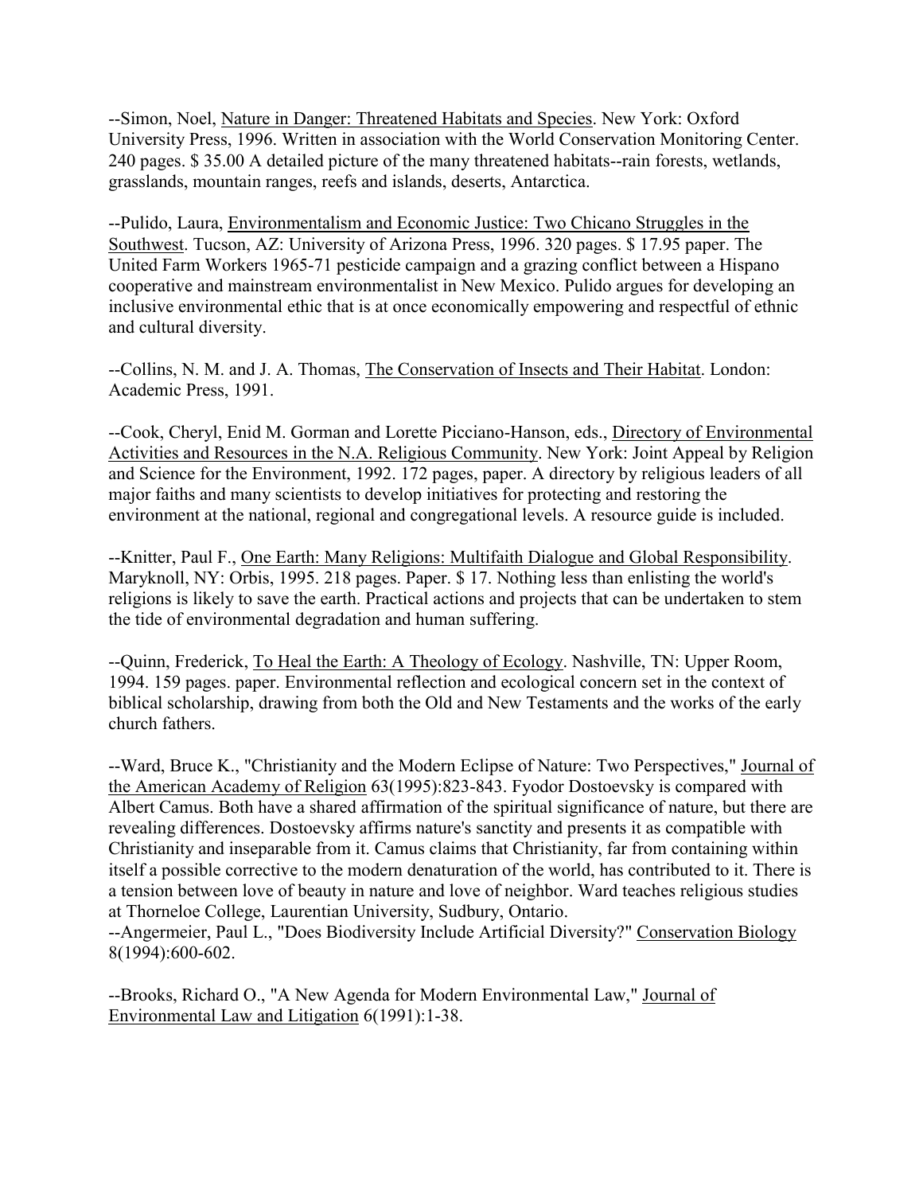--Simon, Noel, Nature in Danger: Threatened Habitats and Species. New York: Oxford University Press, 1996. Written in association with the World Conservation Monitoring Center. 240 pages. $ 35.00 A detailed picture of the many threatened habitats--rain forests, wetlands, grasslands, mountain ranges, reefs and islands, deserts, Antarctica.

--Pulido, Laura, Environmentalism and Economic Justice: Two Chicano Struggles in the Southwest. Tucson, AZ: University of Arizona Press, 1996. 320 pages. $ 17.95 paper. The United Farm Workers 1965-71 pesticide campaign and a grazing conflict between a Hispano cooperative and mainstream environmentalist in New Mexico. Pulido argues for developing an inclusive environmental ethic that is at once economically empowering and respectful of ethnic and cultural diversity.

--Collins, N. M. and J. A. Thomas, The Conservation of Insects and Their Habitat. London: Academic Press, 1991.

--Cook, Cheryl, Enid M. Gorman and Lorette Picciano-Hanson, eds., Directory of Environmental Activities and Resources in the N.A. Religious Community. New York: Joint Appeal by Religion and Science for the Environment, 1992. 172 pages, paper. A directory by religious leaders of all major faiths and many scientists to develop initiatives for protecting and restoring the environment at the national, regional and congregational levels. A resource guide is included.

--Knitter, Paul F., One Earth: Many Religions: Multifaith Dialogue and Global Responsibility. Maryknoll, NY: Orbis, 1995. 218 pages. Paper. $ 17. Nothing less than enlisting the world's religions is likely to save the earth. Practical actions and projects that can be undertaken to stem the tide of environmental degradation and human suffering.

--Quinn, Frederick, To Heal the Earth: A Theology of Ecology. Nashville, TN: Upper Room, 1994. 159 pages. paper. Environmental reflection and ecological concern set in the context of biblical scholarship, drawing from both the Old and New Testaments and the works of the early church fathers.

--Ward, Bruce K., "Christianity and the Modern Eclipse of Nature: Two Perspectives," Journal of the American Academy of Religion 63(1995):823-843. Fyodor Dostoevsky is compared with Albert Camus. Both have a shared affirmation of the spiritual significance of nature, but there are revealing differences. Dostoevsky affirms nature's sanctity and presents it as compatible with Christianity and inseparable from it. Camus claims that Christianity, far from containing within itself a possible corrective to the modern denaturation of the world, has contributed to it. There is a tension between love of beauty in nature and love of neighbor. Ward teaches religious studies at Thorneloe College, Laurentian University, Sudbury, Ontario.

--Angermeier, Paul L., "Does Biodiversity Include Artificial Diversity?" Conservation Biology 8(1994):600-602.

--Brooks, Richard O., "A New Agenda for Modern Environmental Law," Journal of Environmental Law and Litigation 6(1991):1-38.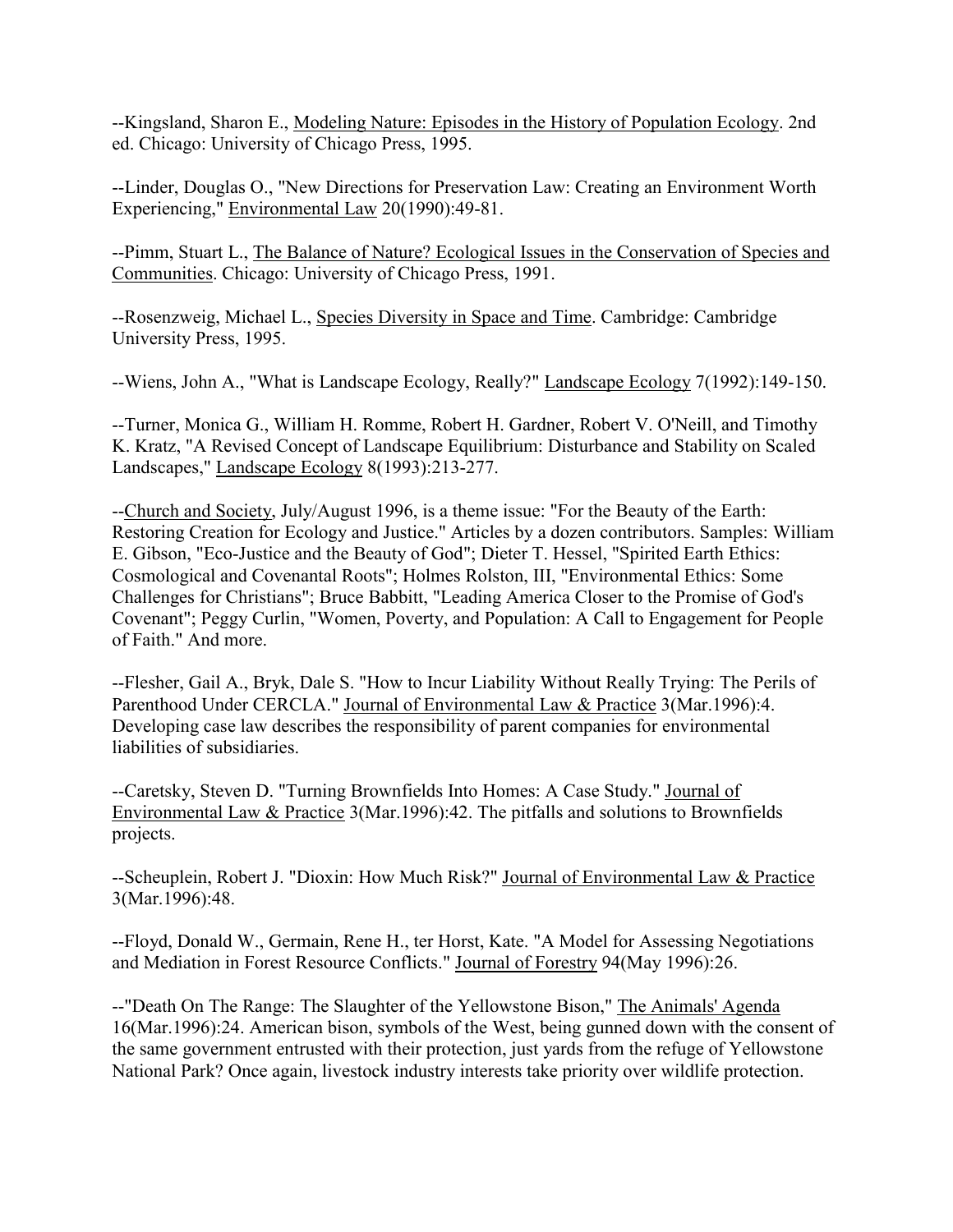--Kingsland, Sharon E., Modeling Nature: Episodes in the History of Population Ecology. 2nd ed. Chicago: University of Chicago Press, 1995.

--Linder, Douglas O., "New Directions for Preservation Law: Creating an Environment Worth Experiencing," Environmental Law 20(1990):49-81.

--Pimm, Stuart L., The Balance of Nature? Ecological Issues in the Conservation of Species and Communities. Chicago: University of Chicago Press, 1991.

--Rosenzweig, Michael L., Species Diversity in Space and Time. Cambridge: Cambridge University Press, 1995.

--Wiens, John A., "What is Landscape Ecology, Really?" Landscape Ecology 7(1992):149-150.

--Turner, Monica G., William H. Romme, Robert H. Gardner, Robert V. O'Neill, and Timothy K. Kratz, "A Revised Concept of Landscape Equilibrium: Disturbance and Stability on Scaled Landscapes," Landscape Ecology 8(1993):213-277.

--Church and Society, July/August 1996, is a theme issue: "For the Beauty of the Earth: Restoring Creation for Ecology and Justice." Articles by a dozen contributors. Samples: William E. Gibson, "Eco-Justice and the Beauty of God"; Dieter T. Hessel, "Spirited Earth Ethics: Cosmological and Covenantal Roots"; Holmes Rolston, III, "Environmental Ethics: Some Challenges for Christians"; Bruce Babbitt, "Leading America Closer to the Promise of God's Covenant"; Peggy Curlin, "Women, Poverty, and Population: A Call to Engagement for People of Faith." And more.

--Flesher, Gail A., Bryk, Dale S. "How to Incur Liability Without Really Trying: The Perils of Parenthood Under CERCLA." Journal of Environmental Law & Practice 3(Mar.1996):4. Developing case law describes the responsibility of parent companies for environmental liabilities of subsidiaries.

--Caretsky, Steven D. "Turning Brownfields Into Homes: A Case Study." Journal of Environmental Law & Practice 3(Mar.1996):42. The pitfalls and solutions to Brownfields projects.

--Scheuplein, Robert J. "Dioxin: How Much Risk?" Journal of Environmental Law & Practice 3(Mar.1996):48.

--Floyd, Donald W., Germain, Rene H., ter Horst, Kate. "A Model for Assessing Negotiations and Mediation in Forest Resource Conflicts." Journal of Forestry 94(May 1996):26.

--"Death On The Range: The Slaughter of the Yellowstone Bison," The Animals' Agenda 16(Mar.1996):24. American bison, symbols of the West, being gunned down with the consent of the same government entrusted with their protection, just yards from the refuge of Yellowstone National Park? Once again, livestock industry interests take priority over wildlife protection.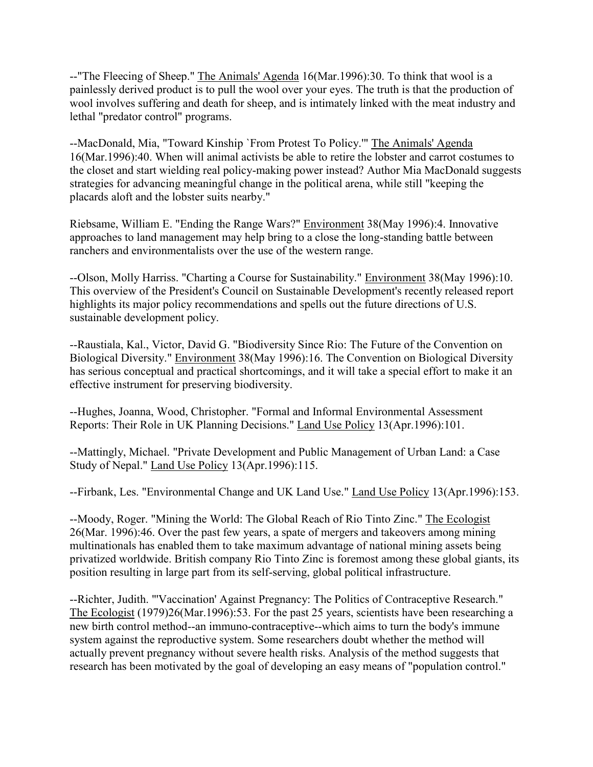--"The Fleecing of Sheep." The Animals' Agenda 16(Mar.1996):30. To think that wool is a painlessly derived product is to pull the wool over your eyes. The truth is that the production of wool involves suffering and death for sheep, and is intimately linked with the meat industry and lethal "predator control" programs.

--MacDonald, Mia, "Toward Kinship `From Protest To Policy.'" The Animals' Agenda 16(Mar.1996):40. When will animal activists be able to retire the lobster and carrot costumes to the closet and start wielding real policy-making power instead? Author Mia MacDonald suggests strategies for advancing meaningful change in the political arena, while still "keeping the placards aloft and the lobster suits nearby."

Riebsame, William E. "Ending the Range Wars?" Environment 38(May 1996):4. Innovative approaches to land management may help bring to a close the long-standing battle between ranchers and environmentalists over the use of the western range.

--Olson, Molly Harriss. "Charting a Course for Sustainability." Environment 38(May 1996):10. This overview of the President's Council on Sustainable Development's recently released report highlights its major policy recommendations and spells out the future directions of U.S. sustainable development policy.

--Raustiala, Kal., Victor, David G. "Biodiversity Since Rio: The Future of the Convention on Biological Diversity." Environment 38(May 1996):16. The Convention on Biological Diversity has serious conceptual and practical shortcomings, and it will take a special effort to make it an effective instrument for preserving biodiversity.

--Hughes, Joanna, Wood, Christopher. "Formal and Informal Environmental Assessment Reports: Their Role in UK Planning Decisions." Land Use Policy 13(Apr.1996):101.

--Mattingly, Michael. "Private Development and Public Management of Urban Land: a Case Study of Nepal." Land Use Policy 13(Apr.1996):115.

--Firbank, Les. "Environmental Change and UK Land Use." Land Use Policy 13(Apr.1996):153.

--Moody, Roger. "Mining the World: The Global Reach of Rio Tinto Zinc." The Ecologist 26(Mar. 1996):46. Over the past few years, a spate of mergers and takeovers among mining multinationals has enabled them to take maximum advantage of national mining assets being privatized worldwide. British company Rio Tinto Zinc is foremost among these global giants, its position resulting in large part from its self-serving, global political infrastructure.

--Richter, Judith. "'Vaccination' Against Pregnancy: The Politics of Contraceptive Research." The Ecologist (1979)26(Mar.1996):53. For the past 25 years, scientists have been researching a new birth control method--an immuno-contraceptive--which aims to turn the body's immune system against the reproductive system. Some researchers doubt whether the method will actually prevent pregnancy without severe health risks. Analysis of the method suggests that research has been motivated by the goal of developing an easy means of "population control."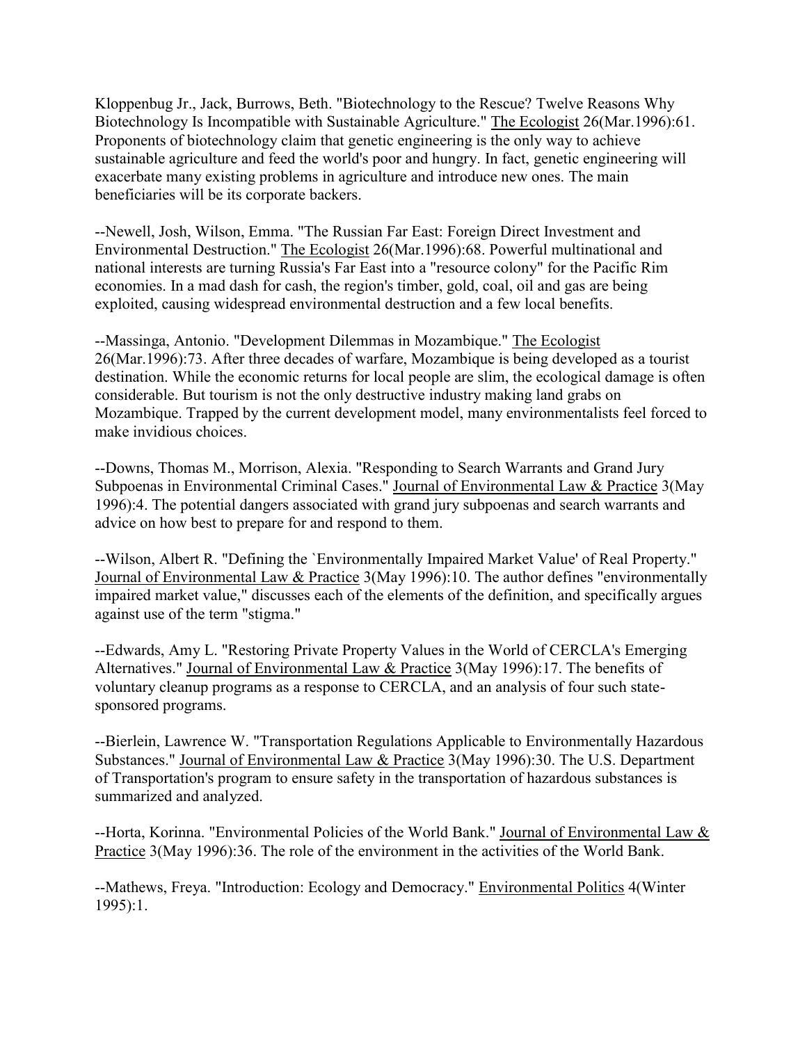Kloppenbug Jr., Jack, Burrows, Beth. "Biotechnology to the Rescue? Twelve Reasons Why Biotechnology Is Incompatible with Sustainable Agriculture." The Ecologist 26(Mar.1996):61. Proponents of biotechnology claim that genetic engineering is the only way to achieve sustainable agriculture and feed the world's poor and hungry. In fact, genetic engineering will exacerbate many existing problems in agriculture and introduce new ones. The main beneficiaries will be its corporate backers.

--Newell, Josh, Wilson, Emma. "The Russian Far East: Foreign Direct Investment and Environmental Destruction." The Ecologist 26(Mar.1996):68. Powerful multinational and national interests are turning Russia's Far East into a "resource colony" for the Pacific Rim economies. In a mad dash for cash, the region's timber, gold, coal, oil and gas are being exploited, causing widespread environmental destruction and a few local benefits.

--Massinga, Antonio. "Development Dilemmas in Mozambique." The Ecologist 26(Mar.1996):73. After three decades of warfare, Mozambique is being developed as a tourist destination. While the economic returns for local people are slim, the ecological damage is often considerable. But tourism is not the only destructive industry making land grabs on Mozambique. Trapped by the current development model, many environmentalists feel forced to make invidious choices.

--Downs, Thomas M., Morrison, Alexia. "Responding to Search Warrants and Grand Jury Subpoenas in Environmental Criminal Cases." Journal of Environmental Law & Practice 3(May 1996):4. The potential dangers associated with grand jury subpoenas and search warrants and advice on how best to prepare for and respond to them.

--Wilson, Albert R. "Defining the `Environmentally Impaired Market Value' of Real Property." Journal of Environmental Law & Practice 3(May 1996):10. The author defines "environmentally impaired market value," discusses each of the elements of the definition, and specifically argues against use of the term "stigma."

--Edwards, Amy L. "Restoring Private Property Values in the World of CERCLA's Emerging Alternatives." Journal of Environmental Law & Practice 3(May 1996):17. The benefits of voluntary cleanup programs as a response to CERCLA, and an analysis of four such state-sponsored programs.

--Bierlein, Lawrence W. "Transportation Regulations Applicable to Environmentally Hazardous Substances." Journal of Environmental Law & Practice 3(May 1996):30. The U.S. Department of Transportation's program to ensure safety in the transportation of hazardous substances is summarized and analyzed.

--Horta, Korinna. "Environmental Policies of the World Bank." Journal of Environmental Law & Practice 3(May 1996):36. The role of the environment in the activities of the World Bank.

--Mathews, Freya. "Introduction: Ecology and Democracy." Environmental Politics 4(Winter 1995):1.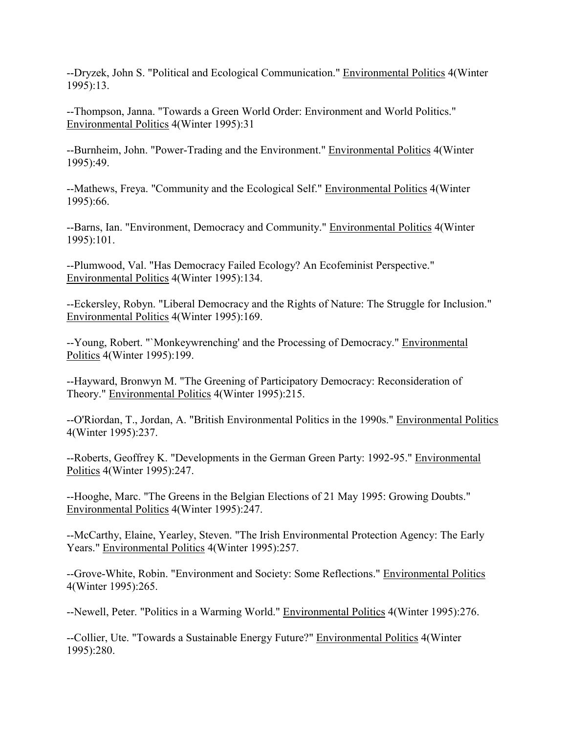--Dryzek, John S. "Political and Ecological Communication." Environmental Politics 4(Winter 1995):13.

--Thompson, Janna. "Towards a Green World Order: Environment and World Politics." Environmental Politics 4(Winter 1995):31

--Burnheim, John. "Power-Trading and the Environment." Environmental Politics 4(Winter 1995):49.

--Mathews, Freya. "Community and the Ecological Self." Environmental Politics 4(Winter 1995):66.

--Barns, Ian. "Environment, Democracy and Community." Environmental Politics 4(Winter 1995):101.

--Plumwood, Val. "Has Democracy Failed Ecology? An Ecofeminist Perspective." Environmental Politics 4(Winter 1995):134.

--Eckersley, Robyn. "Liberal Democracy and the Rights of Nature: The Struggle for Inclusion." Environmental Politics 4(Winter 1995):169.

--Young, Robert. "`Monkeywrenching' and the Processing of Democracy." Environmental Politics 4(Winter 1995):199.

--Hayward, Bronwyn M. "The Greening of Participatory Democracy: Reconsideration of Theory." Environmental Politics 4(Winter 1995):215.

--O'Riordan, T., Jordan, A. "British Environmental Politics in the 1990s." Environmental Politics 4(Winter 1995):237.

--Roberts, Geoffrey K. "Developments in the German Green Party: 1992-95." Environmental Politics 4(Winter 1995):247.

--Hooghe, Marc. "The Greens in the Belgian Elections of 21 May 1995: Growing Doubts." Environmental Politics 4(Winter 1995):247.

--McCarthy, Elaine, Yearley, Steven. "The Irish Environmental Protection Agency: The Early Years." Environmental Politics 4(Winter 1995):257.

--Grove-White, Robin. "Environment and Society: Some Reflections." Environmental Politics 4(Winter 1995):265.

--Newell, Peter. "Politics in a Warming World." Environmental Politics 4(Winter 1995):276.

--Collier, Ute. "Towards a Sustainable Energy Future?" Environmental Politics 4(Winter 1995):280.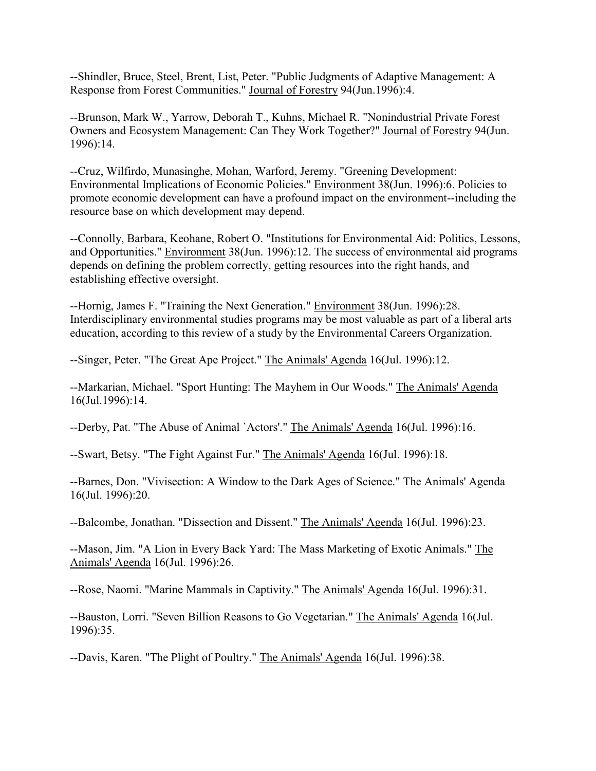--Shindler, Bruce, Steel, Brent, List, Peter. "Public Judgments of Adaptive Management: A Response from Forest Communities." Journal of Forestry 94(Jun.1996):4.

--Brunson, Mark W., Yarrow, Deborah T., Kuhns, Michael R. "Nonindustrial Private Forest Owners and Ecosystem Management: Can They Work Together?" Journal of Forestry 94(Jun. 1996):14.

--Cruz, Wilfirdo, Munasinghe, Mohan, Warford, Jeremy. "Greening Development: Environmental Implications of Economic Policies." Environment 38(Jun. 1996):6. Policies to promote economic development can have a profound impact on the environment--including the resource base on which development may depend.

--Connolly, Barbara, Keohane, Robert O. "Institutions for Environmental Aid: Politics, Lessons, and Opportunities." Environment 38(Jun. 1996):12. The success of environmental aid programs depends on defining the problem correctly, getting resources into the right hands, and establishing effective oversight.

--Hornig, James F. "Training the Next Generation." Environment 38(Jun. 1996):28. Interdisciplinary environmental studies programs may be most valuable as part of a liberal arts education, according to this review of a study by the Environmental Careers Organization.

--Singer, Peter. "The Great Ape Project." The Animals' Agenda 16(Jul. 1996):12.

--Markarian, Michael. "Sport Hunting: The Mayhem in Our Woods." The Animals' Agenda 16(Jul.1996):14.

--Derby, Pat. "The Abuse of Animal `Actors'." The Animals' Agenda 16(Jul. 1996):16.

--Swart, Betsy. "The Fight Against Fur." The Animals' Agenda 16(Jul. 1996):18.

--Barnes, Don. "Vivisection: A Window to the Dark Ages of Science." The Animals' Agenda 16(Jul. 1996):20.

--Balcombe, Jonathan. "Dissection and Dissent." The Animals' Agenda 16(Jul. 1996):23.

--Mason, Jim. "A Lion in Every Back Yard: The Mass Marketing of Exotic Animals." The Animals' Agenda 16(Jul. 1996):26.

--Rose, Naomi. "Marine Mammals in Captivity." The Animals' Agenda 16(Jul. 1996):31.

--Bauston, Lorri. "Seven Billion Reasons to Go Vegetarian." The Animals' Agenda 16(Jul. 1996):35.

--Davis, Karen. "The Plight of Poultry." The Animals' Agenda 16(Jul. 1996):38.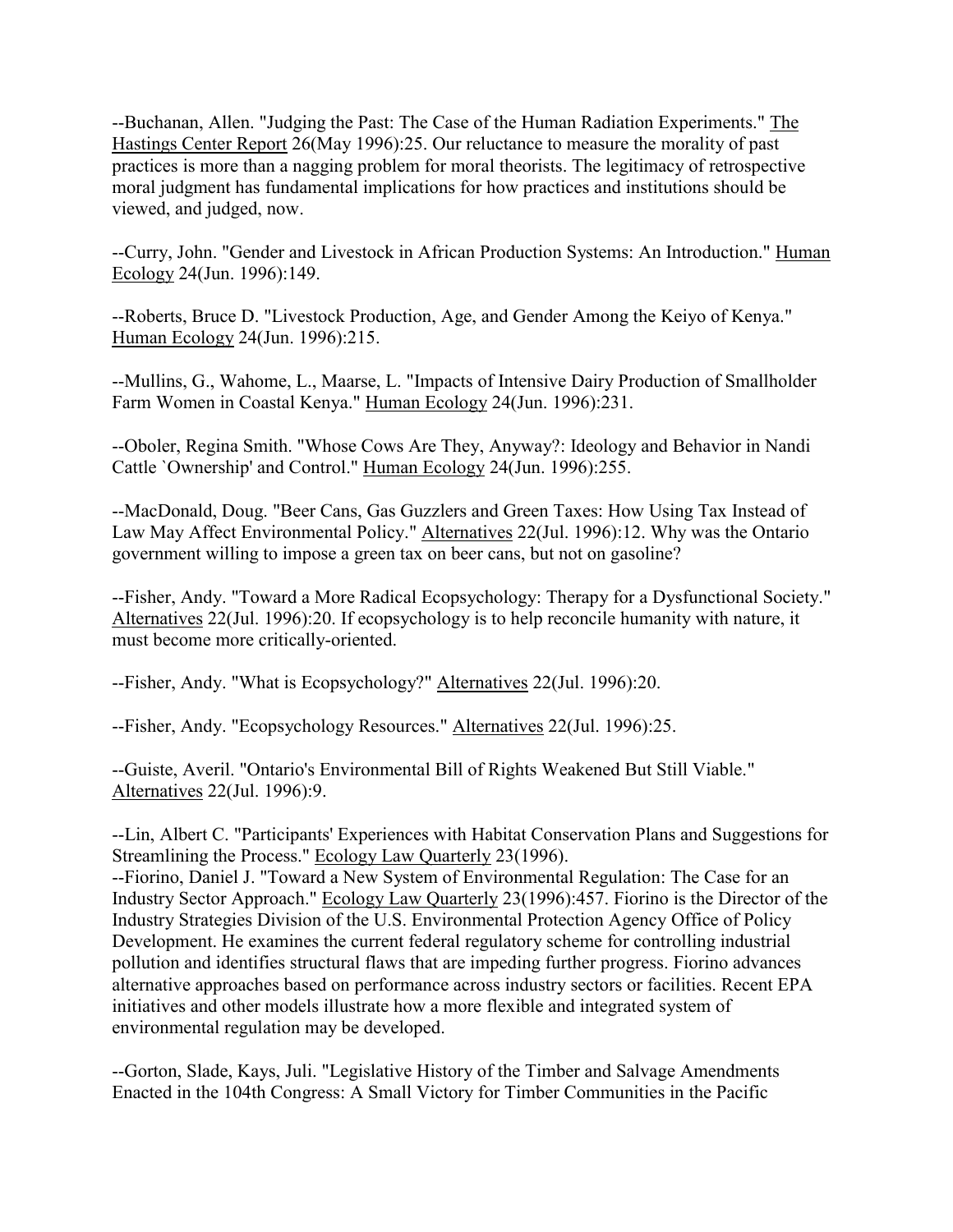--Buchanan, Allen. "Judging the Past: The Case of the Human Radiation Experiments." The Hastings Center Report 26(May 1996):25. Our reluctance to measure the morality of past practices is more than a nagging problem for moral theorists. The legitimacy of retrospective moral judgment has fundamental implications for how practices and institutions should be viewed, and judged, now.

--Curry, John. "Gender and Livestock in African Production Systems: An Introduction." Human Ecology 24(Jun. 1996):149.

--Roberts, Bruce D. "Livestock Production, Age, and Gender Among the Keiyo of Kenya." Human Ecology 24(Jun. 1996):215.

--Mullins, G., Wahome, L., Maarse, L. "Impacts of Intensive Dairy Production of Smallholder Farm Women in Coastal Kenya." Human Ecology 24(Jun. 1996):231.

--Oboler, Regina Smith. "Whose Cows Are They, Anyway?: Ideology and Behavior in Nandi Cattle `Ownership' and Control." Human Ecology 24(Jun. 1996):255.

--MacDonald, Doug. "Beer Cans, Gas Guzzlers and Green Taxes: How Using Tax Instead of Law May Affect Environmental Policy." Alternatives 22(Jul. 1996):12. Why was the Ontario government willing to impose a green tax on beer cans, but not on gasoline?

--Fisher, Andy. "Toward a More Radical Ecopsychology: Therapy for a Dysfunctional Society." Alternatives 22(Jul. 1996):20. If ecopsychology is to help reconcile humanity with nature, it must become more critically-oriented.

--Fisher, Andy. "What is Ecopsychology?" Alternatives 22(Jul. 1996):20.

--Fisher, Andy. "Ecopsychology Resources." Alternatives 22(Jul. 1996):25.

--Guiste, Averil. "Ontario's Environmental Bill of Rights Weakened But Still Viable." Alternatives 22(Jul. 1996):9.

--Lin, Albert C. "Participants' Experiences with Habitat Conservation Plans and Suggestions for Streamlining the Process." Ecology Law Quarterly 23(1996).

--Fiorino, Daniel J. "Toward a New System of Environmental Regulation: The Case for an Industry Sector Approach." Ecology Law Quarterly 23(1996):457. Fiorino is the Director of the Industry Strategies Division of the U.S. Environmental Protection Agency Office of Policy Development. He examines the current federal regulatory scheme for controlling industrial pollution and identifies structural flaws that are impeding further progress. Fiorino advances alternative approaches based on performance across industry sectors or facilities. Recent EPA initiatives and other models illustrate how a more flexible and integrated system of environmental regulation may be developed.

--Gorton, Slade, Kays, Juli. "Legislative History of the Timber and Salvage Amendments Enacted in the 104th Congress: A Small Victory for Timber Communities in the Pacific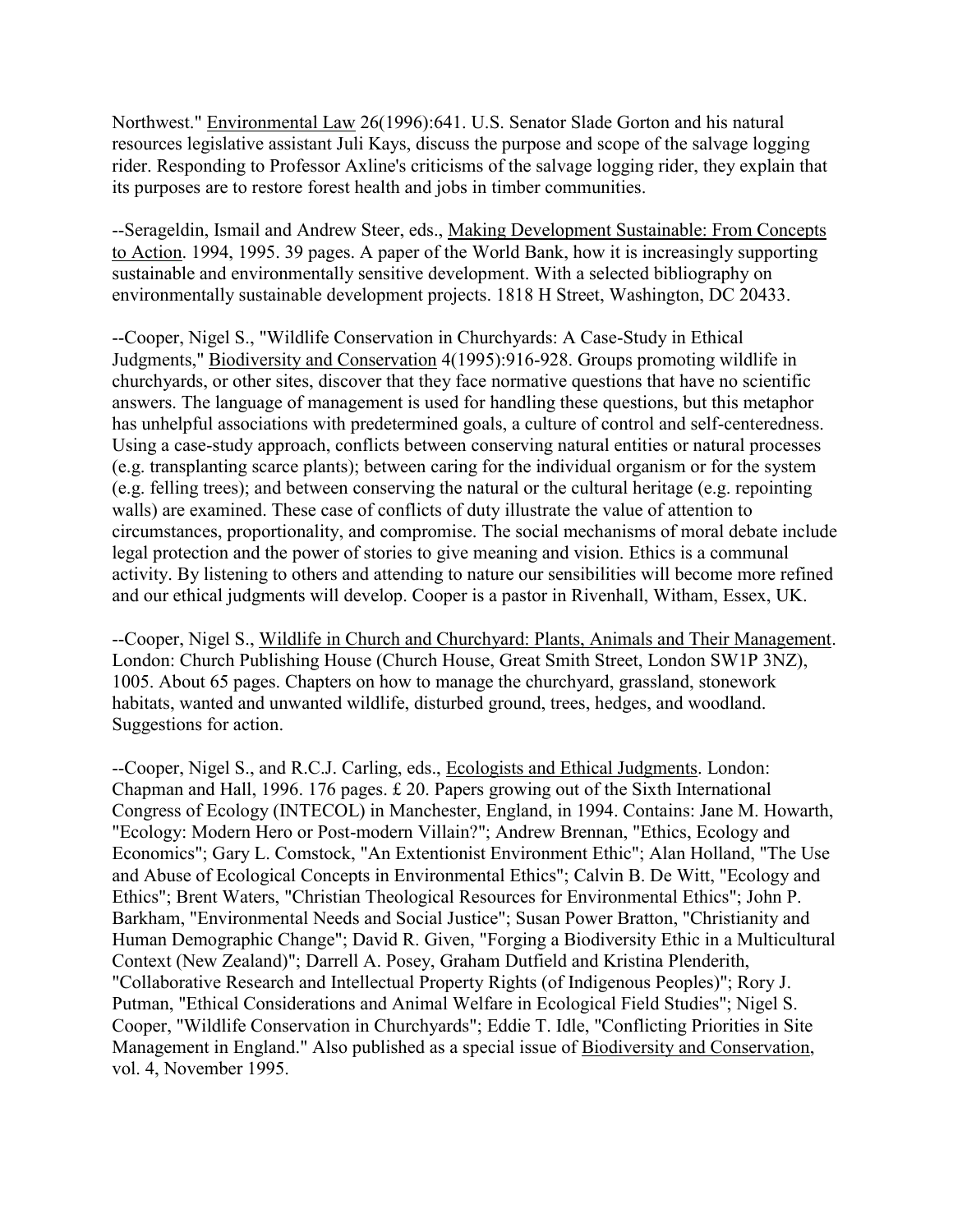Northwest." Environmental Law 26(1996):641. U.S. Senator Slade Gorton and his natural resources legislative assistant Juli Kays, discuss the purpose and scope of the salvage logging rider. Responding to Professor Axline's criticisms of the salvage logging rider, they explain that its purposes are to restore forest health and jobs in timber communities.

--Serageldin, Ismail and Andrew Steer, eds., Making Development Sustainable: From Concepts to Action. 1994, 1995. 39 pages. A paper of the World Bank, how it is increasingly supporting sustainable and environmentally sensitive development. With a selected bibliography on environmentally sustainable development projects. 1818 H Street, Washington, DC 20433.

--Cooper, Nigel S., "Wildlife Conservation in Churchyards: A Case-Study in Ethical Judgments," Biodiversity and Conservation 4(1995):916-928. Groups promoting wildlife in churchyards, or other sites, discover that they face normative questions that have no scientific answers. The language of management is used for handling these questions, but this metaphor has unhelpful associations with predetermined goals, a culture of control and self-centeredness. Using a case-study approach, conflicts between conserving natural entities or natural processes (e.g. transplanting scarce plants); between caring for the individual organism or for the system (e.g. felling trees); and between conserving the natural or the cultural heritage (e.g. repointing walls) are examined. These case of conflicts of duty illustrate the value of attention to circumstances, proportionality, and compromise. The social mechanisms of moral debate include legal protection and the power of stories to give meaning and vision. Ethics is a communal activity. By listening to others and attending to nature our sensibilities will become more refined and our ethical judgments will develop. Cooper is a pastor in Rivenhall, Witham, Essex, UK.

--Cooper, Nigel S., Wildlife in Church and Churchyard: Plants, Animals and Their Management. London: Church Publishing House (Church House, Great Smith Street, London SW1P 3NZ), 1005. About 65 pages. Chapters on how to manage the churchyard, grassland, stonework habitats, wanted and unwanted wildlife, disturbed ground, trees, hedges, and woodland. Suggestions for action.

--Cooper, Nigel S., and R.C.J. Carling, eds., Ecologists and Ethical Judgments. London: Chapman and Hall, 1996. 176 pages. £ 20. Papers growing out of the Sixth International Congress of Ecology (INTECOL) in Manchester, England, in 1994. Contains: Jane M. Howarth, "Ecology: Modern Hero or Post-modern Villain?"; Andrew Brennan, "Ethics, Ecology and Economics"; Gary L. Comstock, "An Extentionist Environment Ethic"; Alan Holland, "The Use and Abuse of Ecological Concepts in Environmental Ethics"; Calvin B. De Witt, "Ecology and Ethics"; Brent Waters, "Christian Theological Resources for Environmental Ethics"; John P. Barkham, "Environmental Needs and Social Justice"; Susan Power Bratton, "Christianity and Human Demographic Change"; David R. Given, "Forging a Biodiversity Ethic in a Multicultural Context (New Zealand)"; Darrell A. Posey, Graham Dutfield and Kristina Plenderith, "Collaborative Research and Intellectual Property Rights (of Indigenous Peoples)"; Rory J. Putman, "Ethical Considerations and Animal Welfare in Ecological Field Studies"; Nigel S. Cooper, "Wildlife Conservation in Churchyards"; Eddie T. Idle, "Conflicting Priorities in Site Management in England." Also published as a special issue of Biodiversity and Conservation, vol. 4, November 1995.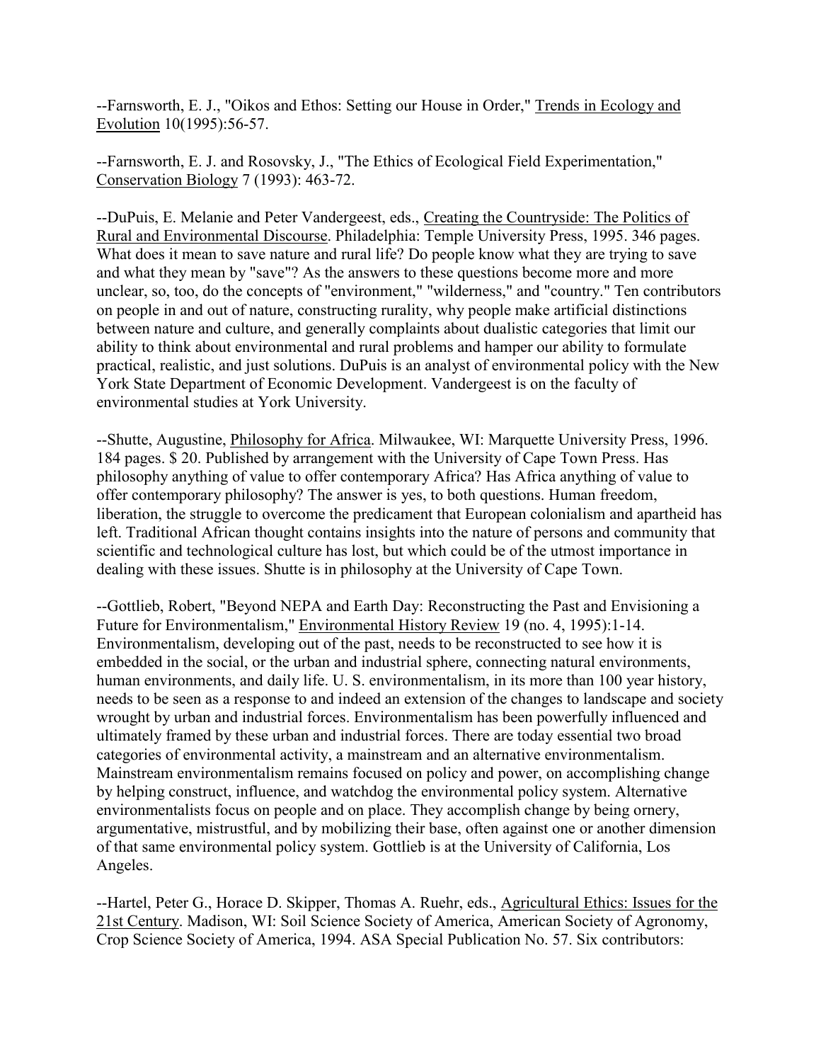--Farnsworth, E. J., "Oikos and Ethos: Setting our House in Order," Trends in Ecology and Evolution 10(1995):56-57.

--Farnsworth, E. J. and Rosovsky, J., "The Ethics of Ecological Field Experimentation," Conservation Biology 7 (1993): 463-72.

--DuPuis, E. Melanie and Peter Vandergeest, eds., Creating the Countryside: The Politics of Rural and Environmental Discourse. Philadelphia: Temple University Press, 1995. 346 pages. What does it mean to save nature and rural life? Do people know what they are trying to save and what they mean by "save"? As the answers to these questions become more and more unclear, so, too, do the concepts of "environment," "wilderness," and "country." Ten contributors on people in and out of nature, constructing rurality, why people make artificial distinctions between nature and culture, and generally complaints about dualistic categories that limit our ability to think about environmental and rural problems and hamper our ability to formulate practical, realistic, and just solutions. DuPuis is an analyst of environmental policy with the New York State Department of Economic Development. Vandergeest is on the faculty of environmental studies at York University.

--Shutte, Augustine, Philosophy for Africa. Milwaukee, WI: Marquette University Press, 1996. 184 pages. $ 20. Published by arrangement with the University of Cape Town Press. Has philosophy anything of value to offer contemporary Africa? Has Africa anything of value to offer contemporary philosophy? The answer is yes, to both questions. Human freedom, liberation, the struggle to overcome the predicament that European colonialism and apartheid has left. Traditional African thought contains insights into the nature of persons and community that scientific and technological culture has lost, but which could be of the utmost importance in dealing with these issues. Shutte is in philosophy at the University of Cape Town.

--Gottlieb, Robert, "Beyond NEPA and Earth Day: Reconstructing the Past and Envisioning a Future for Environmentalism," Environmental History Review 19 (no. 4, 1995):1-14. Environmentalism, developing out of the past, needs to be reconstructed to see how it is embedded in the social, or the urban and industrial sphere, connecting natural environments, human environments, and daily life. U. S. environmentalism, in its more than 100 year history, needs to be seen as a response to and indeed an extension of the changes to landscape and society wrought by urban and industrial forces. Environmentalism has been powerfully influenced and ultimately framed by these urban and industrial forces. There are today essential two broad categories of environmental activity, a mainstream and an alternative environmentalism. Mainstream environmentalism remains focused on policy and power, on accomplishing change by helping construct, influence, and watchdog the environmental policy system. Alternative environmentalists focus on people and on place. They accomplish change by being ornery, argumentative, mistrustful, and by mobilizing their base, often against one or another dimension of that same environmental policy system. Gottlieb is at the University of California, Los Angeles.

--Hartel, Peter G., Horace D. Skipper, Thomas A. Ruehr, eds., Agricultural Ethics: Issues for the 21st Century. Madison, WI: Soil Science Society of America, American Society of Agronomy, Crop Science Society of America, 1994. ASA Special Publication No. 57. Six contributors: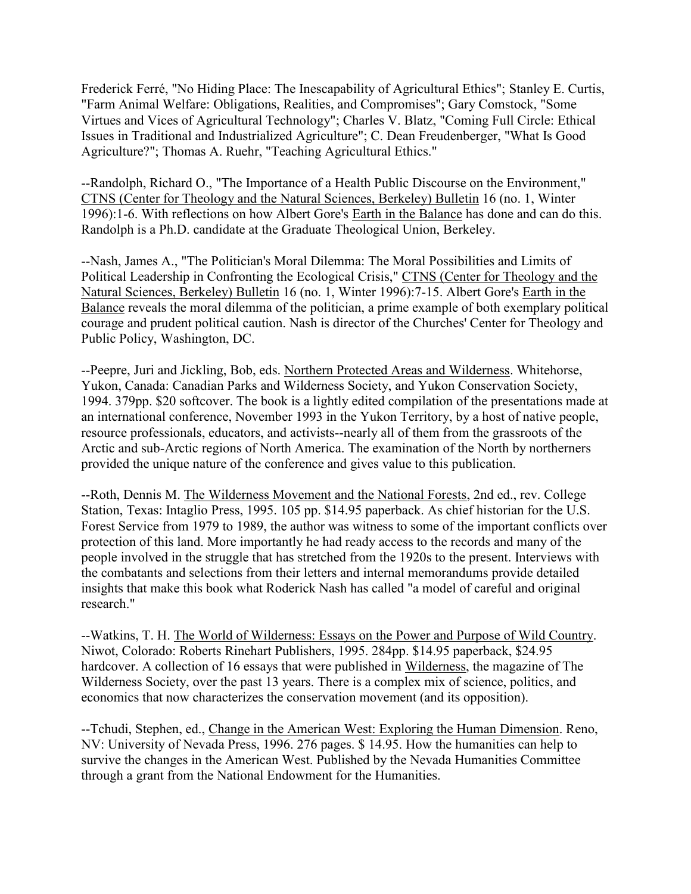Frederick Ferré, "No Hiding Place: The Inescapability of Agricultural Ethics"; Stanley E. Curtis, "Farm Animal Welfare: Obligations, Realities, and Compromises"; Gary Comstock, "Some Virtues and Vices of Agricultural Technology"; Charles V. Blatz, "Coming Full Circle: Ethical Issues in Traditional and Industrialized Agriculture"; C. Dean Freudenberger, "What Is Good Agriculture?"; Thomas A. Ruehr, "Teaching Agricultural Ethics."

--Randolph, Richard O., "The Importance of a Health Public Discourse on the Environment," CTNS (Center for Theology and the Natural Sciences, Berkeley) Bulletin 16 (no. 1, Winter 1996):1-6. With reflections on how Albert Gore's Earth in the Balance has done and can do this. Randolph is a Ph.D. candidate at the Graduate Theological Union, Berkeley.

--Nash, James A., "The Politician's Moral Dilemma: The Moral Possibilities and Limits of Political Leadership in Confronting the Ecological Crisis," CTNS (Center for Theology and the Natural Sciences, Berkeley) Bulletin 16 (no. 1, Winter 1996):7-15. Albert Gore's Earth in the Balance reveals the moral dilemma of the politician, a prime example of both exemplary political courage and prudent political caution. Nash is director of the Churches' Center for Theology and Public Policy, Washington, DC.

--Peepre, Juri and Jickling, Bob, eds. Northern Protected Areas and Wilderness. Whitehorse, Yukon, Canada: Canadian Parks and Wilderness Society, and Yukon Conservation Society, 1994. 379pp. $20 softcover. The book is a lightly edited compilation of the presentations made at an international conference, November 1993 in the Yukon Territory, by a host of native people, resource professionals, educators, and activists--nearly all of them from the grassroots of the Arctic and sub-Arctic regions of North America. The examination of the North by northerners provided the unique nature of the conference and gives value to this publication.

--Roth, Dennis M. The Wilderness Movement and the National Forests, 2nd ed., rev. College Station, Texas: Intaglio Press, 1995. 105 pp. $14.95 paperback. As chief historian for the U.S. Forest Service from 1979 to 1989, the author was witness to some of the important conflicts over protection of this land. More importantly he had ready access to the records and many of the people involved in the struggle that has stretched from the 1920s to the present. Interviews with the combatants and selections from their letters and internal memorandums provide detailed insights that make this book what Roderick Nash has called "a model of careful and original research."

--Watkins, T. H. The World of Wilderness: Essays on the Power and Purpose of Wild Country. Niwot, Colorado: Roberts Rinehart Publishers, 1995. 284pp. $14.95 paperback, $24.95 hardcover. A collection of 16 essays that were published in Wilderness, the magazine of The Wilderness Society, over the past 13 years. There is a complex mix of science, politics, and economics that now characterizes the conservation movement (and its opposition).

--Tchudi, Stephen, ed., Change in the American West: Exploring the Human Dimension. Reno, NV: University of Nevada Press, 1996. 276 pages. $ 14.95. How the humanities can help to survive the changes in the American West. Published by the Nevada Humanities Committee through a grant from the National Endowment for the Humanities.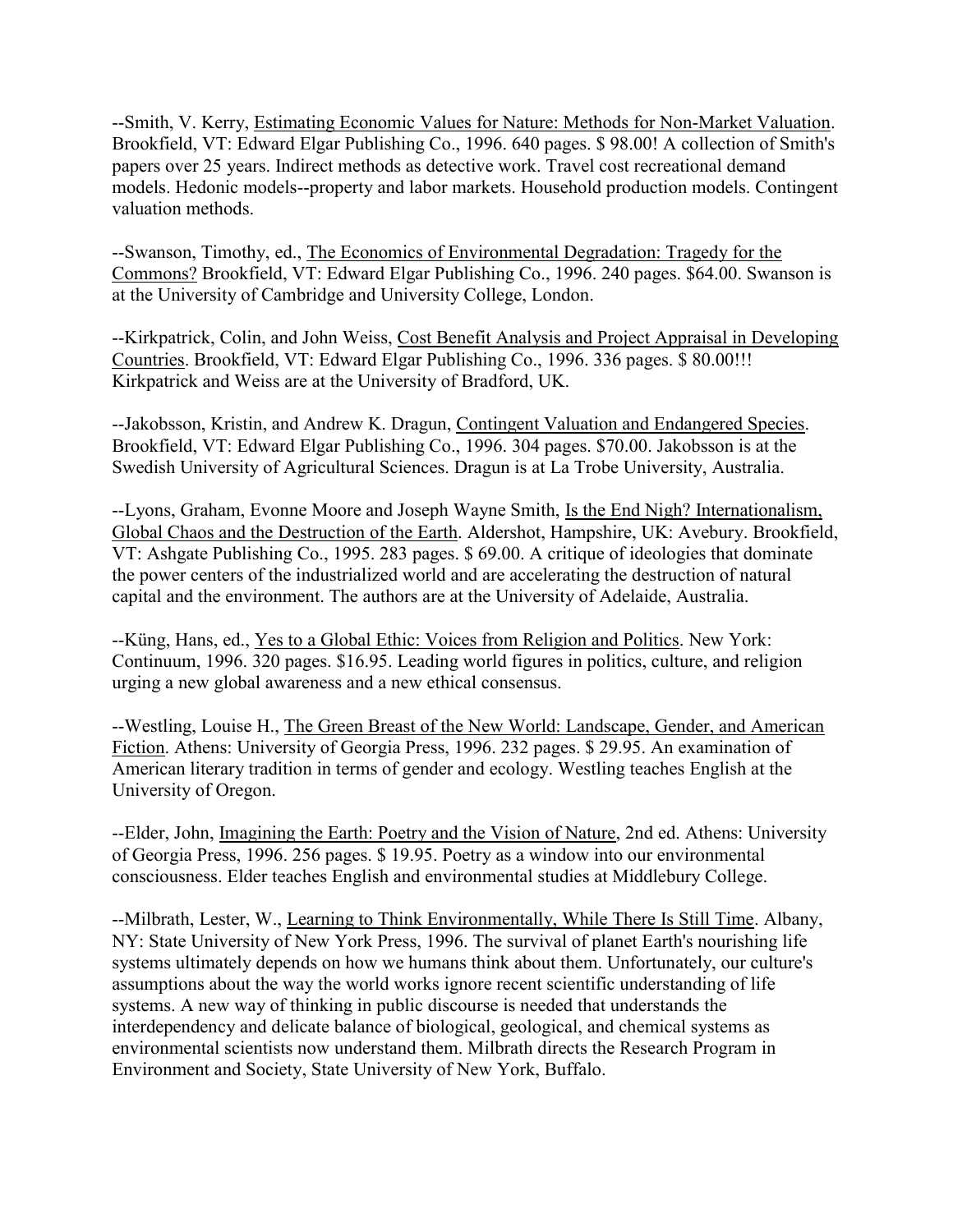--Smith, V. Kerry, Estimating Economic Values for Nature: Methods for Non-Market Valuation. Brookfield, VT: Edward Elgar Publishing Co., 1996. 640 pages. $ 98.00! A collection of Smith's papers over 25 years. Indirect methods as detective work. Travel cost recreational demand models. Hedonic models--property and labor markets. Household production models. Contingent valuation methods.

--Swanson, Timothy, ed., The Economics of Environmental Degradation: Tragedy for the Commons? Brookfield, VT: Edward Elgar Publishing Co., 1996. 240 pages. $64.00. Swanson is at the University of Cambridge and University College, London.

--Kirkpatrick, Colin, and John Weiss, Cost Benefit Analysis and Project Appraisal in Developing Countries. Brookfield, VT: Edward Elgar Publishing Co., 1996. 336 pages. $ 80.00!!! Kirkpatrick and Weiss are at the University of Bradford, UK.

--Jakobsson, Kristin, and Andrew K. Dragun, Contingent Valuation and Endangered Species. Brookfield, VT: Edward Elgar Publishing Co., 1996. 304 pages. $70.00. Jakobsson is at the Swedish University of Agricultural Sciences. Dragun is at La Trobe University, Australia.

--Lyons, Graham, Evonne Moore and Joseph Wayne Smith, Is the End Nigh? Internationalism, Global Chaos and the Destruction of the Earth. Aldershot, Hampshire, UK: Avebury. Brookfield, VT: Ashgate Publishing Co., 1995. 283 pages. $ 69.00. A critique of ideologies that dominate the power centers of the industrialized world and are accelerating the destruction of natural capital and the environment. The authors are at the University of Adelaide, Australia.

--Küng, Hans, ed., Yes to a Global Ethic: Voices from Religion and Politics. New York: Continuum, 1996. 320 pages. $16.95. Leading world figures in politics, culture, and religion urging a new global awareness and a new ethical consensus.

--Westling, Louise H., The Green Breast of the New World: Landscape, Gender, and American Fiction. Athens: University of Georgia Press, 1996. 232 pages. $ 29.95. An examination of American literary tradition in terms of gender and ecology. Westling teaches English at the University of Oregon.

--Elder, John, Imagining the Earth: Poetry and the Vision of Nature, 2nd ed. Athens: University of Georgia Press, 1996. 256 pages. $ 19.95. Poetry as a window into our environmental consciousness. Elder teaches English and environmental studies at Middlebury College.

--Milbrath, Lester, W., Learning to Think Environmentally, While There Is Still Time. Albany, NY: State University of New York Press, 1996. The survival of planet Earth's nourishing life systems ultimately depends on how we humans think about them. Unfortunately, our culture's assumptions about the way the world works ignore recent scientific understanding of life systems. A new way of thinking in public discourse is needed that understands the interdependency and delicate balance of biological, geological, and chemical systems as environmental scientists now understand them. Milbrath directs the Research Program in Environment and Society, State University of New York, Buffalo.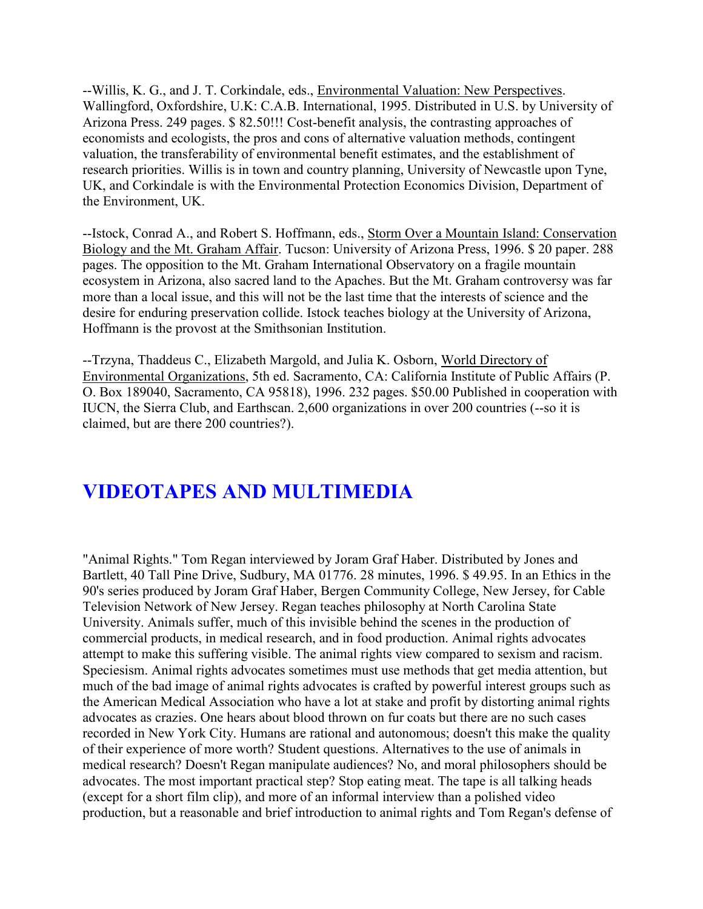--Willis, K. G., and J. T. Corkindale, eds., Environmental Valuation: New Perspectives. Wallingford, Oxfordshire, U.K: C.A.B. International, 1995. Distributed in U.S. by University of Arizona Press. 249 pages. $ 82.50!!! Cost-benefit analysis, the contrasting approaches of economists and ecologists, the pros and cons of alternative valuation methods, contingent valuation, the transferability of environmental benefit estimates, and the establishment of research priorities. Willis is in town and country planning, University of Newcastle upon Tyne, UK, and Corkindale is with the Environmental Protection Economics Division, Department of the Environment, UK.

--Istock, Conrad A., and Robert S. Hoffmann, eds., Storm Over a Mountain Island: Conservation Biology and the Mt. Graham Affair. Tucson: University of Arizona Press, 1996. $ 20 paper. 288 pages. The opposition to the Mt. Graham International Observatory on a fragile mountain ecosystem in Arizona, also sacred land to the Apaches. But the Mt. Graham controversy was far more than a local issue, and this will not be the last time that the interests of science and the desire for enduring preservation collide. Istock teaches biology at the University of Arizona, Hoffmann is the provost at the Smithsonian Institution.

--Trzyna, Thaddeus C., Elizabeth Margold, and Julia K. Osborn, World Directory of Environmental Organizations, 5th ed. Sacramento, CA: California Institute of Public Affairs (P. O. Box 189040, Sacramento, CA 95818), 1996. 232 pages. $50.00 Published in cooperation with IUCN, the Sierra Club, and Earthscan. 2,600 organizations in over 200 countries (--so it is claimed, but are there 200 countries?).

## VIDEOTAPES AND MULTIMEDIA

"Animal Rights." Tom Regan interviewed by Joram Graf Haber. Distributed by Jones and Bartlett, 40 Tall Pine Drive, Sudbury, MA 01776. 28 minutes, 1996. $ 49.95. In an Ethics in the 90's series produced by Joram Graf Haber, Bergen Community College, New Jersey, for Cable Television Network of New Jersey. Regan teaches philosophy at North Carolina State University. Animals suffer, much of this invisible behind the scenes in the production of commercial products, in medical research, and in food production. Animal rights advocates attempt to make this suffering visible. The animal rights view compared to sexism and racism. Speciesism. Animal rights advocates sometimes must use methods that get media attention, but much of the bad image of animal rights advocates is crafted by powerful interest groups such as the American Medical Association who have a lot at stake and profit by distorting animal rights advocates as crazies. One hears about blood thrown on fur coats but there are no such cases recorded in New York City. Humans are rational and autonomous; doesn't this make the quality of their experience of more worth? Student questions. Alternatives to the use of animals in medical research? Doesn't Regan manipulate audiences? No, and moral philosophers should be advocates. The most important practical step? Stop eating meat. The tape is all talking heads (except for a short film clip), and more of an informal interview than a polished video production, but a reasonable and brief introduction to animal rights and Tom Regan's defense of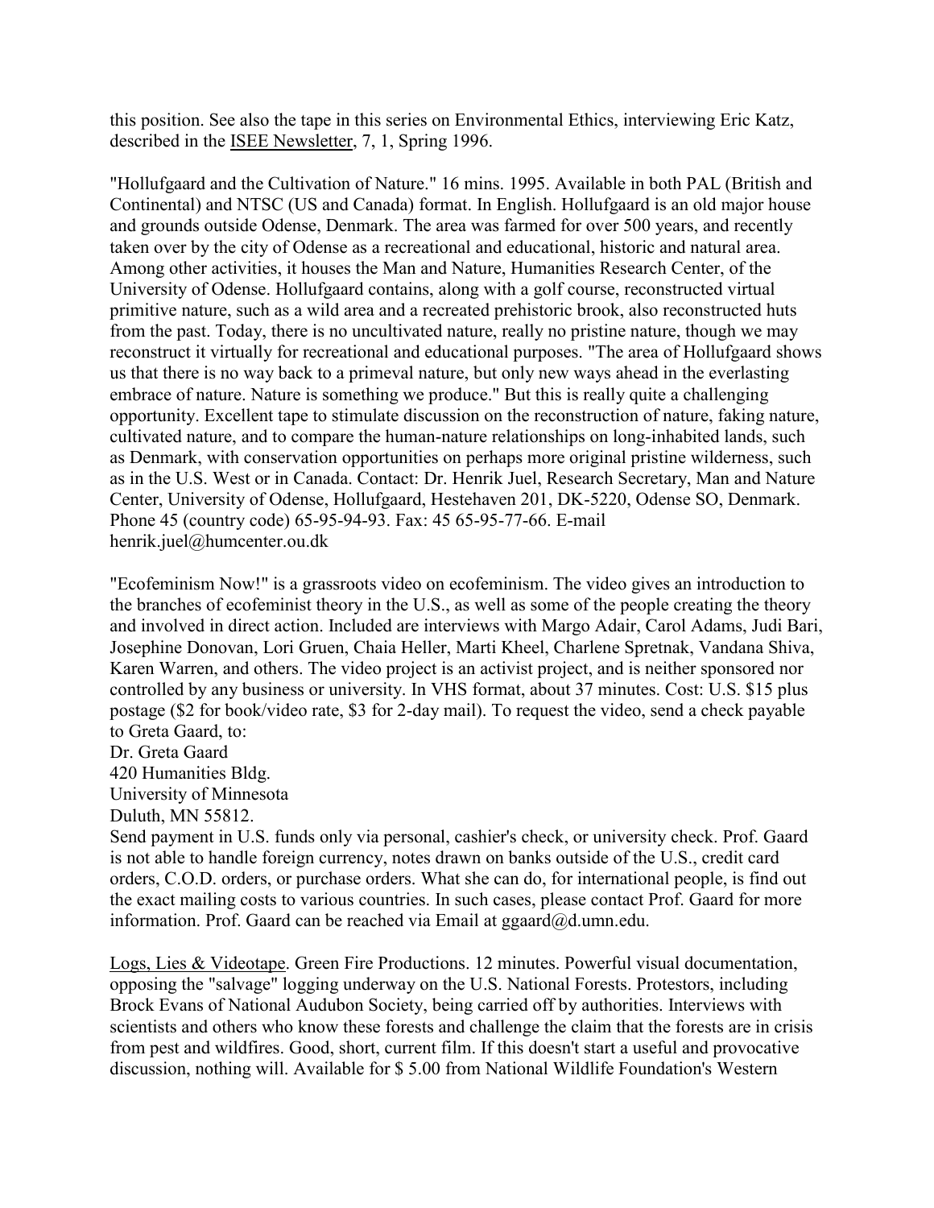this position. See also the tape in this series on Environmental Ethics, interviewing Eric Katz, described in the ISEE Newsletter, 7, 1, Spring 1996.

"Hollufgaard and the Cultivation of Nature." 16 mins. 1995. Available in both PAL (British and Continental) and NTSC (US and Canada) format. In English. Hollufgaard is an old major house and grounds outside Odense, Denmark. The area was farmed for over 500 years, and recently taken over by the city of Odense as a recreational and educational, historic and natural area. Among other activities, it houses the Man and Nature, Humanities Research Center, of the University of Odense. Hollufgaard contains, along with a golf course, reconstructed virtual primitive nature, such as a wild area and a recreated prehistoric brook, also reconstructed huts from the past. Today, there is no uncultivated nature, really no pristine nature, though we may reconstruct it virtually for recreational and educational purposes. "The area of Hollufgaard shows us that there is no way back to a primeval nature, but only new ways ahead in the everlasting embrace of nature. Nature is something we produce." But this is really quite a challenging opportunity. Excellent tape to stimulate discussion on the reconstruction of nature, faking nature, cultivated nature, and to compare the human-nature relationships on long-inhabited lands, such as Denmark, with conservation opportunities on perhaps more original pristine wilderness, such as in the U.S. West or in Canada. Contact: Dr. Henrik Juel, Research Secretary, Man and Nature Center, University of Odense, Hollufgaard, Hestehaven 201, DK-5220, Odense SO, Denmark. Phone 45 (country code) 65-95-94-93. Fax: 45 65-95-77-66. E-mail henrik.juel@humcenter.ou.dk

"Ecofeminism Now!" is a grassroots video on ecofeminism. The video gives an introduction to the branches of ecofeminist theory in the U.S., as well as some of the people creating the theory and involved in direct action. Included are interviews with Margo Adair, Carol Adams, Judi Bari, Josephine Donovan, Lori Gruen, Chaia Heller, Marti Kheel, Charlene Spretnak, Vandana Shiva, Karen Warren, and others. The video project is an activist project, and is neither sponsored nor controlled by any business or university. In VHS format, about 37 minutes. Cost: U.S. $15 plus postage ($2 for book/video rate, $3 for 2-day mail). To request the video, send a check payable to Greta Gaard, to:

Dr. Greta Gaard  
420 Humanities Bldg.  
University of Minnesota  
Duluth, MN 55812.

Send payment in U.S. funds only via personal, cashier's check, or university check. Prof. Gaard is not able to handle foreign currency, notes drawn on banks outside of the U.S., credit card orders, C.O.D. orders, or purchase orders. What she can do, for international people, is find out the exact mailing costs to various countries. In such cases, please contact Prof. Gaard for more information. Prof. Gaard can be reached via Email at ggaard@d.umn.edu.

Logs, Lies & Videotape. Green Fire Productions. 12 minutes. Powerful visual documentation, opposing the "salvage" logging underway on the U.S. National Forests. Protestors, including Brock Evans of National Audubon Society, being carried off by authorities. Interviews with scientists and others who know these forests and challenge the claim that the forests are in crisis from pest and wildfires. Good, short, current film. If this doesn't start a useful and provocative discussion, nothing will. Available for $ 5.00 from National Wildlife Foundation's Western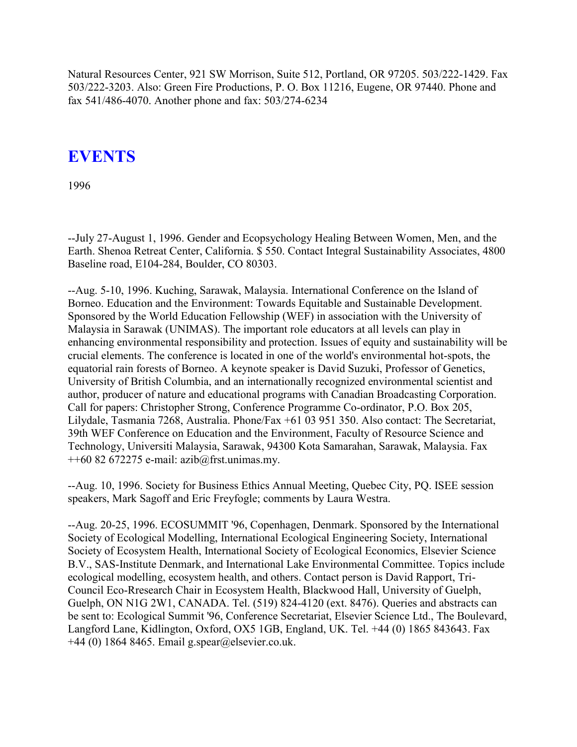Natural Resources Center, 921 SW Morrison, Suite 512, Portland, OR 97205. 503/222-1429. Fax 503/222-3203. Also: Green Fire Productions, P. O. Box 11216, Eugene, OR 97440. Phone and fax 541/486-4070. Another phone and fax: 503/274-6234

# EVENTS

1996

--July 27-August 1, 1996. Gender and Ecopsychology Healing Between Women, Men, and the Earth. Shenoa Retreat Center, California. $ 550. Contact Integral Sustainability Associates, 4800 Baseline road, E104-284, Boulder, CO 80303.

--Aug. 5-10, 1996. Kuching, Sarawak, Malaysia. International Conference on the Island of Borneo. Education and the Environment: Towards Equitable and Sustainable Development. Sponsored by the World Education Fellowship (WEF) in association with the University of Malaysia in Sarawak (UNIMAS). The important role educators at all levels can play in enhancing environmental responsibility and protection. Issues of equity and sustainability will be crucial elements. The conference is located in one of the world's environmental hot-spots, the equatorial rain forests of Borneo. A keynote speaker is David Suzuki, Professor of Genetics, University of British Columbia, and an internationally recognized environmental scientist and author, producer of nature and educational programs with Canadian Broadcasting Corporation. Call for papers: Christopher Strong, Conference Programme Co-ordinator, P.O. Box 205, Lilydale, Tasmania 7268, Australia. Phone/Fax +61 03 951 350. Also contact: The Secretariat, 39th WEF Conference on Education and the Environment, Faculty of Resource Science and Technology, Universiti Malaysia, Sarawak, 94300 Kota Samarahan, Sarawak, Malaysia. Fax ++60 82 672275 e-mail: azib@frst.unimas.my.

--Aug. 10, 1996. Society for Business Ethics Annual Meeting, Quebec City, PQ. ISEE session speakers, Mark Sagoff and Eric Freyfogle; comments by Laura Westra.

--Aug. 20-25, 1996. ECOSUMMIT '96, Copenhagen, Denmark. Sponsored by the International Society of Ecological Modelling, International Ecological Engineering Society, International Society of Ecosystem Health, International Society of Ecological Economics, Elsevier Science B.V., SAS-Institute Denmark, and International Lake Environmental Committee. Topics include ecological modelling, ecosystem health, and others. Contact person is David Rapport, Tri-Council Eco-Rresearch Chair in Ecosystem Health, Blackwood Hall, University of Guelph, Guelph, ON N1G 2W1, CANADA. Tel. (519) 824-4120 (ext. 8476). Queries and abstracts can be sent to: Ecological Summit '96, Conference Secretariat, Elsevier Science Ltd., The Boulevard, Langford Lane, Kidlington, Oxford, OX5 1GB, England, UK. Tel. +44 (0) 1865 843643. Fax +44 (0) 1864 8465. Email g.spear@elsevier.co.uk.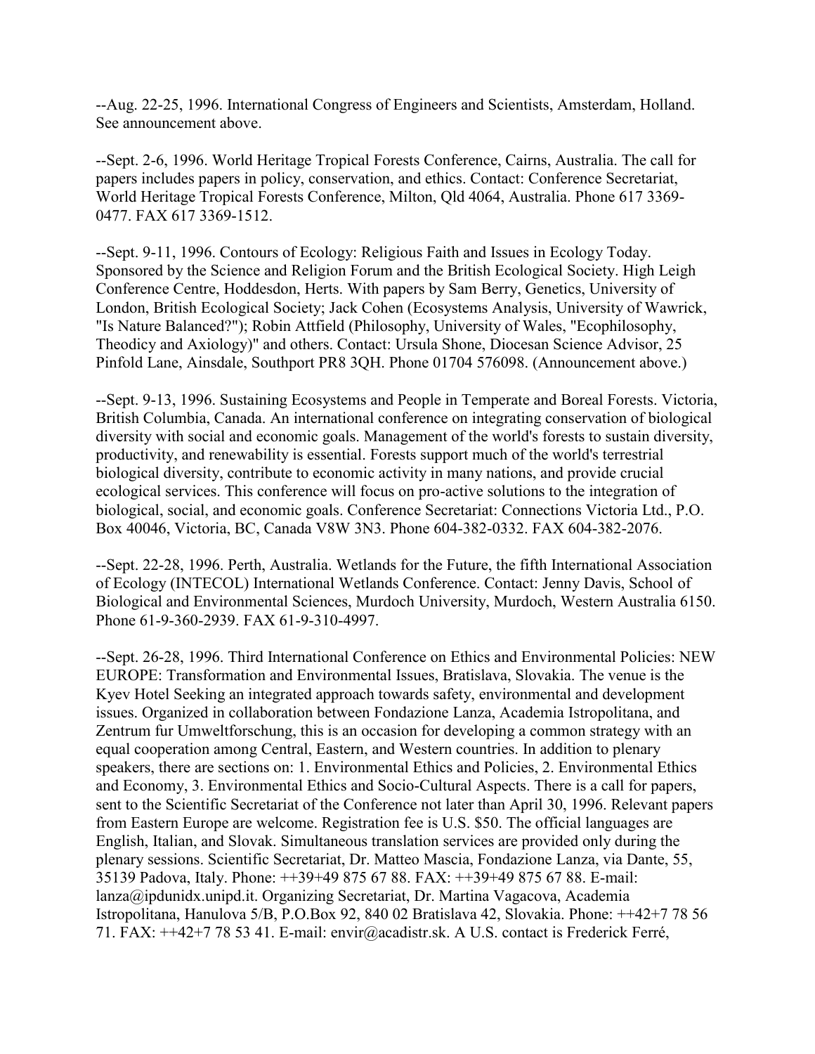--Aug. 22-25, 1996. International Congress of Engineers and Scientists, Amsterdam, Holland. See announcement above.

--Sept. 2-6, 1996. World Heritage Tropical Forests Conference, Cairns, Australia. The call for papers includes papers in policy, conservation, and ethics. Contact: Conference Secretariat, World Heritage Tropical Forests Conference, Milton, Qld 4064, Australia. Phone 617 3369-0477. FAX 617 3369-1512.

--Sept. 9-11, 1996. Contours of Ecology: Religious Faith and Issues in Ecology Today. Sponsored by the Science and Religion Forum and the British Ecological Society. High Leigh Conference Centre, Hoddesdon, Herts. With papers by Sam Berry, Genetics, University of London, British Ecological Society; Jack Cohen (Ecosystems Analysis, University of Wawrick, "Is Nature Balanced?"); Robin Attfield (Philosophy, University of Wales, "Ecophilosophy, Theodicy and Axiology)" and others. Contact: Ursula Shone, Diocesan Science Advisor, 25 Pinfold Lane, Ainsdale, Southport PR8 3QH. Phone 01704 576098. (Announcement above.)

--Sept. 9-13, 1996. Sustaining Ecosystems and People in Temperate and Boreal Forests. Victoria, British Columbia, Canada. An international conference on integrating conservation of biological diversity with social and economic goals. Management of the world's forests to sustain diversity, productivity, and renewability is essential. Forests support much of the world's terrestrial biological diversity, contribute to economic activity in many nations, and provide crucial ecological services. This conference will focus on pro-active solutions to the integration of biological, social, and economic goals. Conference Secretariat: Connections Victoria Ltd., P.O. Box 40046, Victoria, BC, Canada V8W 3N3. Phone 604-382-0332. FAX 604-382-2076.

--Sept. 22-28, 1996. Perth, Australia. Wetlands for the Future, the fifth International Association of Ecology (INTECOL) International Wetlands Conference. Contact: Jenny Davis, School of Biological and Environmental Sciences, Murdoch University, Murdoch, Western Australia 6150. Phone 61-9-360-2939. FAX 61-9-310-4997.

--Sept. 26-28, 1996. Third International Conference on Ethics and Environmental Policies: NEW EUROPE: Transformation and Environmental Issues, Bratislava, Slovakia. The venue is the Kyev Hotel Seeking an integrated approach towards safety, environmental and development issues. Organized in collaboration between Fondazione Lanza, Academia Istropolitana, and Zentrum fur Umweltforschung, this is an occasion for developing a common strategy with an equal cooperation among Central, Eastern, and Western countries. In addition to plenary speakers, there are sections on: 1. Environmental Ethics and Policies, 2. Environmental Ethics and Economy, 3. Environmental Ethics and Socio-Cultural Aspects. There is a call for papers, sent to the Scientific Secretariat of the Conference not later than April 30, 1996. Relevant papers from Eastern Europe are welcome. Registration fee is U.S. $50. The official languages are English, Italian, and Slovak. Simultaneous translation services are provided only during the plenary sessions. Scientific Secretariat, Dr. Matteo Mascia, Fondazione Lanza, via Dante, 55, 35139 Padova, Italy. Phone: ++39+49 875 67 88. FAX: ++39+49 875 67 88. E-mail: lanza@ipdunidx.unipd.it. Organizing Secretariat, Dr. Martina Vagacova, Academia Istropolitana, Hanulova 5/B, P.O.Box 92, 840 02 Bratislava 42, Slovakia. Phone: ++42+7 78 56 71. FAX: ++42+7 78 53 41. E-mail: envir@acadistr.sk. A U.S. contact is Frederick Ferré,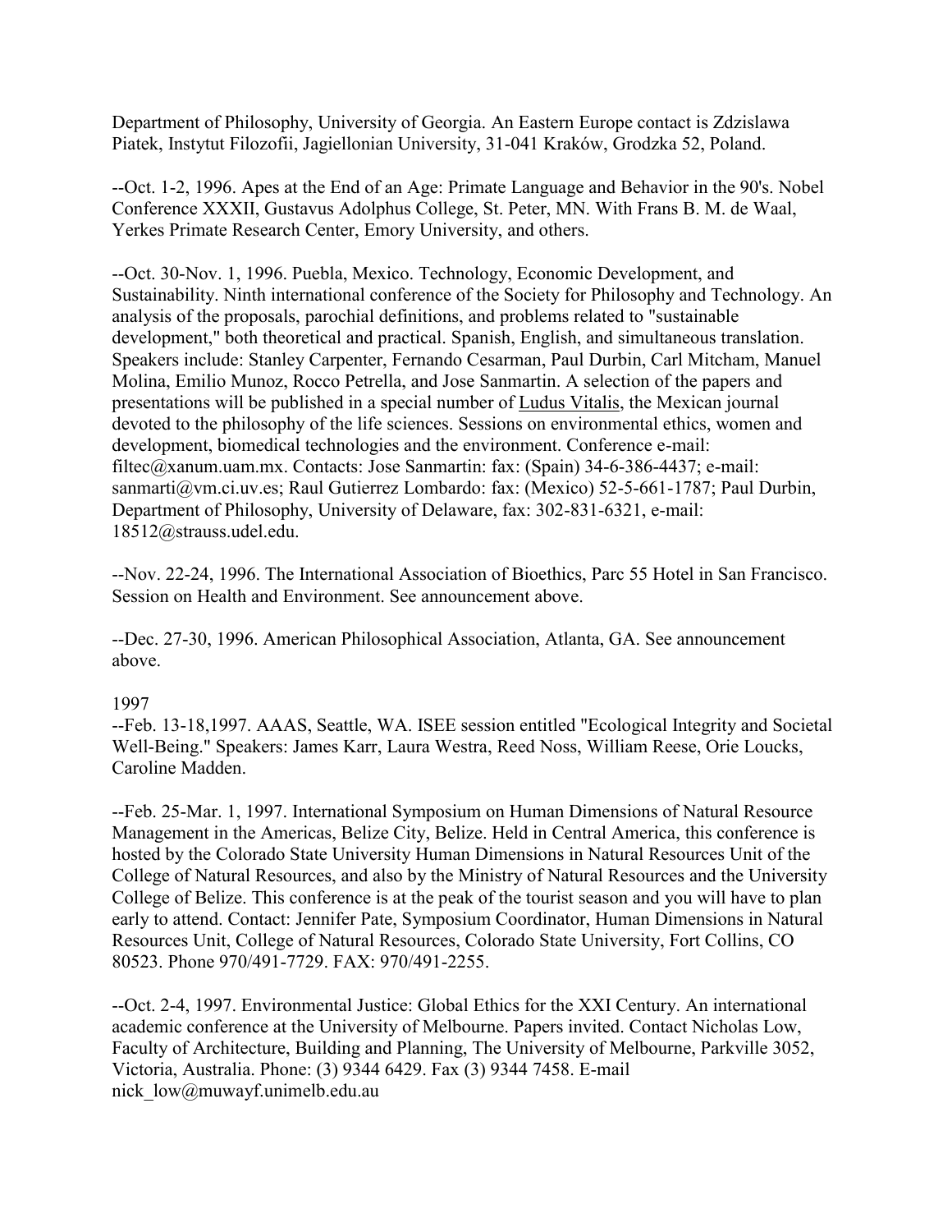Department of Philosophy, University of Georgia. An Eastern Europe contact is Zdzislawa Piatek, Instytut Filozofii, Jagiellonian University, 31-041 Kraków, Grodzka 52, Poland.

--Oct. 1-2, 1996. Apes at the End of an Age: Primate Language and Behavior in the 90's. Nobel Conference XXXII, Gustavus Adolphus College, St. Peter, MN. With Frans B. M. de Waal, Yerkes Primate Research Center, Emory University, and others.

--Oct. 30-Nov. 1, 1996. Puebla, Mexico. Technology, Economic Development, and Sustainability. Ninth international conference of the Society for Philosophy and Technology. An analysis of the proposals, parochial definitions, and problems related to "sustainable development," both theoretical and practical. Spanish, English, and simultaneous translation. Speakers include: Stanley Carpenter, Fernando Cesarman, Paul Durbin, Carl Mitcham, Manuel Molina, Emilio Munoz, Rocco Petrella, and Jose Sanmartin. A selection of the papers and presentations will be published in a special number of Ludus Vitalis, the Mexican journal devoted to the philosophy of the life sciences. Sessions on environmental ethics, women and development, biomedical technologies and the environment. Conference e-mail: filtec@xanum.uam.mx. Contacts: Jose Sanmartin: fax: (Spain) 34-6-386-4437; e-mail: sanmarti@vm.ci.uv.es; Raul Gutierrez Lombardo: fax: (Mexico) 52-5-661-1787; Paul Durbin, Department of Philosophy, University of Delaware, fax: 302-831-6321, e-mail: 18512@strauss.udel.edu.

--Nov. 22-24, 1996. The International Association of Bioethics, Parc 55 Hotel in San Francisco. Session on Health and Environment. See announcement above.

--Dec. 27-30, 1996. American Philosophical Association, Atlanta, GA. See announcement above.

1997

--Feb. 13-18,1997. AAAS, Seattle, WA. ISEE session entitled "Ecological Integrity and Societal Well-Being." Speakers: James Karr, Laura Westra, Reed Noss, William Reese, Orie Loucks, Caroline Madden.

--Feb. 25-Mar. 1, 1997. International Symposium on Human Dimensions of Natural Resource Management in the Americas, Belize City, Belize. Held in Central America, this conference is hosted by the Colorado State University Human Dimensions in Natural Resources Unit of the College of Natural Resources, and also by the Ministry of Natural Resources and the University College of Belize. This conference is at the peak of the tourist season and you will have to plan early to attend. Contact: Jennifer Pate, Symposium Coordinator, Human Dimensions in Natural Resources Unit, College of Natural Resources, Colorado State University, Fort Collins, CO 80523. Phone 970/491-7729. FAX: 970/491-2255.

--Oct. 2-4, 1997. Environmental Justice: Global Ethics for the XXI Century. An international academic conference at the University of Melbourne. Papers invited. Contact Nicholas Low, Faculty of Architecture, Building and Planning, The University of Melbourne, Parkville 3052, Victoria, Australia. Phone: (3) 9344 6429. Fax (3) 9344 7458. E-mail nick_low@muwayf.unimelb.edu.au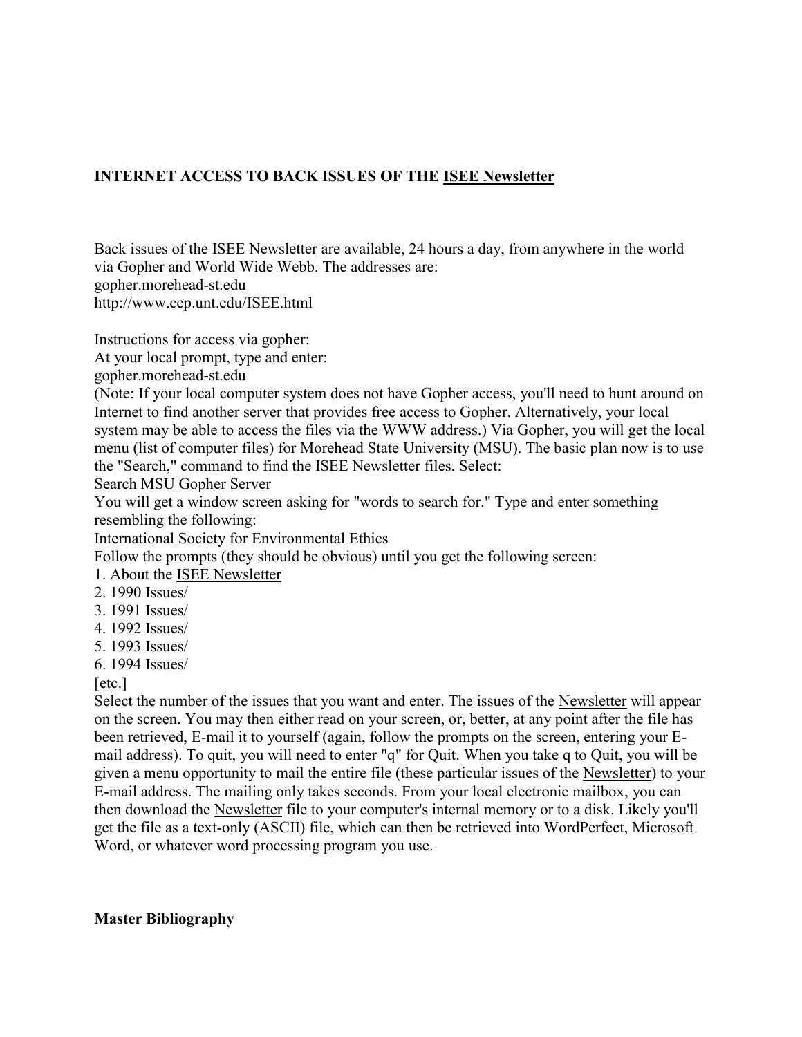## INTERNET ACCESS TO BACK ISSUES OF THE ISEE Newsletter

Back issues of the ISEE Newsletter are available, 24 hours a day, from anywhere in the world via Gopher and World Wide Webb. The addresses are:
gopher.morehead-st.edu
http://www.cep.unt.edu/ISEE.html

Instructions for access via gopher:
At your local prompt, type and enter:
gopher.morehead-st.edu
(Note: If your local computer system does not have Gopher access, you'll need to hunt around on Internet to find another server that provides free access to Gopher. Alternatively, your local system may be able to access the files via the WWW address.) Via Gopher, you will get the local menu (list of computer files) for Morehead State University (MSU). The basic plan now is to use the "Search," command to find the ISEE Newsletter files. Select:
Search MSU Gopher Server
You will get a window screen asking for "words to search for." Type and enter something resembling the following:
International Society for Environmental Ethics
Follow the prompts (they should be obvious) until you get the following screen:
1. About the ISEE Newsletter
2. 1990 Issues/
3. 1991 Issues/
4. 1992 Issues/
5. 1993 Issues/
6. 1994 Issues/

[etc.]
Select the number of the issues that you want and enter. The issues of the Newsletter will appear on the screen. You may then either read on your screen, or, better, at any point after the file has been retrieved, E-mail it to yourself (again, follow the prompts on the screen, entering your E-mail address). To quit, you will need to enter "q" for Quit. When you take q to Quit, you will be given a menu opportunity to mail the entire file (these particular issues of the Newsletter) to your E-mail address. The mailing only takes seconds. From your local electronic mailbox, you can then download the Newsletter file to your computer's internal memory or to a disk. Likely you'll get the file as a text-only (ASCII) file, which can then be retrieved into WordPerfect, Microsoft Word, or whatever word processing program you use.

## Master Bibliography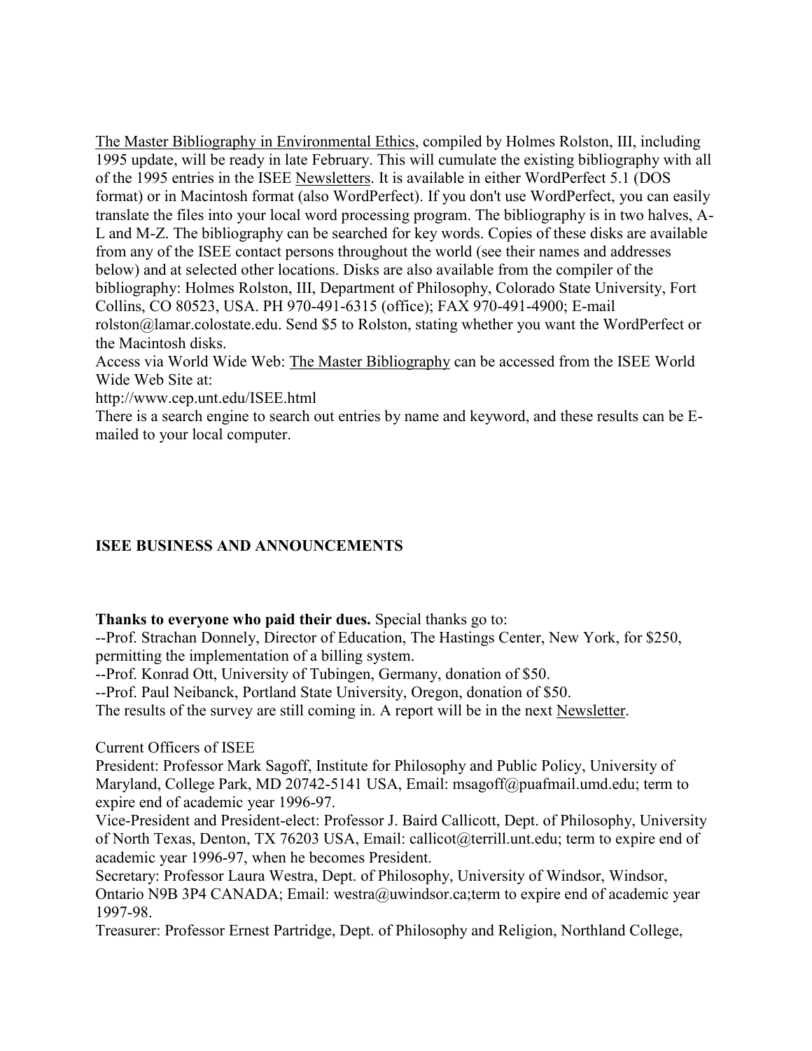The Master Bibliography in Environmental Ethics, compiled by Holmes Rolston, III, including 1995 update, will be ready in late February. This will cumulate the existing bibliography with all of the 1995 entries in the ISEE Newsletters. It is available in either WordPerfect 5.1 (DOS format) or in Macintosh format (also WordPerfect). If you don't use WordPerfect, you can easily translate the files into your local word processing program. The bibliography is in two halves, A-L and M-Z. The bibliography can be searched for key words. Copies of these disks are available from any of the ISEE contact persons throughout the world (see their names and addresses below) and at selected other locations. Disks are also available from the compiler of the bibliography: Holmes Rolston, III, Department of Philosophy, Colorado State University, Fort Collins, CO 80523, USA. PH 970-491-6315 (office); FAX 970-491-4900; E-mail rolston@lamar.colostate.edu. Send $5 to Rolston, stating whether you want the WordPerfect or the Macintosh disks.

Access via World Wide Web: The Master Bibliography can be accessed from the ISEE World Wide Web Site at:

http://www.cep.unt.edu/ISEE.html

There is a search engine to search out entries by name and keyword, and these results can be E-mailed to your local computer.

## ISEE BUSINESS AND ANNOUNCEMENTS

**Thanks to everyone who paid their dues.** Special thanks go to:

--Prof. Strachan Donnely, Director of Education, The Hastings Center, New York, for $250, permitting the implementation of a billing system.

--Prof. Konrad Ott, University of Tubingen, Germany, donation of $50.

--Prof. Paul Neibanck, Portland State University, Oregon, donation of $50.

The results of the survey are still coming in. A report will be in the next Newsletter.

Current Officers of ISEE

President: Professor Mark Sagoff, Institute for Philosophy and Public Policy, University of Maryland, College Park, MD 20742-5141 USA, Email: msagoff@puafmail.umd.edu; term to expire end of academic year 1996-97.

Vice-President and President-elect: Professor J. Baird Callicott, Dept. of Philosophy, University of North Texas, Denton, TX 76203 USA, Email: callicot@terrill.unt.edu; term to expire end of academic year 1996-97, when he becomes President.

Secretary: Professor Laura Westra, Dept. of Philosophy, University of Windsor, Windsor, Ontario N9B 3P4 CANADA; Email: westra@uwindsor.ca;term to expire end of academic year 1997-98.

Treasurer: Professor Ernest Partridge, Dept. of Philosophy and Religion, Northland College,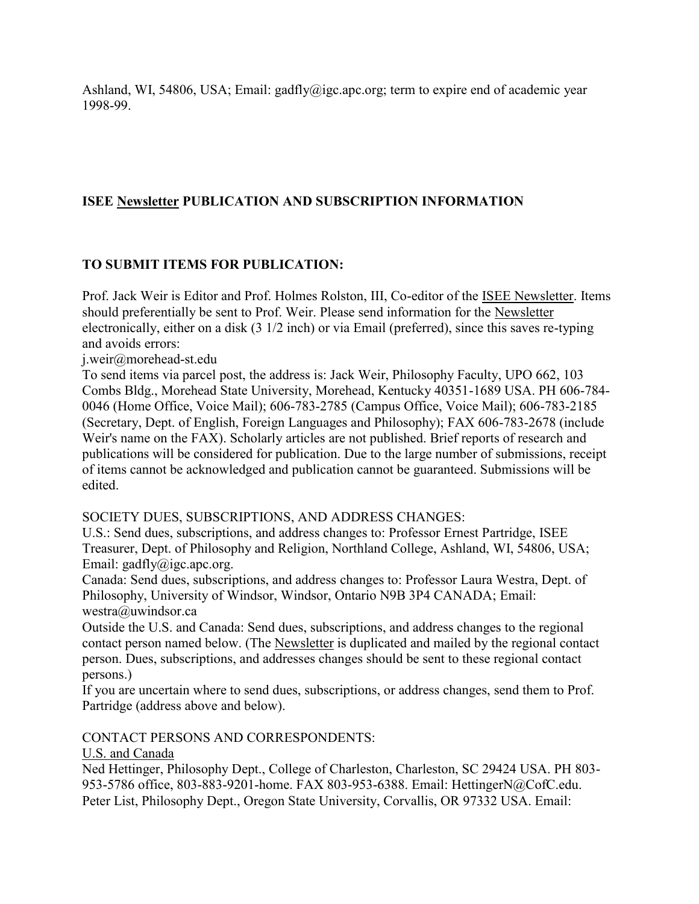Ashland, WI, 54806, USA; Email: gadfly@igc.apc.org; term to expire end of academic year 1998-99.

## ISEE Newsletter PUBLICATION AND SUBSCRIPTION INFORMATION

### TO SUBMIT ITEMS FOR PUBLICATION:

Prof. Jack Weir is Editor and Prof. Holmes Rolston, III, Co-editor of the ISEE Newsletter. Items should preferentially be sent to Prof. Weir. Please send information for the Newsletter electronically, either on a disk (3 1/2 inch) or via Email (preferred), since this saves re-typing and avoids errors:

j.weir@morehead-st.edu

To send items via parcel post, the address is: Jack Weir, Philosophy Faculty, UPO 662, 103 Combs Bldg., Morehead State University, Morehead, Kentucky 40351-1689 USA. PH 606-784-0046 (Home Office, Voice Mail); 606-783-2785 (Campus Office, Voice Mail); 606-783-2185 (Secretary, Dept. of English, Foreign Languages and Philosophy); FAX 606-783-2678 (include Weir's name on the FAX). Scholarly articles are not published. Brief reports of research and publications will be considered for publication. Due to the large number of submissions, receipt of items cannot be acknowledged and publication cannot be guaranteed. Submissions will be edited.

SOCIETY DUES, SUBSCRIPTIONS, AND ADDRESS CHANGES:

U.S.: Send dues, subscriptions, and address changes to: Professor Ernest Partridge, ISEE Treasurer, Dept. of Philosophy and Religion, Northland College, Ashland, WI, 54806, USA; Email: gadfly@igc.apc.org.

Canada: Send dues, subscriptions, and address changes to: Professor Laura Westra, Dept. of Philosophy, University of Windsor, Windsor, Ontario N9B 3P4 CANADA; Email: westra@uwindsor.ca

Outside the U.S. and Canada: Send dues, subscriptions, and address changes to the regional contact person named below. (The Newsletter is duplicated and mailed by the regional contact person. Dues, subscriptions, and addresses changes should be sent to these regional contact persons.)

If you are uncertain where to send dues, subscriptions, or address changes, send them to Prof. Partridge (address above and below).

CONTACT PERSONS AND CORRESPONDENTS:

U.S. and Canada

Ned Hettinger, Philosophy Dept., College of Charleston, Charleston, SC 29424 USA. PH 803-953-5786 office, 803-883-9201-home. FAX 803-953-6388. Email: HettingerN@CofC.edu.

Peter List, Philosophy Dept., Oregon State University, Corvallis, OR 97332 USA. Email: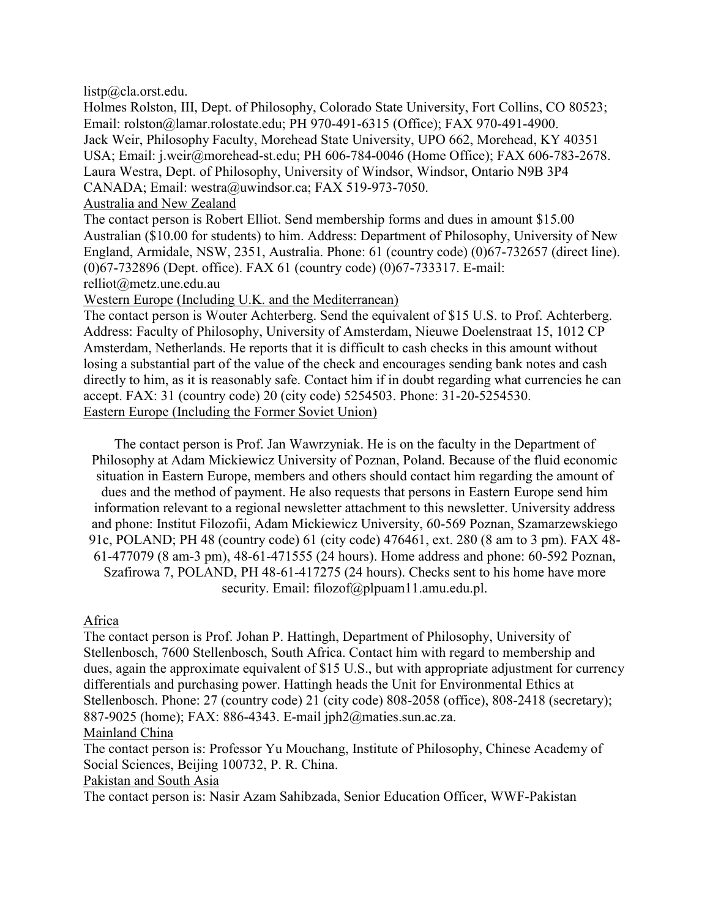listp@cla.orst.edu.

Holmes Rolston, III, Dept. of Philosophy, Colorado State University, Fort Collins, CO 80523; Email: rolston@lamar.rolostate.edu; PH 970-491-6315 (Office); FAX 970-491-4900.

Jack Weir, Philosophy Faculty, Morehead State University, UPO 662, Morehead, KY 40351 USA; Email: j.weir@morehead-st.edu; PH 606-784-0046 (Home Office); FAX 606-783-2678.

Laura Westra, Dept. of Philosophy, University of Windsor, Windsor, Ontario N9B 3P4 CANADA; Email: westra@uwindsor.ca; FAX 519-973-7050.

Australia and New Zealand

The contact person is Robert Elliot. Send membership forms and dues in amount $15.00 Australian ($10.00 for students) to him. Address: Department of Philosophy, University of New England, Armidale, NSW, 2351, Australia. Phone: 61 (country code) (0)67-732657 (direct line). (0)67-732896 (Dept. office). FAX 61 (country code) (0)67-733317. E-mail: relliot@metz.une.edu.au

Western Europe (Including U.K. and the Mediterranean)

The contact person is Wouter Achterberg. Send the equivalent of $15 U.S. to Prof. Achterberg. Address: Faculty of Philosophy, University of Amsterdam, Nieuwe Doelenstraat 15, 1012 CP Amsterdam, Netherlands. He reports that it is difficult to cash checks in this amount without losing a substantial part of the value of the check and encourages sending bank notes and cash directly to him, as it is reasonably safe. Contact him if in doubt regarding what currencies he can accept. FAX: 31 (country code) 20 (city code) 5254503. Phone: 31-20-5254530.

Eastern Europe (Including the Former Soviet Union)

The contact person is Prof. Jan Wawrzyniak. He is on the faculty in the Department of Philosophy at Adam Mickiewicz University of Poznan, Poland. Because of the fluid economic situation in Eastern Europe, members and others should contact him regarding the amount of dues and the method of payment. He also requests that persons in Eastern Europe send him information relevant to a regional newsletter attachment to this newsletter. University address and phone: Institut Filozofii, Adam Mickiewicz University, 60-569 Poznan, Szamarzewskiego 91c, POLAND; PH 48 (country code) 61 (city code) 476461, ext. 280 (8 am to 3 pm). FAX 48-61-477079 (8 am-3 pm), 48-61-471555 (24 hours). Home address and phone: 60-592 Poznan, Szafirowa 7, POLAND, PH 48-61-417275 (24 hours). Checks sent to his home have more security. Email: filozof@plpuam11.amu.edu.pl.

Africa

The contact person is Prof. Johan P. Hattingh, Department of Philosophy, University of Stellenbosch, 7600 Stellenbosch, South Africa. Contact him with regard to membership and dues, again the approximate equivalent of $15 U.S., but with appropriate adjustment for currency differentials and purchasing power. Hattingh heads the Unit for Environmental Ethics at Stellenbosch. Phone: 27 (country code) 21 (city code) 808-2058 (office), 808-2418 (secretary); 887-9025 (home); FAX: 886-4343. E-mail jph2@maties.sun.ac.za.

Mainland China

The contact person is: Professor Yu Mouchang, Institute of Philosophy, Chinese Academy of Social Sciences, Beijing 100732, P. R. China.

Pakistan and South Asia

The contact person is: Nasir Azam Sahibzada, Senior Education Officer, WWF-Pakistan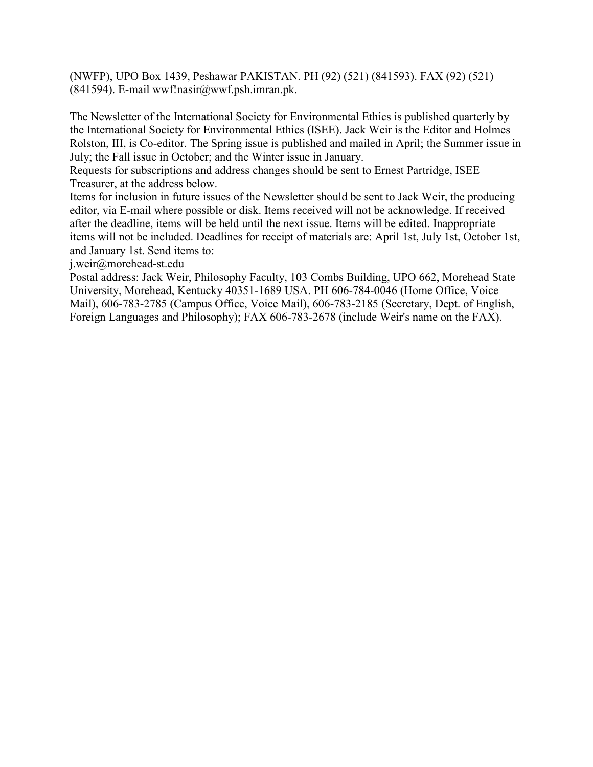(NWFP), UPO Box 1439, Peshawar PAKISTAN. PH (92) (521) (841593). FAX (92) (521) (841594). E-mail wwf!nasir@wwf.psh.imran.pk.

The Newsletter of the International Society for Environmental Ethics is published quarterly by the International Society for Environmental Ethics (ISEE). Jack Weir is the Editor and Holmes Rolston, III, is Co-editor. The Spring issue is published and mailed in April; the Summer issue in July; the Fall issue in October; and the Winter issue in January.

Requests for subscriptions and address changes should be sent to Ernest Partridge, ISEE Treasurer, at the address below.

Items for inclusion in future issues of the Newsletter should be sent to Jack Weir, the producing editor, via E-mail where possible or disk. Items received will not be acknowledge. If received after the deadline, items will be held until the next issue. Items will be edited. Inappropriate items will not be included. Deadlines for receipt of materials are: April 1st, July 1st, October 1st, and January 1st. Send items to:

j.weir@morehead-st.edu

Postal address: Jack Weir, Philosophy Faculty, 103 Combs Building, UPO 662, Morehead State University, Morehead, Kentucky 40351-1689 USA. PH 606-784-0046 (Home Office, Voice Mail), 606-783-2785 (Campus Office, Voice Mail), 606-783-2185 (Secretary, Dept. of English, Foreign Languages and Philosophy); FAX 606-783-2678 (include Weir's name on the FAX).